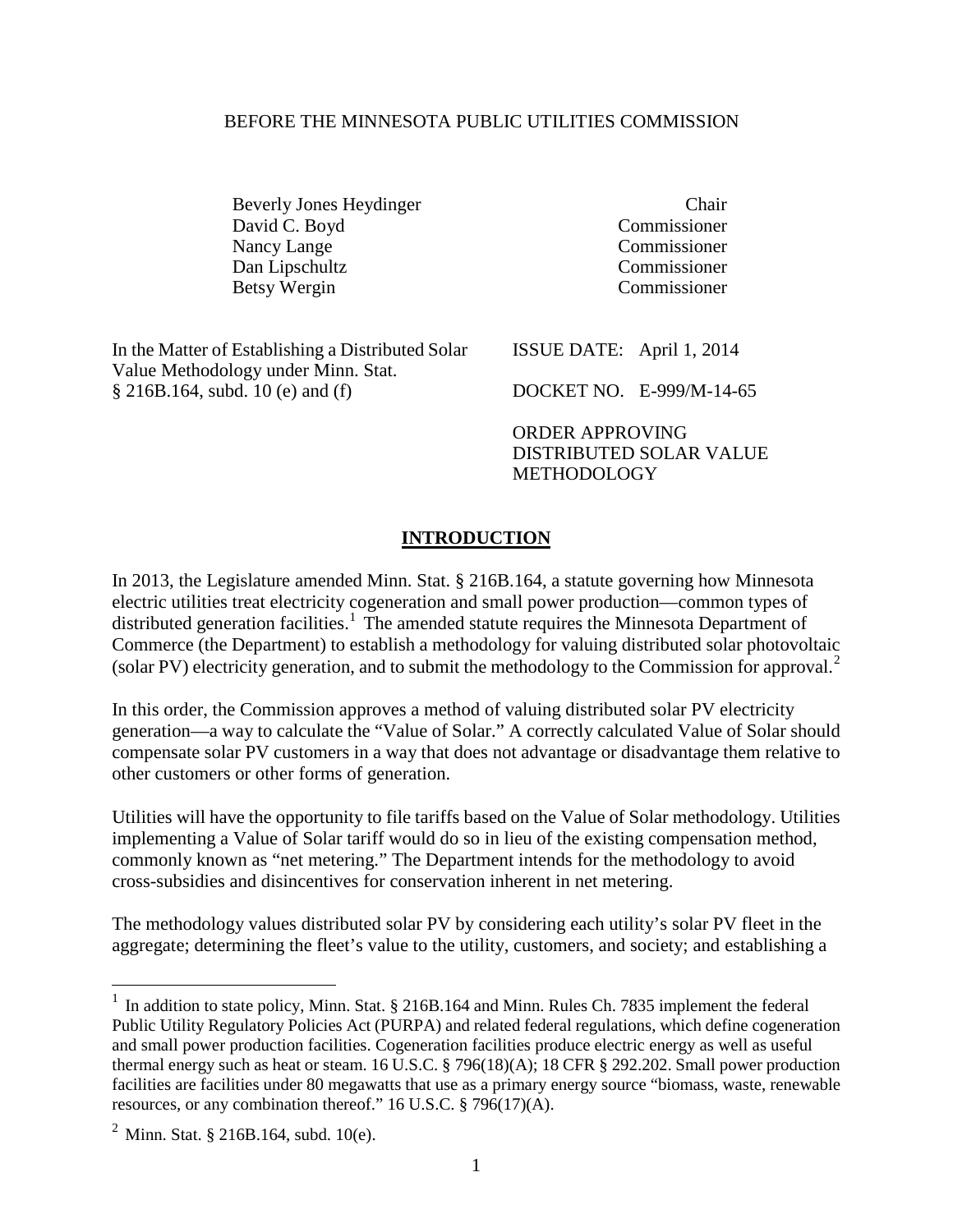BEFORE THE MINNESOTA PUBLIC UTILITIES COMMISSION

| | |
|---|---|
| Beverly Jones Heydinger | Chair |
| David C. Boyd | Commissioner |
| Nancy Lange | Commissioner |
| Dan Lipschultz | Commissioner |
| Betsy Wergin | Commissioner |

In the Matter of Establishing a Distributed Solar Value Methodology under Minn. Stat. § 216B.164, subd. 10 (e) and (f)

ISSUE DATE: April 1, 2014

DOCKET NO. E-999/M-14-65

ORDER APPROVING DISTRIBUTED SOLAR VALUE METHODOLOGY

## INTRODUCTION

In 2013, the Legislature amended Minn. Stat. § 216B.164, a statute governing how Minnesota electric utilities treat electricity cogeneration and small power production—common types of distributed generation facilities.[1] The amended statute requires the Minnesota Department of Commerce (the Department) to establish a methodology for valuing distributed solar photovoltaic (solar PV) electricity generation, and to submit the methodology to the Commission for approval.[2]

In this order, the Commission approves a method of valuing distributed solar PV electricity generation—a way to calculate the "Value of Solar." A correctly calculated Value of Solar should compensate solar PV customers in a way that does not advantage or disadvantage them relative to other customers or other forms of generation.

Utilities will have the opportunity to file tariffs based on the Value of Solar methodology. Utilities implementing a Value of Solar tariff would do so in lieu of the existing compensation method, commonly known as "net metering." The Department intends for the methodology to avoid cross-subsidies and disincentives for conservation inherent in net metering.

The methodology values distributed solar PV by considering each utility's solar PV fleet in the aggregate; determining the fleet's value to the utility, customers, and society; and establishing a

---

[1] In addition to state policy, Minn. Stat. § 216B.164 and Minn. Rules Ch. 7835 implement the federal Public Utility Regulatory Policies Act (PURPA) and related federal regulations, which define cogeneration and small power production facilities. Cogeneration facilities produce electric energy as well as useful thermal energy such as heat or steam. 16 U.S.C. § 796(18)(A); 18 CFR § 292.202. Small power production facilities are facilities under 80 megawatts that use as a primary energy source "biomass, waste, renewable resources, or any combination thereof." 16 U.S.C. § 796(17)(A).

[2] Minn. Stat. § 216B.164, subd. 10(e).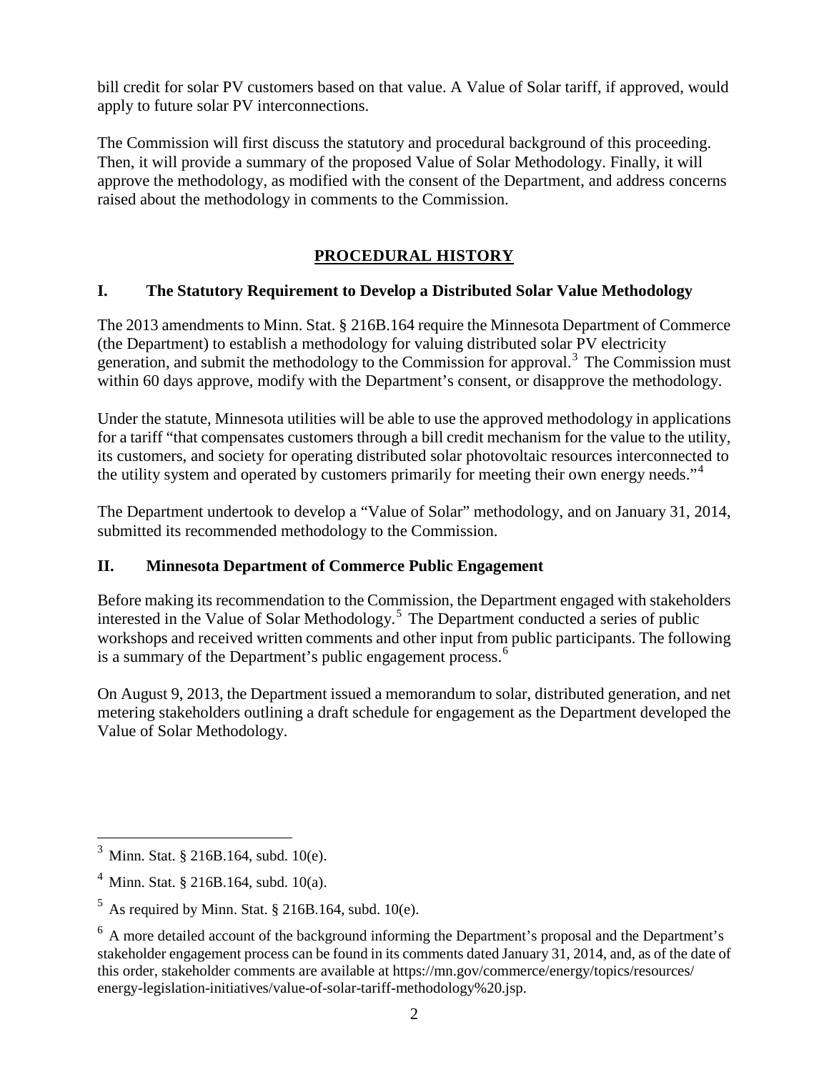bill credit for solar PV customers based on that value. A Value of Solar tariff, if approved, would apply to future solar PV interconnections.

The Commission will first discuss the statutory and procedural background of this proceeding. Then, it will provide a summary of the proposed Value of Solar Methodology. Finally, it will approve the methodology, as modified with the consent of the Department, and address concerns raised about the methodology in comments to the Commission.

## PROCEDURAL HISTORY

### I. The Statutory Requirement to Develop a Distributed Solar Value Methodology

The 2013 amendments to Minn. Stat. § 216B.164 require the Minnesota Department of Commerce (the Department) to establish a methodology for valuing distributed solar PV electricity generation, and submit the methodology to the Commission for approval.[3] The Commission must within 60 days approve, modify with the Department's consent, or disapprove the methodology.

Under the statute, Minnesota utilities will be able to use the approved methodology in applications for a tariff "that compensates customers through a bill credit mechanism for the value to the utility, its customers, and society for operating distributed solar photovoltaic resources interconnected to the utility system and operated by customers primarily for meeting their own energy needs."[4]

The Department undertook to develop a "Value of Solar" methodology, and on January 31, 2014, submitted its recommended methodology to the Commission.

### II. Minnesota Department of Commerce Public Engagement

Before making its recommendation to the Commission, the Department engaged with stakeholders interested in the Value of Solar Methodology.[5] The Department conducted a series of public workshops and received written comments and other input from public participants. The following is a summary of the Department's public engagement process.[6]

On August 9, 2013, the Department issued a memorandum to solar, distributed generation, and net metering stakeholders outlining a draft schedule for engagement as the Department developed the Value of Solar Methodology.

---

[3] Minn. Stat. § 216B.164, subd. 10(e).

[4] Minn. Stat. § 216B.164, subd. 10(a).

[5] As required by Minn. Stat. § 216B.164, subd. 10(e).

[6] A more detailed account of the background informing the Department's proposal and the Department's stakeholder engagement process can be found in its comments dated January 31, 2014, and, as of the date of this order, stakeholder comments are available at https://mn.gov/commerce/energy/topics/resources/energy-legislation-initiatives/value-of-solar-tariff-methodology%20.jsp.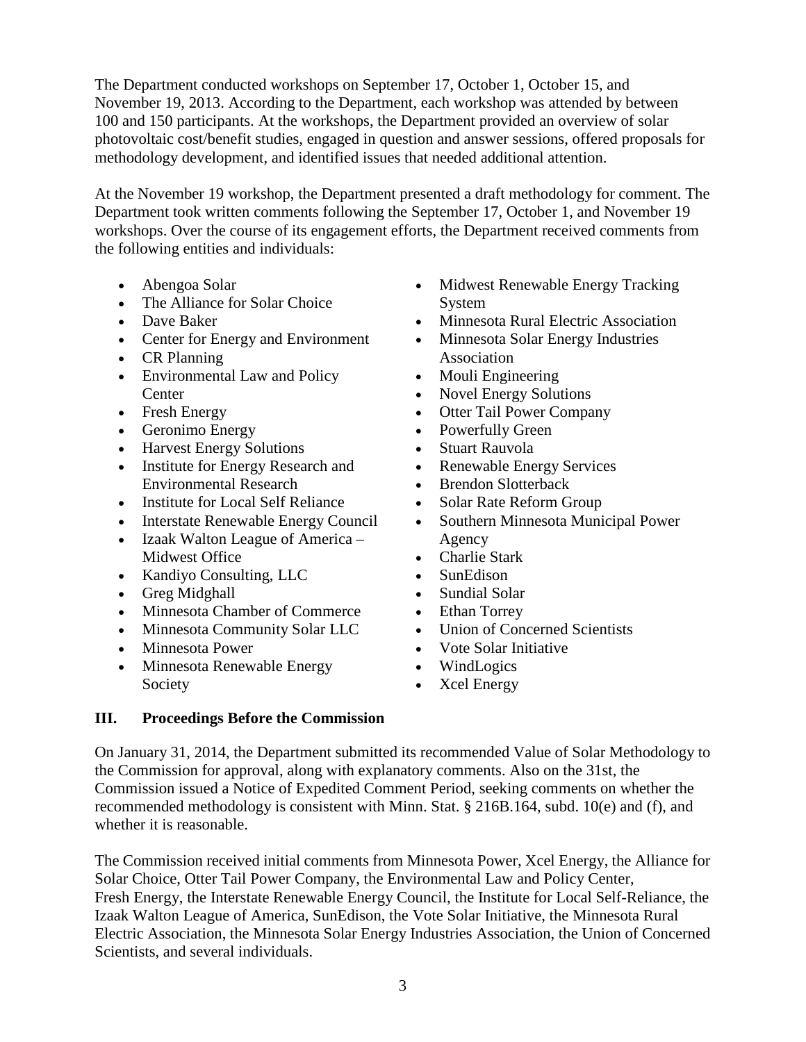The Department conducted workshops on September 17, October 1, October 15, and November 19, 2013. According to the Department, each workshop was attended by between 100 and 150 participants. At the workshops, the Department provided an overview of solar photovoltaic cost/benefit studies, engaged in question and answer sessions, offered proposals for methodology development, and identified issues that needed additional attention.

At the November 19 workshop, the Department presented a draft methodology for comment. The Department took written comments following the September 17, October 1, and November 19 workshops. Over the course of its engagement efforts, the Department received comments from the following entities and individuals:

- Abengoa Solar
- The Alliance for Solar Choice
- Dave Baker
- Center for Energy and Environment
- CR Planning
- Environmental Law and Policy Center
- Fresh Energy
- Geronimo Energy
- Harvest Energy Solutions
- Institute for Energy Research and Environmental Research
- Institute for Local Self Reliance
- Interstate Renewable Energy Council
- Izaak Walton League of America – Midwest Office
- Kandiyo Consulting, LLC
- Greg Midghall
- Minnesota Chamber of Commerce
- Minnesota Community Solar LLC
- Minnesota Power
- Minnesota Renewable Energy Society
- Midwest Renewable Energy Tracking System
- Minnesota Rural Electric Association
- Minnesota Solar Energy Industries Association
- Mouli Engineering
- Novel Energy Solutions
- Otter Tail Power Company
- Powerfully Green
- Stuart Rauvola
- Renewable Energy Services
- Brendon Slotterback
- Solar Rate Reform Group
- Southern Minnesota Municipal Power Agency
- Charlie Stark
- SunEdison
- Sundial Solar
- Ethan Torrey
- Union of Concerned Scientists
- Vote Solar Initiative
- WindLogics
- Xcel Energy

## III. Proceedings Before the Commission

On January 31, 2014, the Department submitted its recommended Value of Solar Methodology to the Commission for approval, along with explanatory comments. Also on the 31st, the Commission issued a Notice of Expedited Comment Period, seeking comments on whether the recommended methodology is consistent with Minn. Stat. § 216B.164, subd. 10(e) and (f), and whether it is reasonable.

The Commission received initial comments from Minnesota Power, Xcel Energy, the Alliance for Solar Choice, Otter Tail Power Company, the Environmental Law and Policy Center, Fresh Energy, the Interstate Renewable Energy Council, the Institute for Local Self-Reliance, the Izaak Walton League of America, SunEdison, the Vote Solar Initiative, the Minnesota Rural Electric Association, the Minnesota Solar Energy Industries Association, the Union of Concerned Scientists, and several individuals.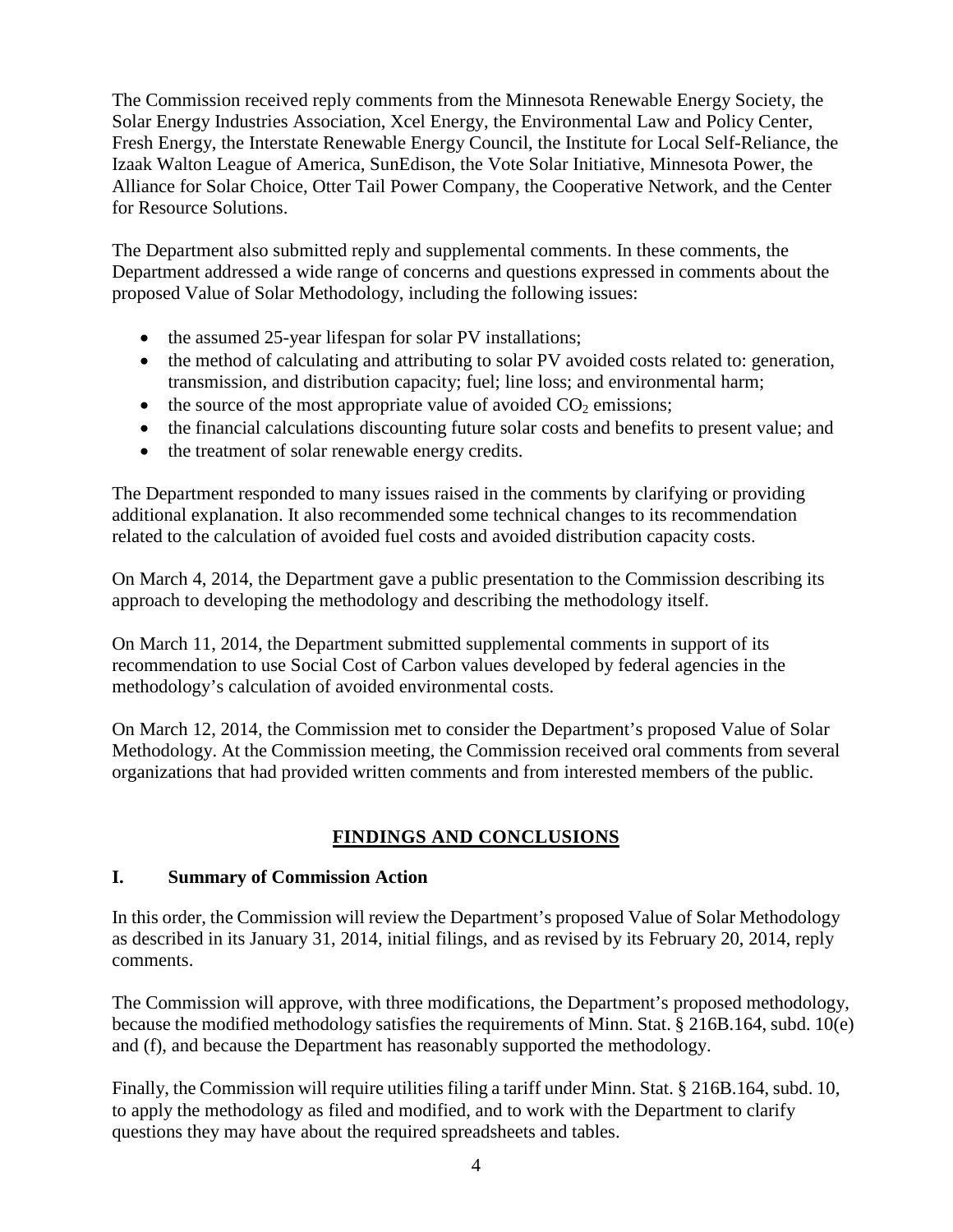The Commission received reply comments from the Minnesota Renewable Energy Society, the Solar Energy Industries Association, Xcel Energy, the Environmental Law and Policy Center, Fresh Energy, the Interstate Renewable Energy Council, the Institute for Local Self-Reliance, the Izaak Walton League of America, SunEdison, the Vote Solar Initiative, Minnesota Power, the Alliance for Solar Choice, Otter Tail Power Company, the Cooperative Network, and the Center for Resource Solutions.

The Department also submitted reply and supplemental comments. In these comments, the Department addressed a wide range of concerns and questions expressed in comments about the proposed Value of Solar Methodology, including the following issues:

- the assumed 25-year lifespan for solar PV installations;
- the method of calculating and attributing to solar PV avoided costs related to: generation, transmission, and distribution capacity; fuel; line loss; and environmental harm;
- the source of the most appropriate value of avoided $CO_2$ emissions;
- the financial calculations discounting future solar costs and benefits to present value; and
- the treatment of solar renewable energy credits.

The Department responded to many issues raised in the comments by clarifying or providing additional explanation. It also recommended some technical changes to its recommendation related to the calculation of avoided fuel costs and avoided distribution capacity costs.

On March 4, 2014, the Department gave a public presentation to the Commission describing its approach to developing the methodology and describing the methodology itself.

On March 11, 2014, the Department submitted supplemental comments in support of its recommendation to use Social Cost of Carbon values developed by federal agencies in the methodology's calculation of avoided environmental costs.

On March 12, 2014, the Commission met to consider the Department's proposed Value of Solar Methodology. At the Commission meeting, the Commission received oral comments from several organizations that had provided written comments and from interested members of the public.

## FINDINGS AND CONCLUSIONS

### I. Summary of Commission Action

In this order, the Commission will review the Department's proposed Value of Solar Methodology as described in its January 31, 2014, initial filings, and as revised by its February 20, 2014, reply comments.

The Commission will approve, with three modifications, the Department's proposed methodology, because the modified methodology satisfies the requirements of Minn. Stat. § 216B.164, subd. 10(e) and (f), and because the Department has reasonably supported the methodology.

Finally, the Commission will require utilities filing a tariff under Minn. Stat. § 216B.164, subd. 10, to apply the methodology as filed and modified, and to work with the Department to clarify questions they may have about the required spreadsheets and tables.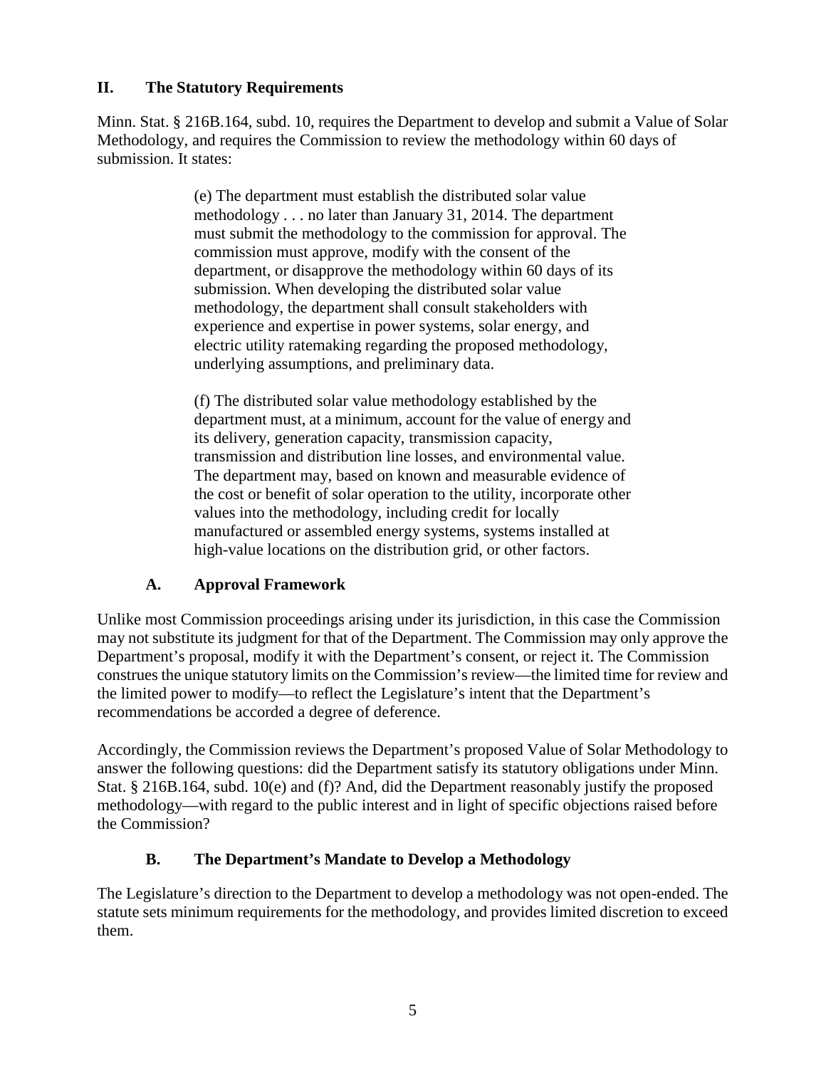## II. The Statutory Requirements

Minn. Stat. § 216B.164, subd. 10, requires the Department to develop and submit a Value of Solar Methodology, and requires the Commission to review the methodology within 60 days of submission. It states:

> (e) The department must establish the distributed solar value methodology . . . no later than January 31, 2014. The department must submit the methodology to the commission for approval. The commission must approve, modify with the consent of the department, or disapprove the methodology within 60 days of its submission. When developing the distributed solar value methodology, the department shall consult stakeholders with experience and expertise in power systems, solar energy, and electric utility ratemaking regarding the proposed methodology, underlying assumptions, and preliminary data.
>
> (f) The distributed solar value methodology established by the department must, at a minimum, account for the value of energy and its delivery, generation capacity, transmission capacity, transmission and distribution line losses, and environmental value. The department may, based on known and measurable evidence of the cost or benefit of solar operation to the utility, incorporate other values into the methodology, including credit for locally manufactured or assembled energy systems, systems installed at high-value locations on the distribution grid, or other factors.

### A. Approval Framework

Unlike most Commission proceedings arising under its jurisdiction, in this case the Commission may not substitute its judgment for that of the Department. The Commission may only approve the Department's proposal, modify it with the Department's consent, or reject it. The Commission construes the unique statutory limits on the Commission's review—the limited time for review and the limited power to modify—to reflect the Legislature's intent that the Department's recommendations be accorded a degree of deference.

Accordingly, the Commission reviews the Department's proposed Value of Solar Methodology to answer the following questions: did the Department satisfy its statutory obligations under Minn. Stat. § 216B.164, subd. 10(e) and (f)? And, did the Department reasonably justify the proposed methodology—with regard to the public interest and in light of specific objections raised before the Commission?

### B. The Department's Mandate to Develop a Methodology

The Legislature's direction to the Department to develop a methodology was not open-ended. The statute sets minimum requirements for the methodology, and provides limited discretion to exceed them.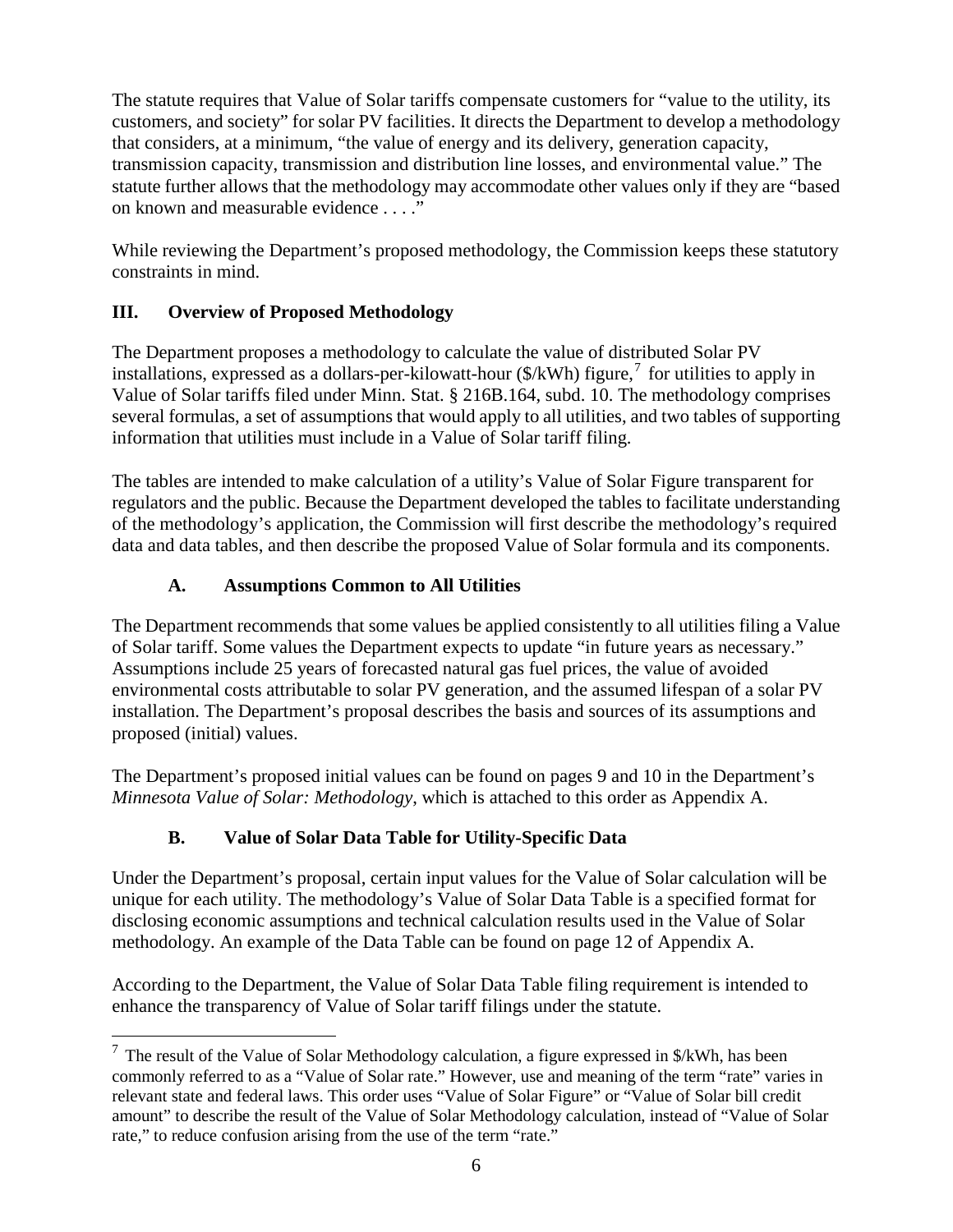The statute requires that Value of Solar tariffs compensate customers for "value to the utility, its customers, and society" for solar PV facilities. It directs the Department to develop a methodology that considers, at a minimum, "the value of energy and its delivery, generation capacity, transmission capacity, transmission and distribution line losses, and environmental value." The statute further allows that the methodology may accommodate other values only if they are "based on known and measurable evidence . . . ."

While reviewing the Department's proposed methodology, the Commission keeps these statutory constraints in mind.

## III. Overview of Proposed Methodology

The Department proposes a methodology to calculate the value of distributed Solar PV installations, expressed as a dollars-per-kilowatt-hour ($/kWh) figure,[7] for utilities to apply in Value of Solar tariffs filed under Minn. Stat. § 216B.164, subd. 10. The methodology comprises several formulas, a set of assumptions that would apply to all utilities, and two tables of supporting information that utilities must include in a Value of Solar tariff filing.

The tables are intended to make calculation of a utility's Value of Solar Figure transparent for regulators and the public. Because the Department developed the tables to facilitate understanding of the methodology's application, the Commission will first describe the methodology's required data and data tables, and then describe the proposed Value of Solar formula and its components.

### A. Assumptions Common to All Utilities

The Department recommends that some values be applied consistently to all utilities filing a Value of Solar tariff. Some values the Department expects to update "in future years as necessary." Assumptions include 25 years of forecasted natural gas fuel prices, the value of avoided environmental costs attributable to solar PV generation, and the assumed lifespan of a solar PV installation. The Department's proposal describes the basis and sources of its assumptions and proposed (initial) values.

The Department's proposed initial values can be found on pages 9 and 10 in the Department's *Minnesota Value of Solar: Methodology*, which is attached to this order as Appendix A.

### B. Value of Solar Data Table for Utility-Specific Data

Under the Department's proposal, certain input values for the Value of Solar calculation will be unique for each utility. The methodology's Value of Solar Data Table is a specified format for disclosing economic assumptions and technical calculation results used in the Value of Solar methodology. An example of the Data Table can be found on page 12 of Appendix A.

According to the Department, the Value of Solar Data Table filing requirement is intended to enhance the transparency of Value of Solar tariff filings under the statute.

---

[7] The result of the Value of Solar Methodology calculation, a figure expressed in $/kWh, has been commonly referred to as a "Value of Solar rate." However, use and meaning of the term "rate" varies in relevant state and federal laws. This order uses "Value of Solar Figure" or "Value of Solar bill credit amount" to describe the result of the Value of Solar Methodology calculation, instead of "Value of Solar rate," to reduce confusion arising from the use of the term "rate."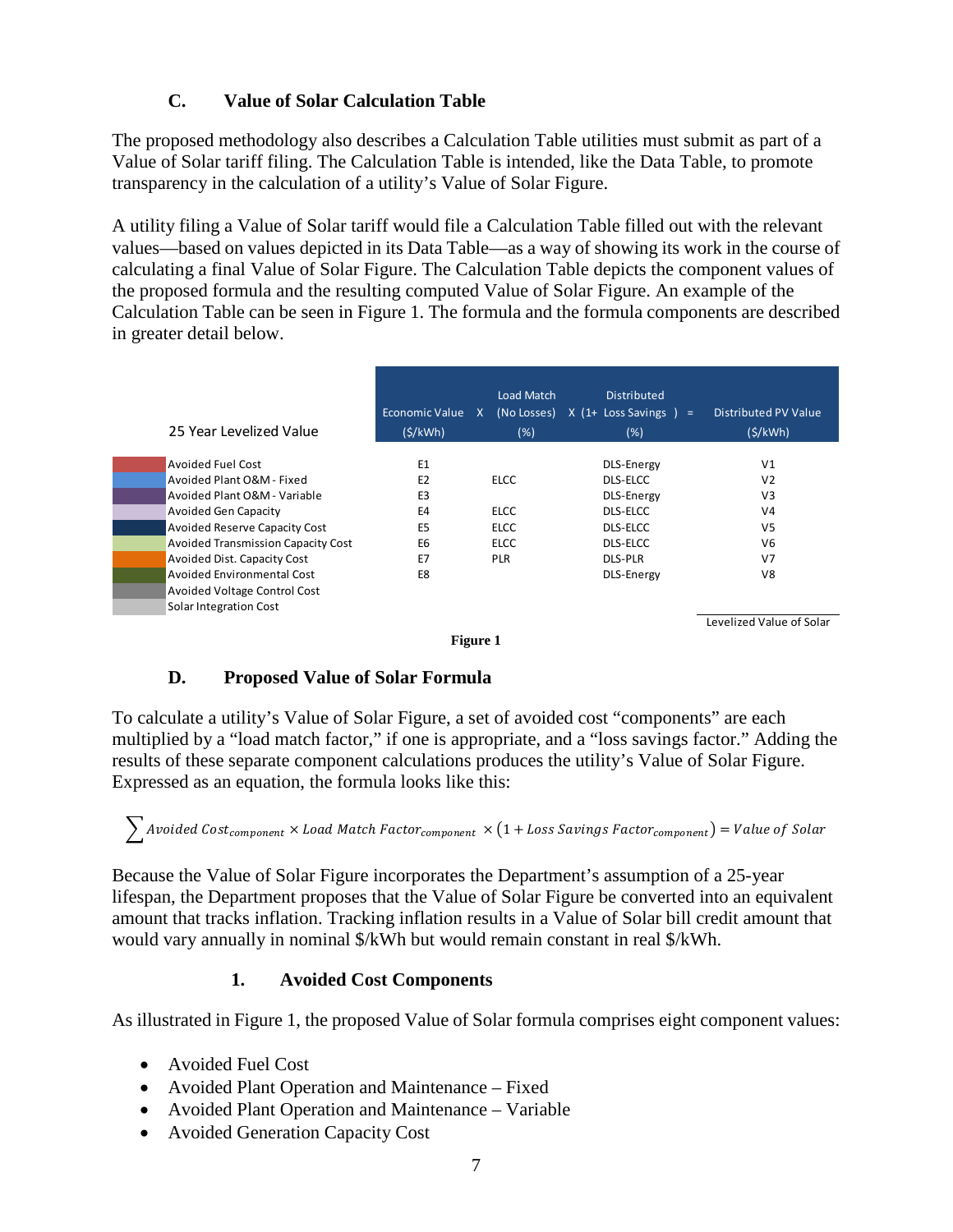### C. Value of Solar Calculation Table

The proposed methodology also describes a Calculation Table utilities must submit as part of a Value of Solar tariff filing. The Calculation Table is intended, like the Data Table, to promote transparency in the calculation of a utility's Value of Solar Figure.

A utility filing a Value of Solar tariff would file a Calculation Table filled out with the relevant values—based on values depicted in its Data Table—as a way of showing its work in the course of calculating a final Value of Solar Figure. The Calculation Table depicts the component values of the proposed formula and the resulting computed Value of Solar Figure. An example of the Calculation Table can be seen in Figure 1. The formula and the formula components are described in greater detail below.

| 25 Year Levelized Value | Economic Value ($/kWh) | X | Load Match (No Losses) (%) | X (1+ | Distributed Loss Savings (%) | ) = | Distributed PV Value ($/kWh) |
|---|---|---|---|---|---|---|---|
| Avoided Fuel Cost | E1 | | | | DLS-Energy | | V1 |
| Avoided Plant O&M - Fixed | E2 | | ELCC | | DLS-ELCC | | V2 |
| Avoided Plant O&M - Variable | E3 | | | | DLS-Energy | | V3 |
| Avoided Gen Capacity | E4 | | ELCC | | DLS-ELCC | | V4 |
| Avoided Reserve Capacity Cost | E5 | | ELCC | | DLS-ELCC | | V5 |
| Avoided Transmission Capacity Cost | E6 | | ELCC | | DLS-ELCC | | V6 |
| Avoided Dist. Capacity Cost | E7 | | PLR | | DLS-PLR | | V7 |
| Avoided Environmental Cost | E8 | | | | DLS-Energy | | V8 |
| Avoided Voltage Control Cost | | | | | | | |
| Solar Integration Cost | | | | | | | |
| | | | | | | | Levelized Value of Solar |

**Figure 1**

### D. Proposed Value of Solar Formula

To calculate a utility's Value of Solar Figure, a set of avoided cost "components" are each multiplied by a "load match factor," if one is appropriate, and a "loss savings factor." Adding the results of these separate component calculations produces the utility's Value of Solar Figure. Expressed as an equation, the formula looks like this:

$$\sum Avoided\ Cost_{component} \times Load\ Match\ Factor_{component} \times (1 + Loss\ Savings\ Factor_{component}) = Value\ of\ Solar$$

Because the Value of Solar Figure incorporates the Department's assumption of a 25-year lifespan, the Department proposes that the Value of Solar Figure be converted into an equivalent amount that tracks inflation. Tracking inflation results in a Value of Solar bill credit amount that would vary annually in nominal $/kWh but would remain constant in real $/kWh.

#### 1. Avoided Cost Components

As illustrated in Figure 1, the proposed Value of Solar formula comprises eight component values:

- Avoided Fuel Cost
- Avoided Plant Operation and Maintenance – Fixed
- Avoided Plant Operation and Maintenance – Variable
- Avoided Generation Capacity Cost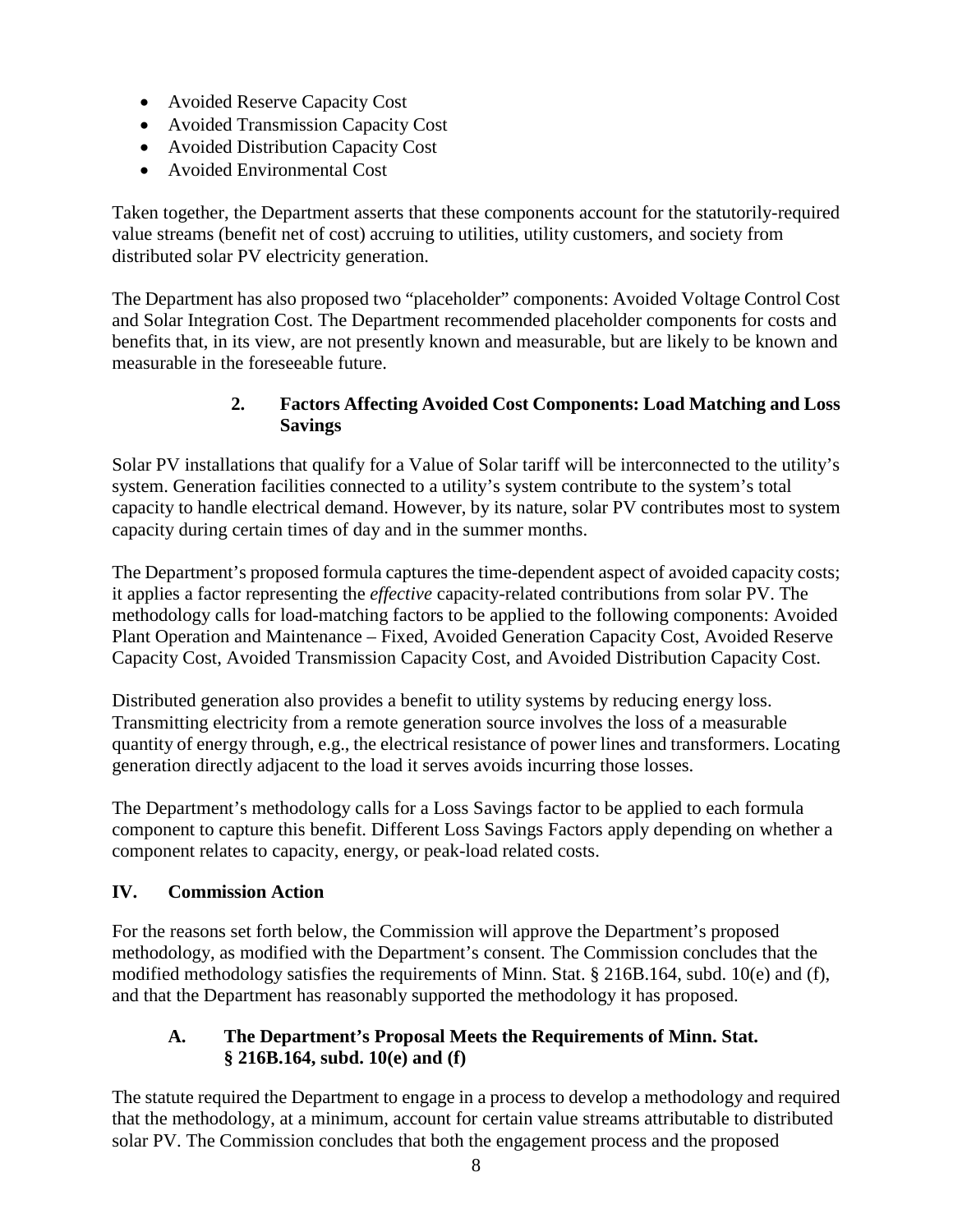- Avoided Reserve Capacity Cost
- Avoided Transmission Capacity Cost
- Avoided Distribution Capacity Cost
- Avoided Environmental Cost

Taken together, the Department asserts that these components account for the statutorily-required value streams (benefit net of cost) accruing to utilities, utility customers, and society from distributed solar PV electricity generation.

The Department has also proposed two "placeholder" components: Avoided Voltage Control Cost and Solar Integration Cost. The Department recommended placeholder components for costs and benefits that, in its view, are not presently known and measurable, but are likely to be known and measurable in the foreseeable future.

### 2. Factors Affecting Avoided Cost Components: Load Matching and Loss Savings

Solar PV installations that qualify for a Value of Solar tariff will be interconnected to the utility's system. Generation facilities connected to a utility's system contribute to the system's total capacity to handle electrical demand. However, by its nature, solar PV contributes most to system capacity during certain times of day and in the summer months.

The Department's proposed formula captures the time-dependent aspect of avoided capacity costs; it applies a factor representing the *effective* capacity-related contributions from solar PV. The methodology calls for load-matching factors to be applied to the following components: Avoided Plant Operation and Maintenance – Fixed, Avoided Generation Capacity Cost, Avoided Reserve Capacity Cost, Avoided Transmission Capacity Cost, and Avoided Distribution Capacity Cost.

Distributed generation also provides a benefit to utility systems by reducing energy loss. Transmitting electricity from a remote generation source involves the loss of a measurable quantity of energy through, e.g., the electrical resistance of power lines and transformers. Locating generation directly adjacent to the load it serves avoids incurring those losses.

The Department's methodology calls for a Loss Savings factor to be applied to each formula component to capture this benefit. Different Loss Savings Factors apply depending on whether a component relates to capacity, energy, or peak-load related costs.

## IV. Commission Action

For the reasons set forth below, the Commission will approve the Department's proposed methodology, as modified with the Department's consent. The Commission concludes that the modified methodology satisfies the requirements of Minn. Stat. § 216B.164, subd. 10(e) and (f), and that the Department has reasonably supported the methodology it has proposed.

### A. The Department's Proposal Meets the Requirements of Minn. Stat. § 216B.164, subd. 10(e) and (f)

The statute required the Department to engage in a process to develop a methodology and required that the methodology, at a minimum, account for certain value streams attributable to distributed solar PV. The Commission concludes that both the engagement process and the proposed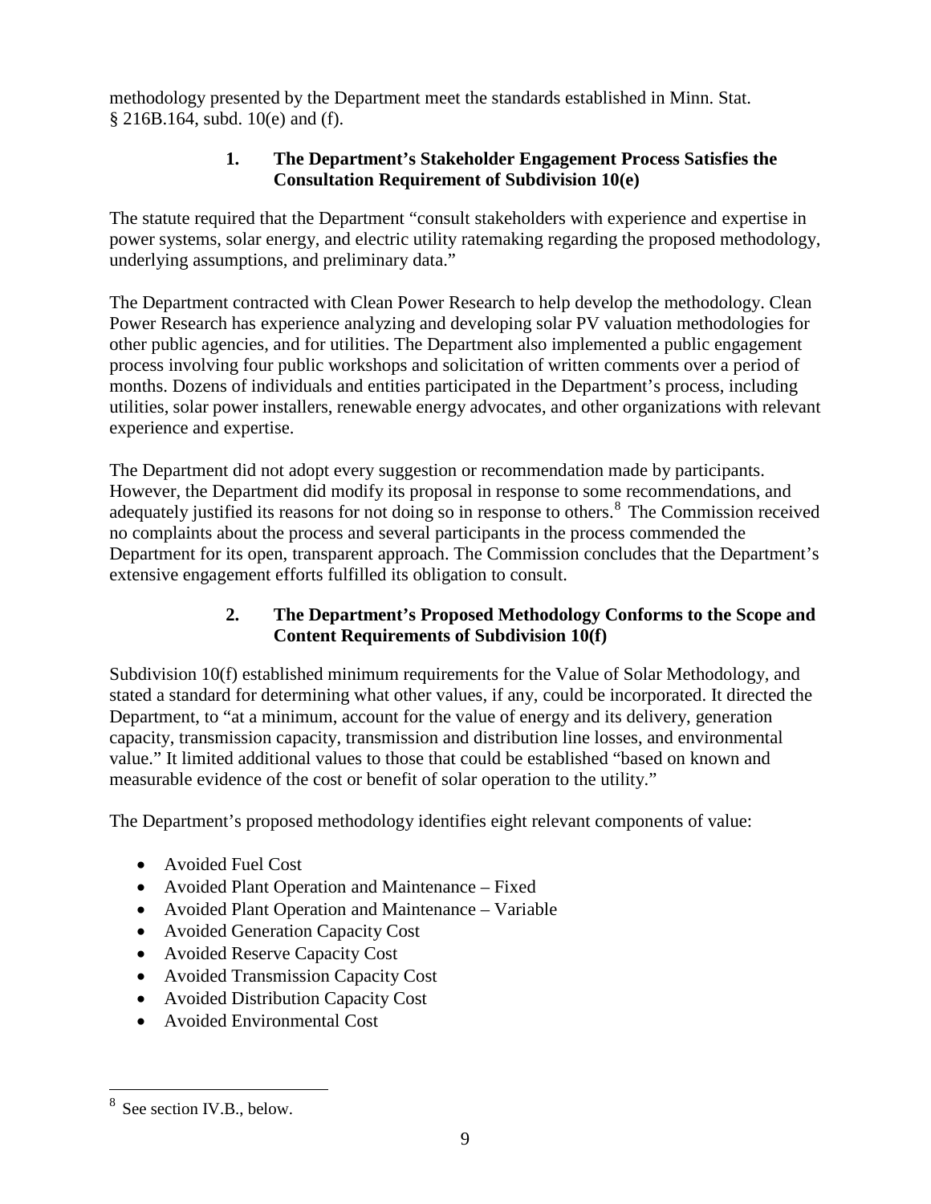methodology presented by the Department meet the standards established in Minn. Stat. § 216B.164, subd. 10(e) and (f).

### 1. The Department's Stakeholder Engagement Process Satisfies the Consultation Requirement of Subdivision 10(e)

The statute required that the Department "consult stakeholders with experience and expertise in power systems, solar energy, and electric utility ratemaking regarding the proposed methodology, underlying assumptions, and preliminary data."

The Department contracted with Clean Power Research to help develop the methodology. Clean Power Research has experience analyzing and developing solar PV valuation methodologies for other public agencies, and for utilities. The Department also implemented a public engagement process involving four public workshops and solicitation of written comments over a period of months. Dozens of individuals and entities participated in the Department's process, including utilities, solar power installers, renewable energy advocates, and other organizations with relevant experience and expertise.

The Department did not adopt every suggestion or recommendation made by participants. However, the Department did modify its proposal in response to some recommendations, and adequately justified its reasons for not doing so in response to others.[8] The Commission received no complaints about the process and several participants in the process commended the Department for its open, transparent approach. The Commission concludes that the Department's extensive engagement efforts fulfilled its obligation to consult.

### 2. The Department's Proposed Methodology Conforms to the Scope and Content Requirements of Subdivision 10(f)

Subdivision 10(f) established minimum requirements for the Value of Solar Methodology, and stated a standard for determining what other values, if any, could be incorporated. It directed the Department, to "at a minimum, account for the value of energy and its delivery, generation capacity, transmission capacity, transmission and distribution line losses, and environmental value." It limited additional values to those that could be established "based on known and measurable evidence of the cost or benefit of solar operation to the utility."

The Department's proposed methodology identifies eight relevant components of value:

- Avoided Fuel Cost
- Avoided Plant Operation and Maintenance – Fixed
- Avoided Plant Operation and Maintenance – Variable
- Avoided Generation Capacity Cost
- Avoided Reserve Capacity Cost
- Avoided Transmission Capacity Cost
- Avoided Distribution Capacity Cost
- Avoided Environmental Cost

---

[8] See section IV.B., below.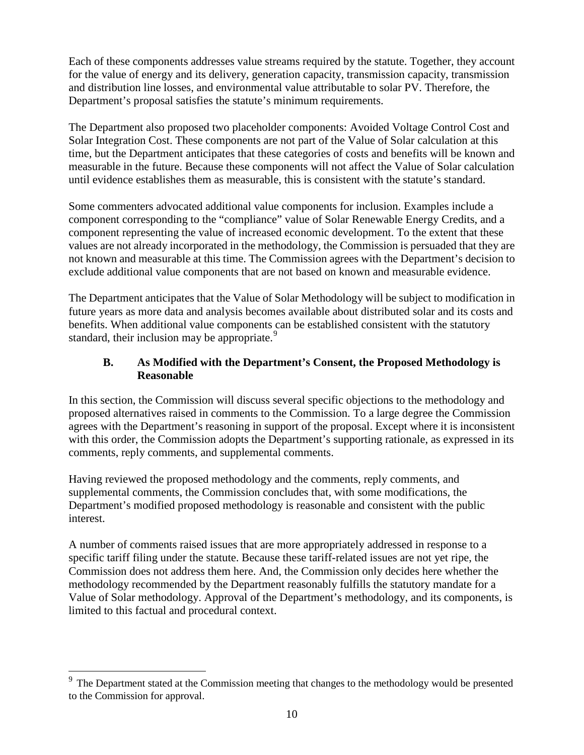Each of these components addresses value streams required by the statute. Together, they account for the value of energy and its delivery, generation capacity, transmission capacity, transmission and distribution line losses, and environmental value attributable to solar PV. Therefore, the Department's proposal satisfies the statute's minimum requirements.

The Department also proposed two placeholder components: Avoided Voltage Control Cost and Solar Integration Cost. These components are not part of the Value of Solar calculation at this time, but the Department anticipates that these categories of costs and benefits will be known and measurable in the future. Because these components will not affect the Value of Solar calculation until evidence establishes them as measurable, this is consistent with the statute's standard.

Some commenters advocated additional value components for inclusion. Examples include a component corresponding to the "compliance" value of Solar Renewable Energy Credits, and a component representing the value of increased economic development. To the extent that these values are not already incorporated in the methodology, the Commission is persuaded that they are not known and measurable at this time. The Commission agrees with the Department's decision to exclude additional value components that are not based on known and measurable evidence.

The Department anticipates that the Value of Solar Methodology will be subject to modification in future years as more data and analysis becomes available about distributed solar and its costs and benefits. When additional value components can be established consistent with the statutory standard, their inclusion may be appropriate.[9]

### B. As Modified with the Department's Consent, the Proposed Methodology is Reasonable

In this section, the Commission will discuss several specific objections to the methodology and proposed alternatives raised in comments to the Commission. To a large degree the Commission agrees with the Department's reasoning in support of the proposal. Except where it is inconsistent with this order, the Commission adopts the Department's supporting rationale, as expressed in its comments, reply comments, and supplemental comments.

Having reviewed the proposed methodology and the comments, reply comments, and supplemental comments, the Commission concludes that, with some modifications, the Department's modified proposed methodology is reasonable and consistent with the public interest.

A number of comments raised issues that are more appropriately addressed in response to a specific tariff filing under the statute. Because these tariff-related issues are not yet ripe, the Commission does not address them here. And, the Commission only decides here whether the methodology recommended by the Department reasonably fulfills the statutory mandate for a Value of Solar methodology. Approval of the Department's methodology, and its components, is limited to this factual and procedural context.

---

[9] The Department stated at the Commission meeting that changes to the methodology would be presented to the Commission for approval.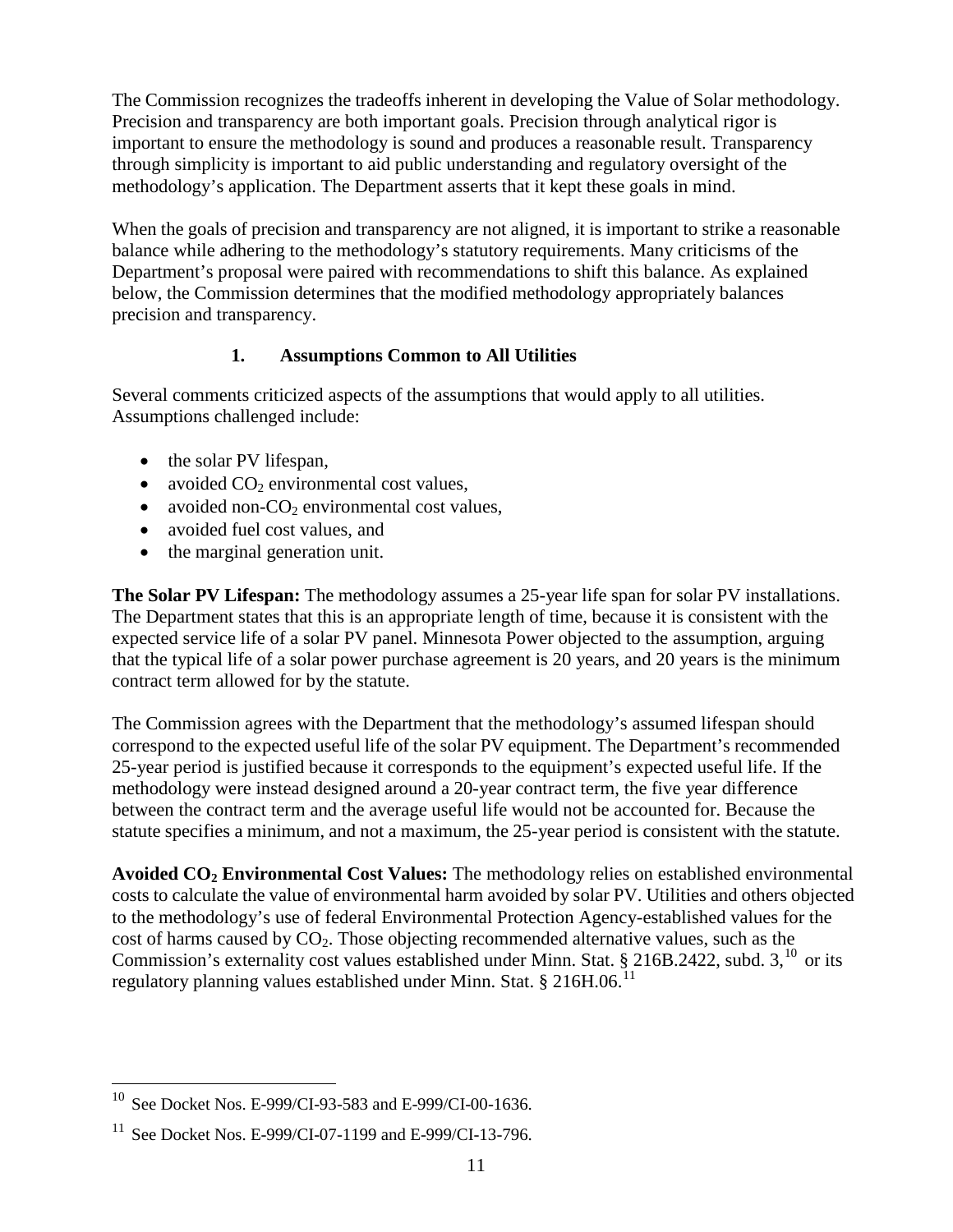The Commission recognizes the tradeoffs inherent in developing the Value of Solar methodology. Precision and transparency are both important goals. Precision through analytical rigor is important to ensure the methodology is sound and produces a reasonable result. Transparency through simplicity is important to aid public understanding and regulatory oversight of the methodology's application. The Department asserts that it kept these goals in mind.

When the goals of precision and transparency are not aligned, it is important to strike a reasonable balance while adhering to the methodology's statutory requirements. Many criticisms of the Department's proposal were paired with recommendations to shift this balance. As explained below, the Commission determines that the modified methodology appropriately balances precision and transparency.

### 1. Assumptions Common to All Utilities

Several comments criticized aspects of the assumptions that would apply to all utilities. Assumptions challenged include:

- the solar PV lifespan,
- avoided $CO_2$ environmental cost values,
- avoided non-$CO_2$ environmental cost values,
- avoided fuel cost values, and
- the marginal generation unit.

**The Solar PV Lifespan:** The methodology assumes a 25-year life span for solar PV installations. The Department states that this is an appropriate length of time, because it is consistent with the expected service life of a solar PV panel. Minnesota Power objected to the assumption, arguing that the typical life of a solar power purchase agreement is 20 years, and 20 years is the minimum contract term allowed for by the statute.

The Commission agrees with the Department that the methodology's assumed lifespan should correspond to the expected useful life of the solar PV equipment. The Department's recommended 25-year period is justified because it corresponds to the equipment's expected useful life. If the methodology were instead designed around a 20-year contract term, the five year difference between the contract term and the average useful life would not be accounted for. Because the statute specifies a minimum, and not a maximum, the 25-year period is consistent with the statute.

**Avoided $CO_2$ Environmental Cost Values:** The methodology relies on established environmental costs to calculate the value of environmental harm avoided by solar PV. Utilities and others objected to the methodology's use of federal Environmental Protection Agency-established values for the cost of harms caused by $CO_2$. Those objecting recommended alternative values, such as the Commission's externality cost values established under Minn. Stat. § 216B.2422, subd. 3,[10] or its regulatory planning values established under Minn. Stat. § 216H.06.[11]

---

[10] See Docket Nos. E-999/CI-93-583 and E-999/CI-00-1636.

[11] See Docket Nos. E-999/CI-07-1199 and E-999/CI-13-796.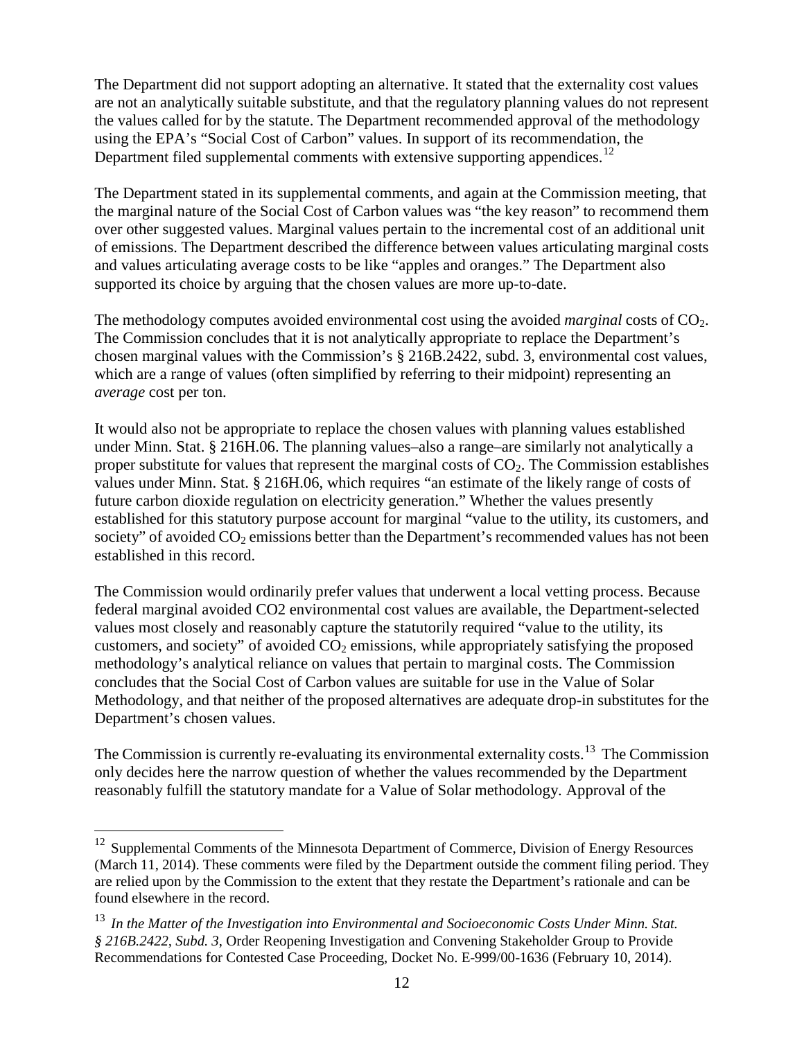The Department did not support adopting an alternative. It stated that the externality cost values are not an analytically suitable substitute, and that the regulatory planning values do not represent the values called for by the statute. The Department recommended approval of the methodology using the EPA's "Social Cost of Carbon" values. In support of its recommendation, the Department filed supplemental comments with extensive supporting appendices.[12]

The Department stated in its supplemental comments, and again at the Commission meeting, that the marginal nature of the Social Cost of Carbon values was "the key reason" to recommend them over other suggested values. Marginal values pertain to the incremental cost of an additional unit of emissions. The Department described the difference between values articulating marginal costs and values articulating average costs to be like "apples and oranges." The Department also supported its choice by arguing that the chosen values are more up-to-date.

The methodology computes avoided environmental cost using the avoided *marginal* costs of $CO_2$. The Commission concludes that it is not analytically appropriate to replace the Department's chosen marginal values with the Commission's § 216B.2422, subd. 3, environmental cost values, which are a range of values (often simplified by referring to their midpoint) representing an *average* cost per ton.

It would also not be appropriate to replace the chosen values with planning values established under Minn. Stat. § 216H.06. The planning values–also a range–are similarly not analytically a proper substitute for values that represent the marginal costs of $CO_2$. The Commission establishes values under Minn. Stat. § 216H.06, which requires "an estimate of the likely range of costs of future carbon dioxide regulation on electricity generation." Whether the values presently established for this statutory purpose account for marginal "value to the utility, its customers, and society" of avoided $CO_2$ emissions better than the Department's recommended values has not been established in this record.

The Commission would ordinarily prefer values that underwent a local vetting process. Because federal marginal avoided CO2 environmental cost values are available, the Department-selected values most closely and reasonably capture the statutorily required "value to the utility, its customers, and society" of avoided $CO_2$ emissions, while appropriately satisfying the proposed methodology's analytical reliance on values that pertain to marginal costs. The Commission concludes that the Social Cost of Carbon values are suitable for use in the Value of Solar Methodology, and that neither of the proposed alternatives are adequate drop-in substitutes for the Department's chosen values.

The Commission is currently re-evaluating its environmental externality costs.[13] The Commission only decides here the narrow question of whether the values recommended by the Department reasonably fulfill the statutory mandate for a Value of Solar methodology. Approval of the

---

[12] Supplemental Comments of the Minnesota Department of Commerce, Division of Energy Resources (March 11, 2014). These comments were filed by the Department outside the comment filing period. They are relied upon by the Commission to the extent that they restate the Department's rationale and can be found elsewhere in the record.

[13] *In the Matter of the Investigation into Environmental and Socioeconomic Costs Under Minn. Stat. § 216B.2422, Subd. 3*, Order Reopening Investigation and Convening Stakeholder Group to Provide Recommendations for Contested Case Proceeding, Docket No. E-999/00-1636 (February 10, 2014).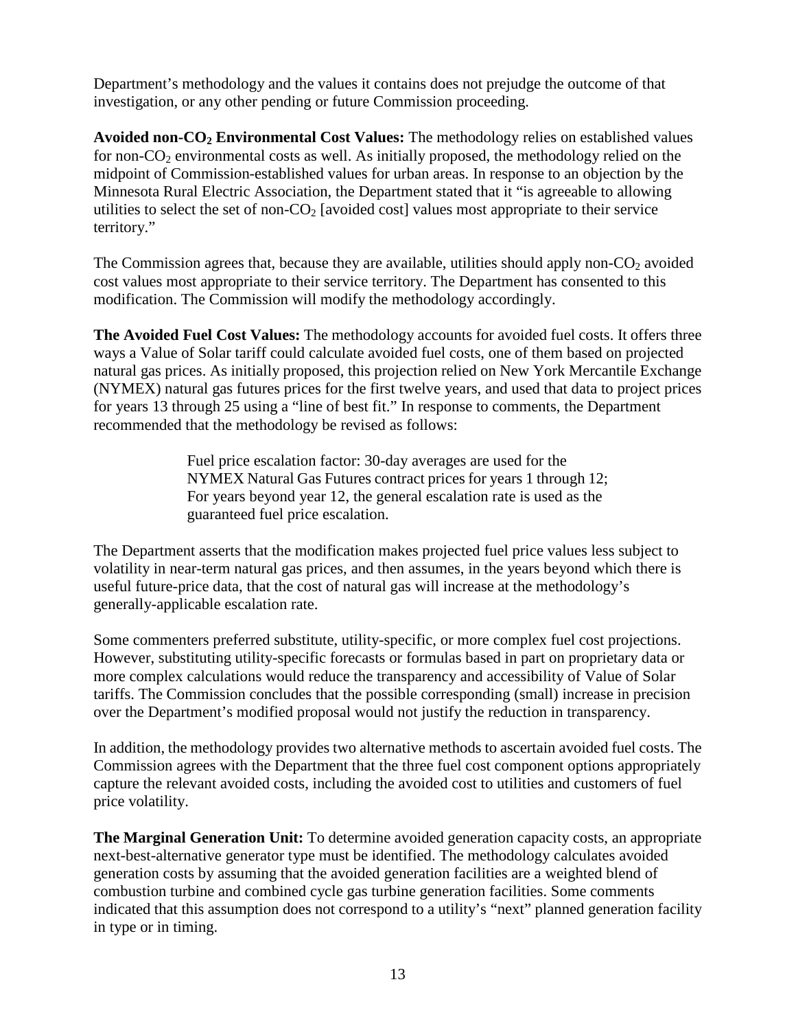Department's methodology and the values it contains does not prejudge the outcome of that investigation, or any other pending or future Commission proceeding.

**Avoided non-$CO_2$ Environmental Cost Values:** The methodology relies on established values for non-$CO_2$ environmental costs as well. As initially proposed, the methodology relied on the midpoint of Commission-established values for urban areas. In response to an objection by the Minnesota Rural Electric Association, the Department stated that it "is agreeable to allowing utilities to select the set of non-$CO_2$ [avoided cost] values most appropriate to their service territory."

The Commission agrees that, because they are available, utilities should apply non-$CO_2$ avoided cost values most appropriate to their service territory. The Department has consented to this modification. The Commission will modify the methodology accordingly.

**The Avoided Fuel Cost Values:** The methodology accounts for avoided fuel costs. It offers three ways a Value of Solar tariff could calculate avoided fuel costs, one of them based on projected natural gas prices. As initially proposed, this projection relied on New York Mercantile Exchange (NYMEX) natural gas futures prices for the first twelve years, and used that data to project prices for years 13 through 25 using a "line of best fit." In response to comments, the Department recommended that the methodology be revised as follows:

> Fuel price escalation factor: 30-day averages are used for the NYMEX Natural Gas Futures contract prices for years 1 through 12; For years beyond year 12, the general escalation rate is used as the guaranteed fuel price escalation.

The Department asserts that the modification makes projected fuel price values less subject to volatility in near-term natural gas prices, and then assumes, in the years beyond which there is useful future-price data, that the cost of natural gas will increase at the methodology's generally-applicable escalation rate.

Some commenters preferred substitute, utility-specific, or more complex fuel cost projections. However, substituting utility-specific forecasts or formulas based in part on proprietary data or more complex calculations would reduce the transparency and accessibility of Value of Solar tariffs. The Commission concludes that the possible corresponding (small) increase in precision over the Department's modified proposal would not justify the reduction in transparency.

In addition, the methodology provides two alternative methods to ascertain avoided fuel costs. The Commission agrees with the Department that the three fuel cost component options appropriately capture the relevant avoided costs, including the avoided cost to utilities and customers of fuel price volatility.

**The Marginal Generation Unit:** To determine avoided generation capacity costs, an appropriate next-best-alternative generator type must be identified. The methodology calculates avoided generation costs by assuming that the avoided generation facilities are a weighted blend of combustion turbine and combined cycle gas turbine generation facilities. Some comments indicated that this assumption does not correspond to a utility's "next" planned generation facility in type or in timing.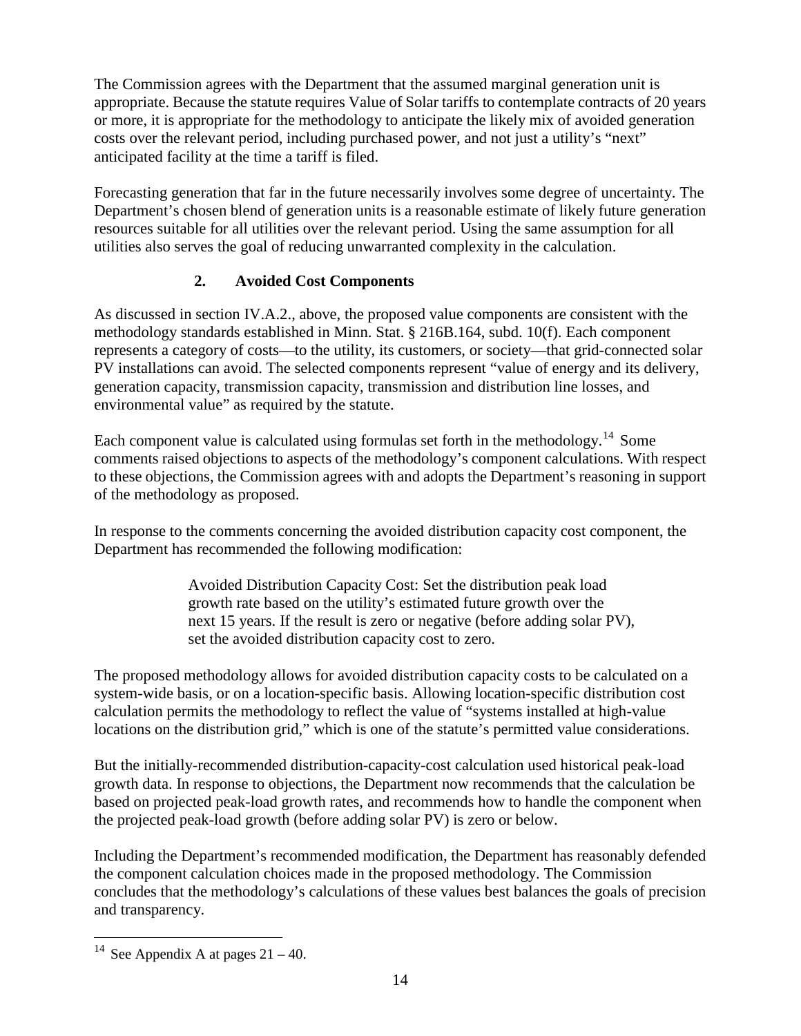The Commission agrees with the Department that the assumed marginal generation unit is appropriate. Because the statute requires Value of Solar tariffs to contemplate contracts of 20 years or more, it is appropriate for the methodology to anticipate the likely mix of avoided generation costs over the relevant period, including purchased power, and not just a utility's "next" anticipated facility at the time a tariff is filed.

Forecasting generation that far in the future necessarily involves some degree of uncertainty. The Department's chosen blend of generation units is a reasonable estimate of likely future generation resources suitable for all utilities over the relevant period. Using the same assumption for all utilities also serves the goal of reducing unwarranted complexity in the calculation.

### 2. Avoided Cost Components

As discussed in section IV.A.2., above, the proposed value components are consistent with the methodology standards established in Minn. Stat. § 216B.164, subd. 10(f). Each component represents a category of costs—to the utility, its customers, or society—that grid-connected solar PV installations can avoid. The selected components represent "value of energy and its delivery, generation capacity, transmission capacity, transmission and distribution line losses, and environmental value" as required by the statute.

Each component value is calculated using formulas set forth in the methodology.[14] Some comments raised objections to aspects of the methodology's component calculations. With respect to these objections, the Commission agrees with and adopts the Department's reasoning in support of the methodology as proposed.

In response to the comments concerning the avoided distribution capacity cost component, the Department has recommended the following modification:

> Avoided Distribution Capacity Cost: Set the distribution peak load growth rate based on the utility's estimated future growth over the next 15 years. If the result is zero or negative (before adding solar PV), set the avoided distribution capacity cost to zero.

The proposed methodology allows for avoided distribution capacity costs to be calculated on a system-wide basis, or on a location-specific basis. Allowing location-specific distribution cost calculation permits the methodology to reflect the value of "systems installed at high-value locations on the distribution grid," which is one of the statute's permitted value considerations.

But the initially-recommended distribution-capacity-cost calculation used historical peak-load growth data. In response to objections, the Department now recommends that the calculation be based on projected peak-load growth rates, and recommends how to handle the component when the projected peak-load growth (before adding solar PV) is zero or below.

Including the Department's recommended modification, the Department has reasonably defended the component calculation choices made in the proposed methodology. The Commission concludes that the methodology's calculations of these values best balances the goals of precision and transparency.

---

[14] See Appendix A at pages 21 – 40.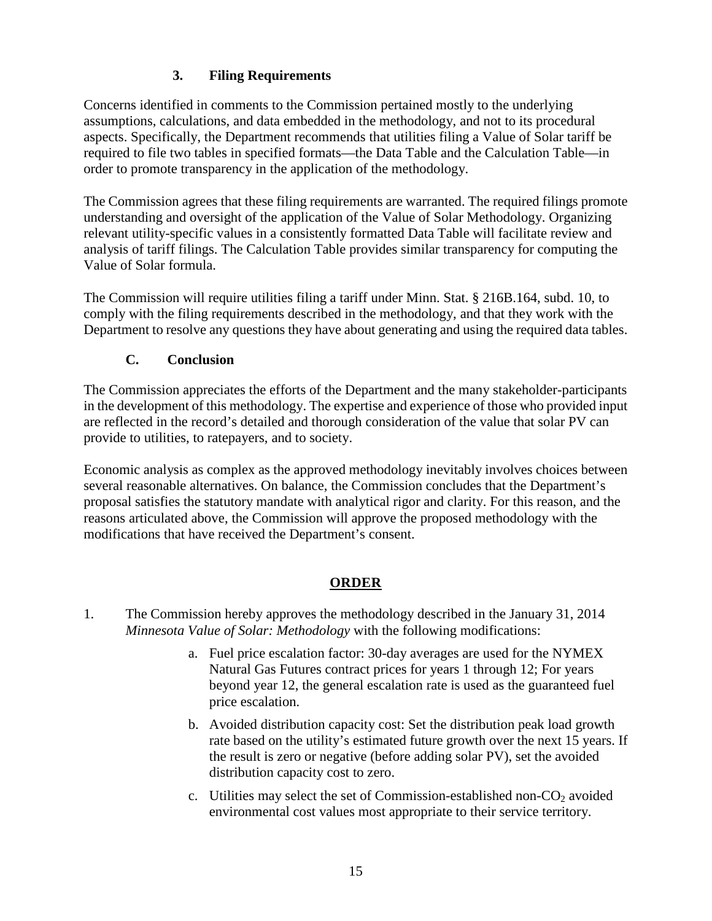### 3. Filing Requirements

Concerns identified in comments to the Commission pertained mostly to the underlying assumptions, calculations, and data embedded in the methodology, and not to its procedural aspects. Specifically, the Department recommends that utilities filing a Value of Solar tariff be required to file two tables in specified formats—the Data Table and the Calculation Table—in order to promote transparency in the application of the methodology.

The Commission agrees that these filing requirements are warranted. The required filings promote understanding and oversight of the application of the Value of Solar Methodology. Organizing relevant utility-specific values in a consistently formatted Data Table will facilitate review and analysis of tariff filings. The Calculation Table provides similar transparency for computing the Value of Solar formula.

The Commission will require utilities filing a tariff under Minn. Stat. § 216B.164, subd. 10, to comply with the filing requirements described in the methodology, and that they work with the Department to resolve any questions they have about generating and using the required data tables.

### C. Conclusion

The Commission appreciates the efforts of the Department and the many stakeholder-participants in the development of this methodology. The expertise and experience of those who provided input are reflected in the record's detailed and thorough consideration of the value that solar PV can provide to utilities, to ratepayers, and to society.

Economic analysis as complex as the approved methodology inevitably involves choices between several reasonable alternatives. On balance, the Commission concludes that the Department's proposal satisfies the statutory mandate with analytical rigor and clarity. For this reason, and the reasons articulated above, the Commission will approve the proposed methodology with the modifications that have received the Department's consent.

## ORDER

1. The Commission hereby approves the methodology described in the January 31, 2014 *Minnesota Value of Solar: Methodology* with the following modifications:

   a. Fuel price escalation factor: 30-day averages are used for the NYMEX Natural Gas Futures contract prices for years 1 through 12; For years beyond year 12, the general escalation rate is used as the guaranteed fuel price escalation.

   b. Avoided distribution capacity cost: Set the distribution peak load growth rate based on the utility's estimated future growth over the next 15 years. If the result is zero or negative (before adding solar PV), set the avoided distribution capacity cost to zero.

   c. Utilities may select the set of Commission-established non-$CO_2$ avoided environmental cost values most appropriate to their service territory.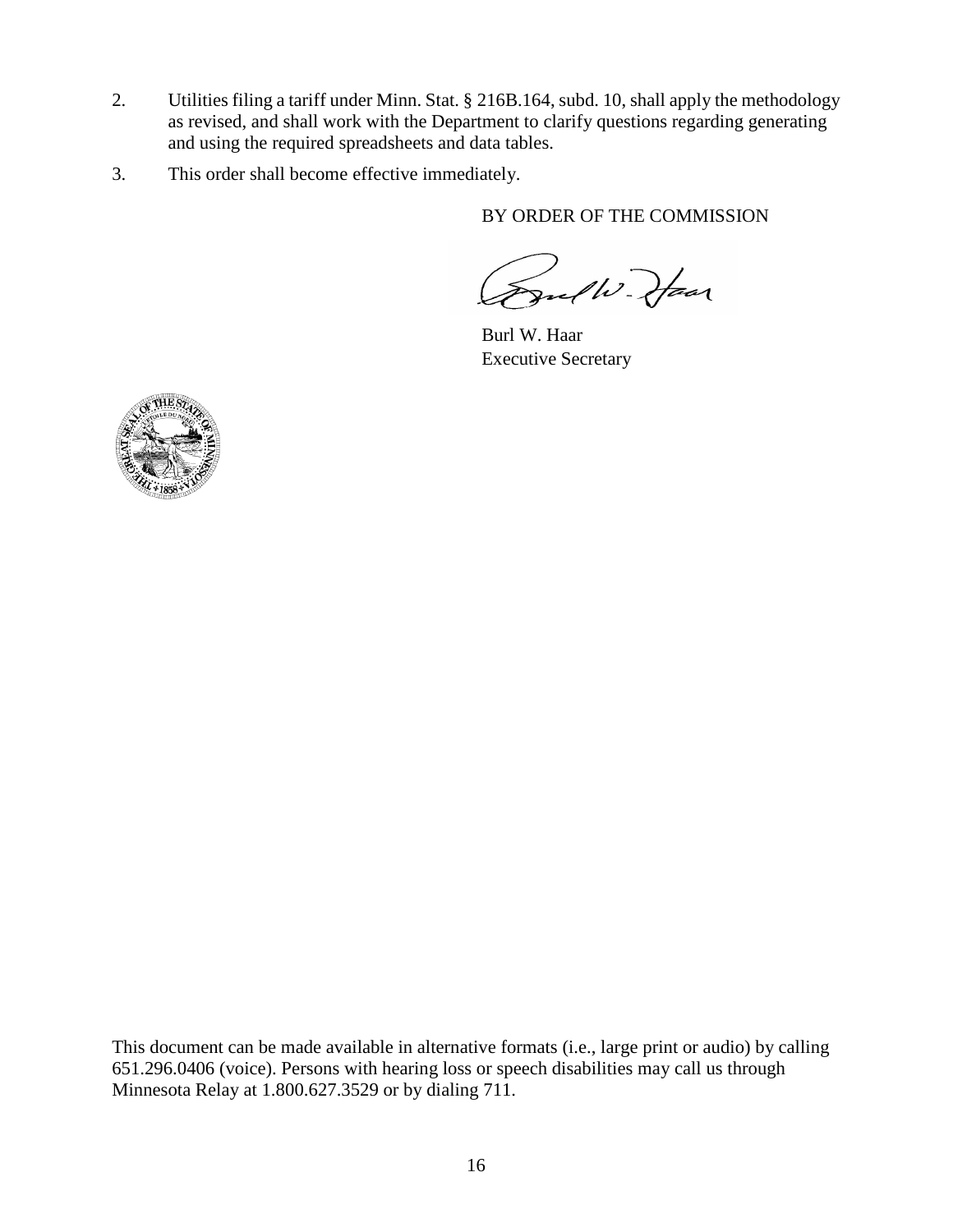2. Utilities filing a tariff under Minn. Stat. § 216B.164, subd. 10, shall apply the methodology as revised, and shall work with the Department to clarify questions regarding generating and using the required spreadsheets and data tables.

3. This order shall become effective immediately.

BY ORDER OF THE COMMISSION

Burl W. Haar
Executive Secretary

This document can be made available in alternative formats (i.e., large print or audio) by calling 651.296.0406 (voice). Persons with hearing loss or speech disabilities may call us through Minnesota Relay at 1.800.627.3529 or by dialing 711.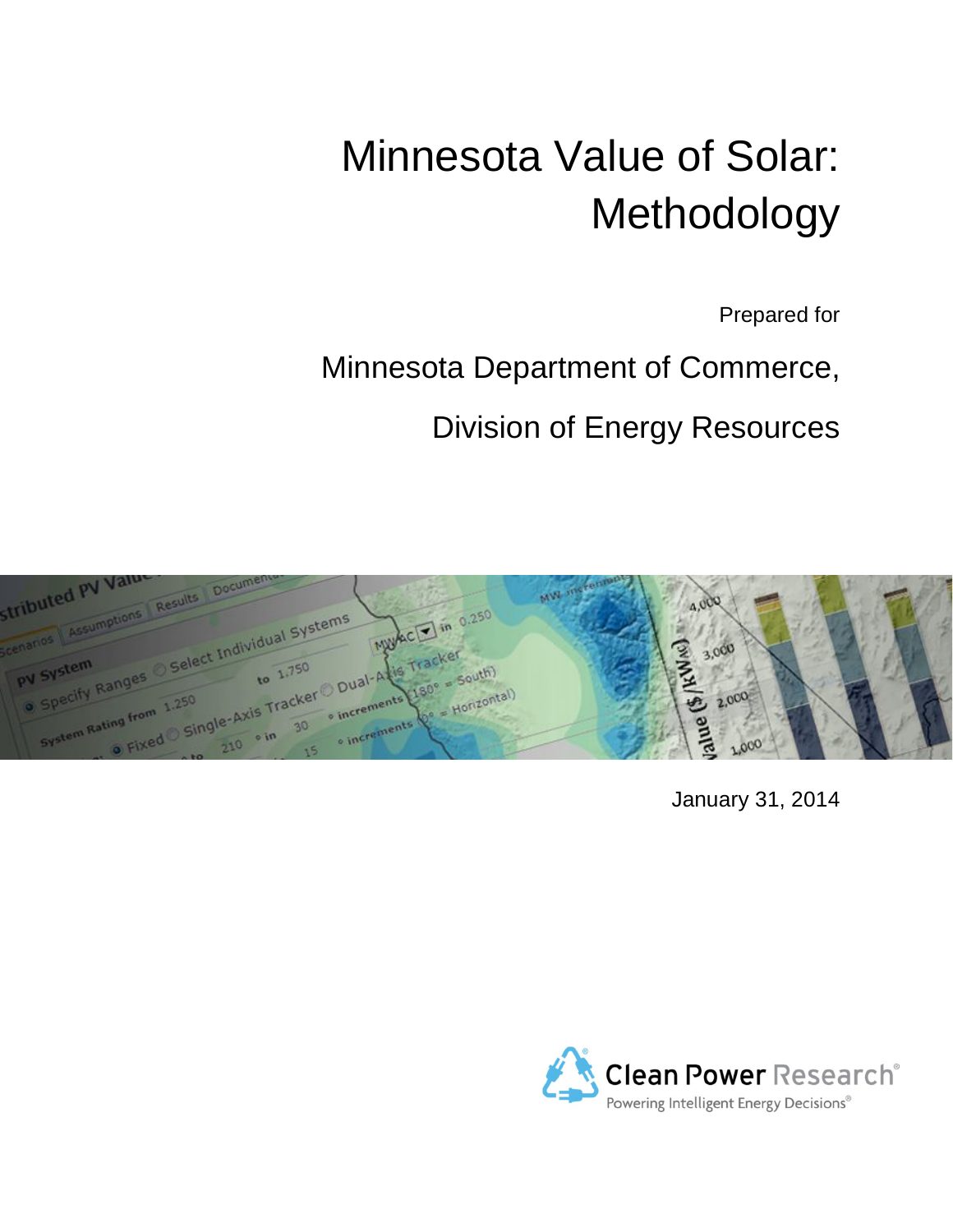# Minnesota Value of Solar: Methodology

Prepared for

Minnesota Department of Commerce,

Division of Energy Resources

January 31, 2014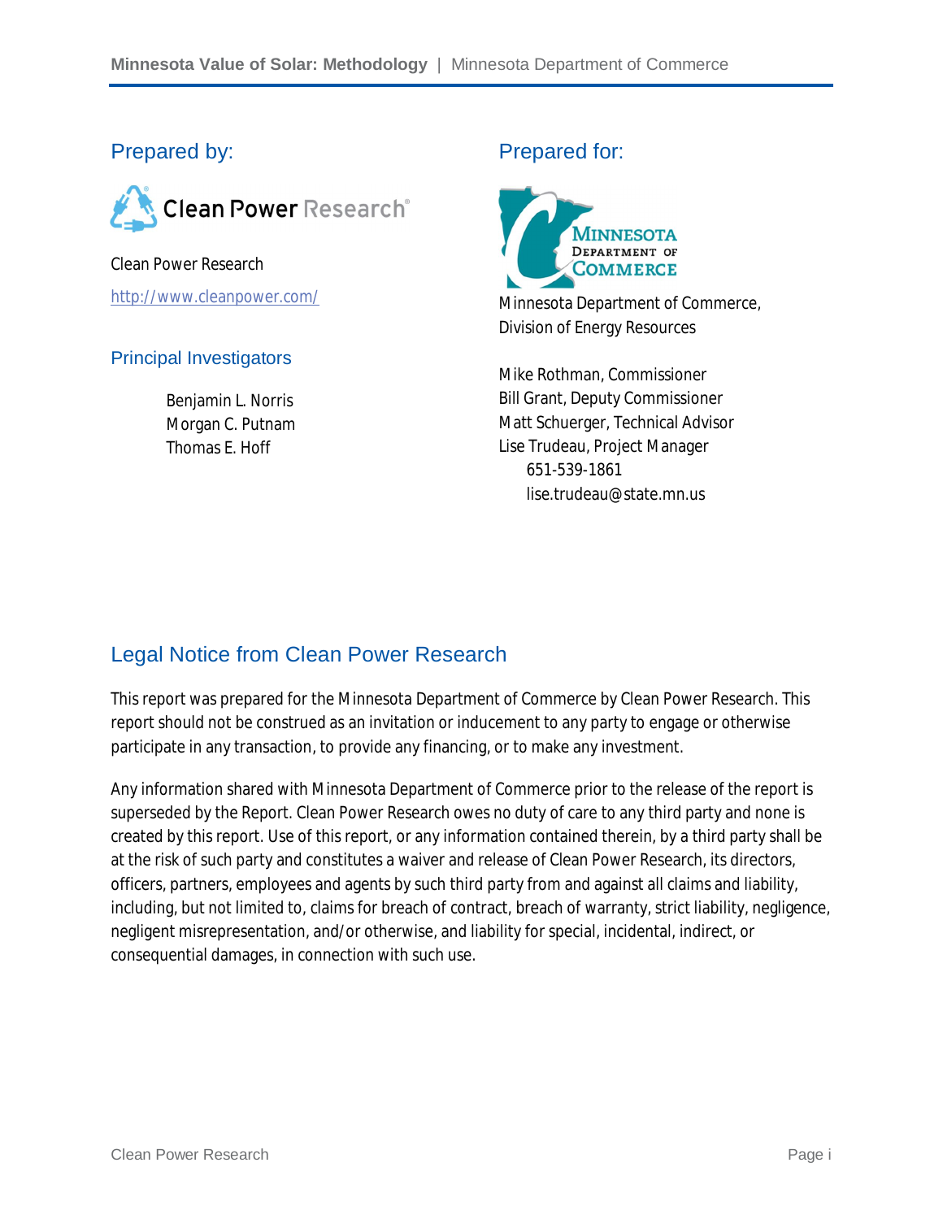## Prepared by:

Clean Power Research

http://www.cleanpower.com/

### Principal Investigators

Benjamin L. Norris
Morgan C. Putnam
Thomas E. Hoff

## Prepared for:

Minnesota Department of Commerce,
Division of Energy Resources

Mike Rothman, Commissioner
Bill Grant, Deputy Commissioner
Matt Schuerger, Technical Advisor
Lise Trudeau, Project Manager
651-539-1861
lise.trudeau@state.mn.us

## Legal Notice from Clean Power Research

This report was prepared for the Minnesota Department of Commerce by Clean Power Research. This report should not be construed as an invitation or inducement to any party to engage or otherwise participate in any transaction, to provide any financing, or to make any investment.

Any information shared with Minnesota Department of Commerce prior to the release of the report is superseded by the Report. Clean Power Research owes no duty of care to any third party and none is created by this report. Use of this report, or any information contained therein, by a third party shall be at the risk of such party and constitutes a waiver and release of Clean Power Research, its directors, officers, partners, employees and agents by such third party from and against all claims and liability, including, but not limited to, claims for breach of contract, breach of warranty, strict liability, negligence, negligent misrepresentation, and/or otherwise, and liability for special, incidental, indirect, or consequential damages, in connection with such use.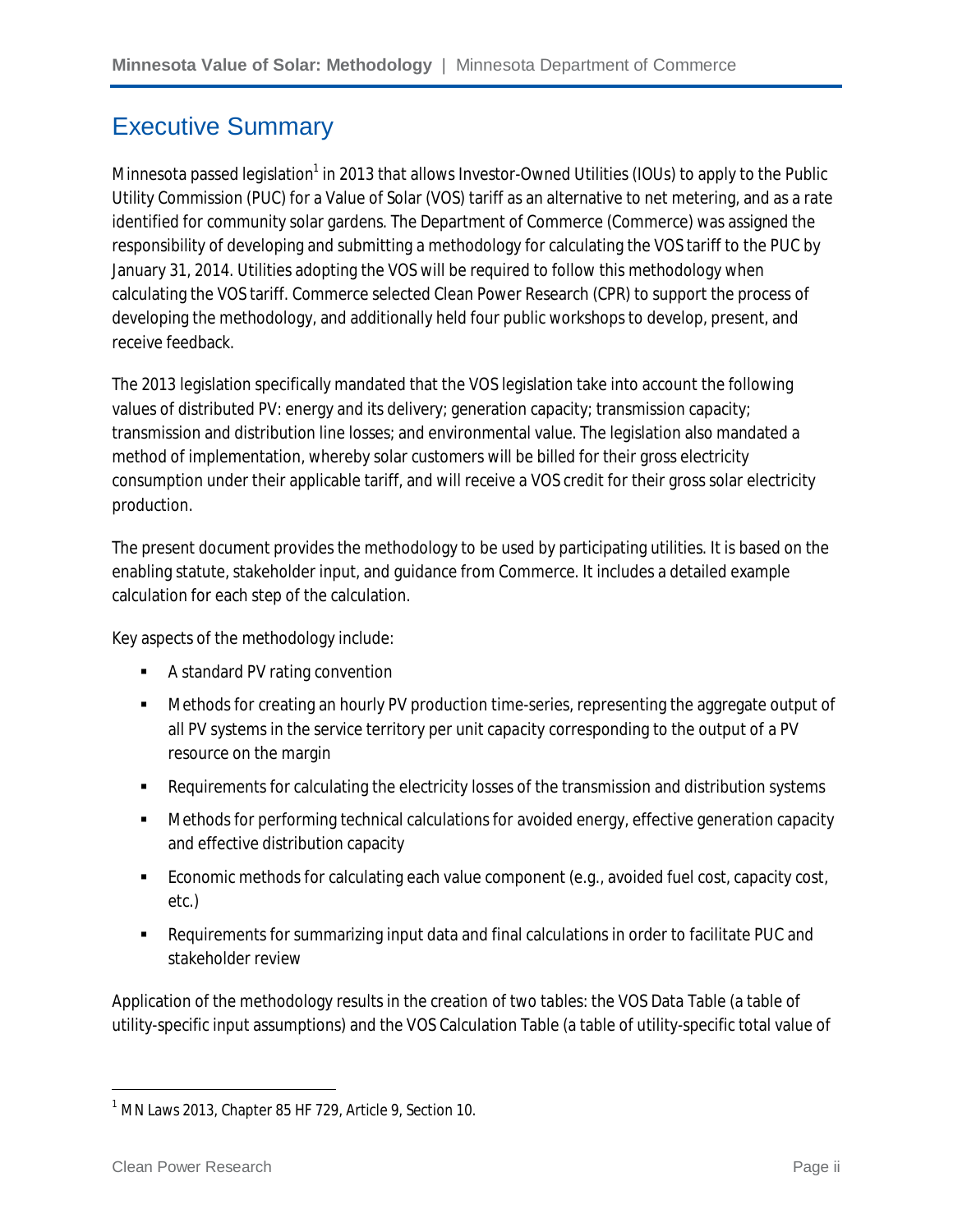# Executive Summary

Minnesota passed legislation[1] in 2013 that allows Investor-Owned Utilities (IOUs) to apply to the Public Utility Commission (PUC) for a Value of Solar (VOS) tariff as an alternative to net metering, and as a rate identified for community solar gardens. The Department of Commerce (Commerce) was assigned the responsibility of developing and submitting a methodology for calculating the VOS tariff to the PUC by January 31, 2014. Utilities adopting the VOS will be required to follow this methodology when calculating the VOS tariff. Commerce selected Clean Power Research (CPR) to support the process of developing the methodology, and additionally held four public workshops to develop, present, and receive feedback.

The 2013 legislation specifically mandated that the VOS legislation take into account the following values of distributed PV: energy and its delivery; generation capacity; transmission capacity; transmission and distribution line losses; and environmental value. The legislation also mandated a method of implementation, whereby solar customers will be billed for their gross electricity consumption under their applicable tariff, and will receive a VOS credit for their gross solar electricity production.

The present document provides the methodology to be used by participating utilities. It is based on the enabling statute, stakeholder input, and guidance from Commerce. It includes a detailed example calculation for each step of the calculation.

Key aspects of the methodology include:

- A standard PV rating convention
- Methods for creating an hourly PV production time-series, representing the aggregate output of all PV systems in the service territory per unit capacity corresponding to the output of a PV resource on the margin
- Requirements for calculating the electricity losses of the transmission and distribution systems
- Methods for performing technical calculations for avoided energy, effective generation capacity and effective distribution capacity
- Economic methods for calculating each value component (e.g., avoided fuel cost, capacity cost, etc.)
- Requirements for summarizing input data and final calculations in order to facilitate PUC and stakeholder review

Application of the methodology results in the creation of two tables: the VOS Data Table (a table of utility-specific input assumptions) and the VOS Calculation Table (a table of utility-specific total value of

[1] MN Laws 2013, Chapter 85 HF 729, Article 9, Section 10.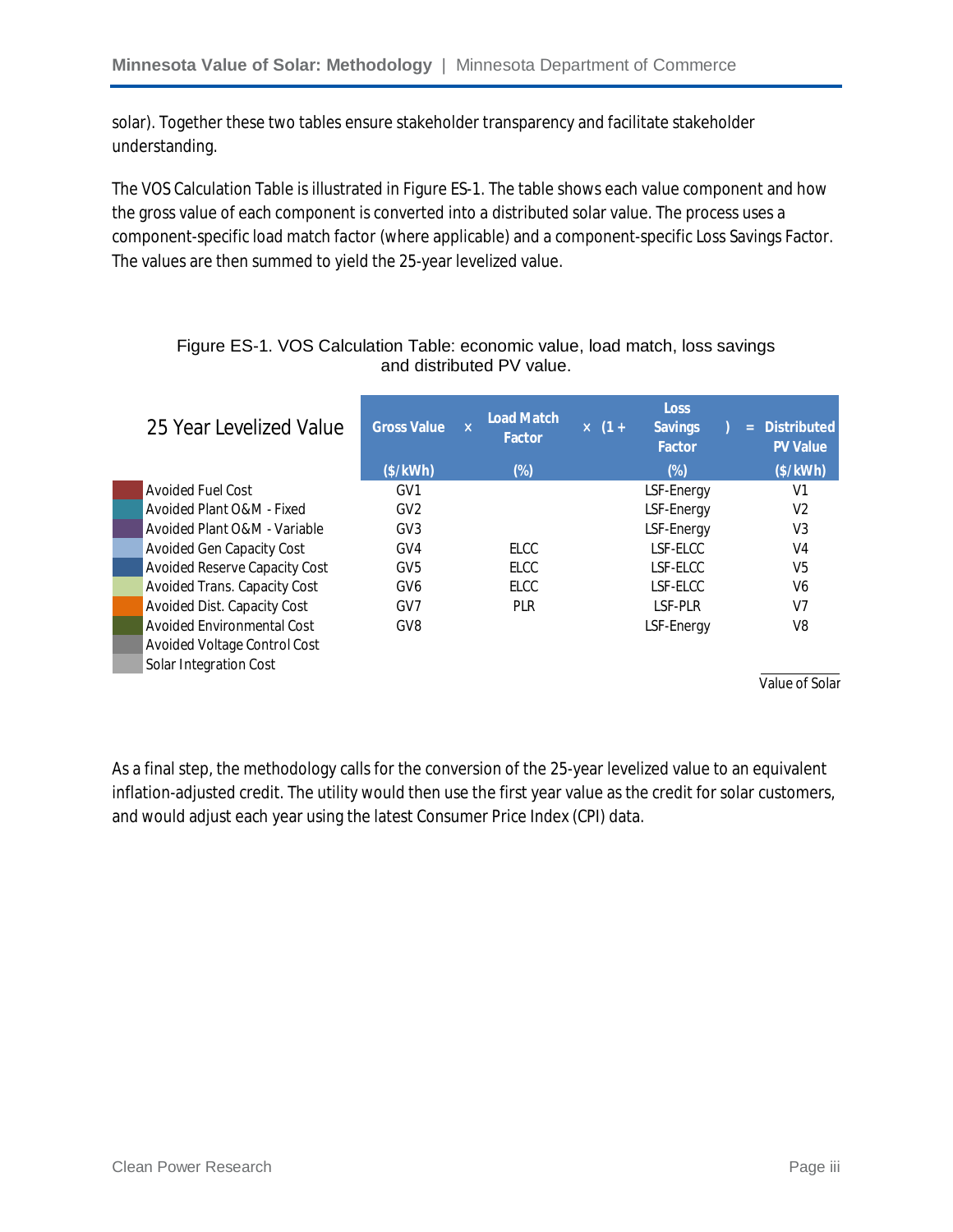solar). Together these two tables ensure stakeholder transparency and facilitate stakeholder understanding.

The VOS Calculation Table is illustrated in Figure ES-1. The table shows each value component and how the gross value of each component is converted into a distributed solar value. The process uses a component-specific load match factor (where applicable) and a component-specific Loss Savings Factor. The values are then summed to yield the 25-year levelized value.

Figure ES-1. VOS Calculation Table: economic value, load match, loss savings and distributed PV value.

| 25 Year Levelized Value | Gross Value ($/kWh) | × | Load Match Factor (%) | × (1 + | Loss Savings Factor (%) | ) | = Distributed PV Value ($/kWh) |
|---|---|---|---|---|---|---|---|
| Avoided Fuel Cost | GV1 | | | | LSF-Energy | | V1 |
| Avoided Plant O&M - Fixed | GV2 | | | | LSF-Energy | | V2 |
| Avoided Plant O&M - Variable | GV3 | | | | LSF-Energy | | V3 |
| Avoided Gen Capacity Cost | GV4 | | ELCC | | LSF-ELCC | | V4 |
| Avoided Reserve Capacity Cost | GV5 | | ELCC | | LSF-ELCC | | V5 |
| Avoided Trans. Capacity Cost | GV6 | | ELCC | | LSF-ELCC | | V6 |
| Avoided Dist. Capacity Cost | GV7 | | PLR | | LSF-PLR | | V7 |
| Avoided Environmental Cost | GV8 | | | | LSF-Energy | | V8 |
| Avoided Voltage Control Cost | | | | | | | |
| Solar Integration Cost | | | | | | | |
| | | | | | | | Value of Solar |

As a final step, the methodology calls for the conversion of the 25-year levelized value to an equivalent inflation-adjusted credit. The utility would then use the first year value as the credit for solar customers, and would adjust each year using the latest Consumer Price Index (CPI) data.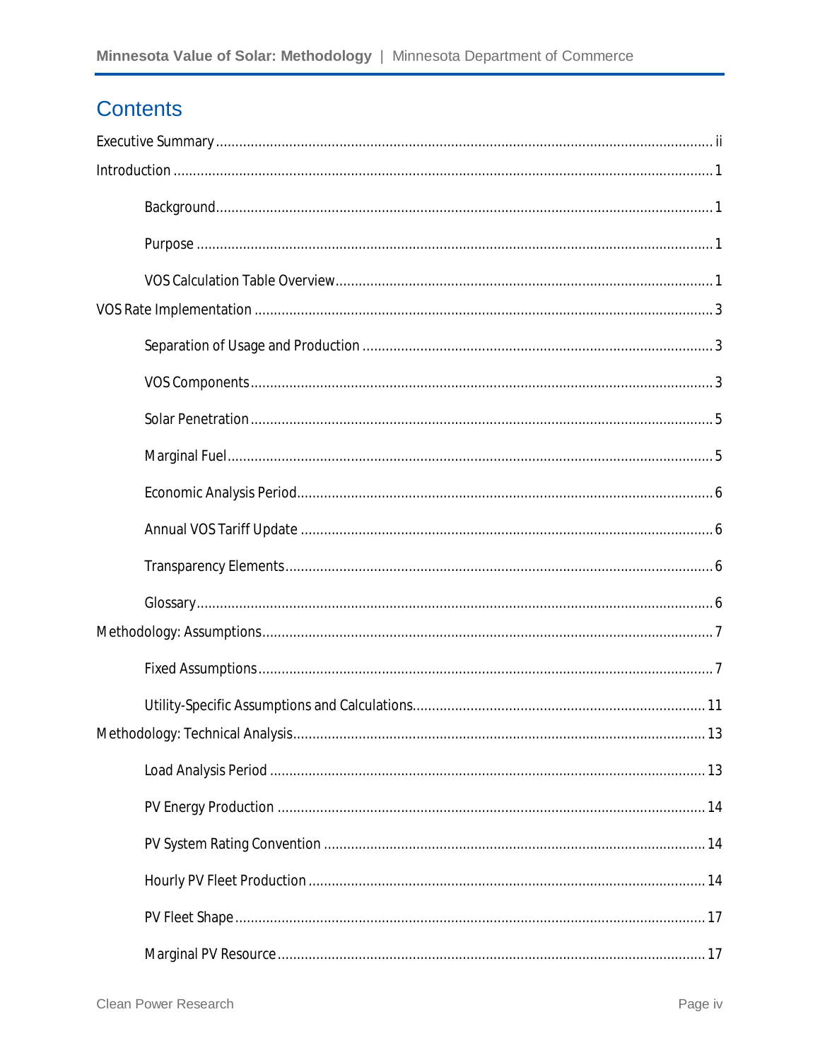# Contents

Executive Summary ........................................................ ii

Introduction ........................................................ 1

- Background ........................................................ 1
- Purpose ........................................................ 1
- VOS Calculation Table Overview ........................................................ 1

VOS Rate Implementation ........................................................ 3

- Separation of Usage and Production ........................................................ 3
- VOS Components ........................................................ 3
- Solar Penetration ........................................................ 5
- Marginal Fuel ........................................................ 5
- Economic Analysis Period ........................................................ 6
- Annual VOS Tariff Update ........................................................ 6
- Transparency Elements ........................................................ 6
- Glossary ........................................................ 6

Methodology: Assumptions ........................................................ 7

- Fixed Assumptions ........................................................ 7
- Utility-Specific Assumptions and Calculations ........................................................ 11

Methodology: Technical Analysis ........................................................ 13

- Load Analysis Period ........................................................ 13
- PV Energy Production ........................................................ 14
- PV System Rating Convention ........................................................ 14
- Hourly PV Fleet Production ........................................................ 14
- PV Fleet Shape ........................................................ 17
- Marginal PV Resource ........................................................ 17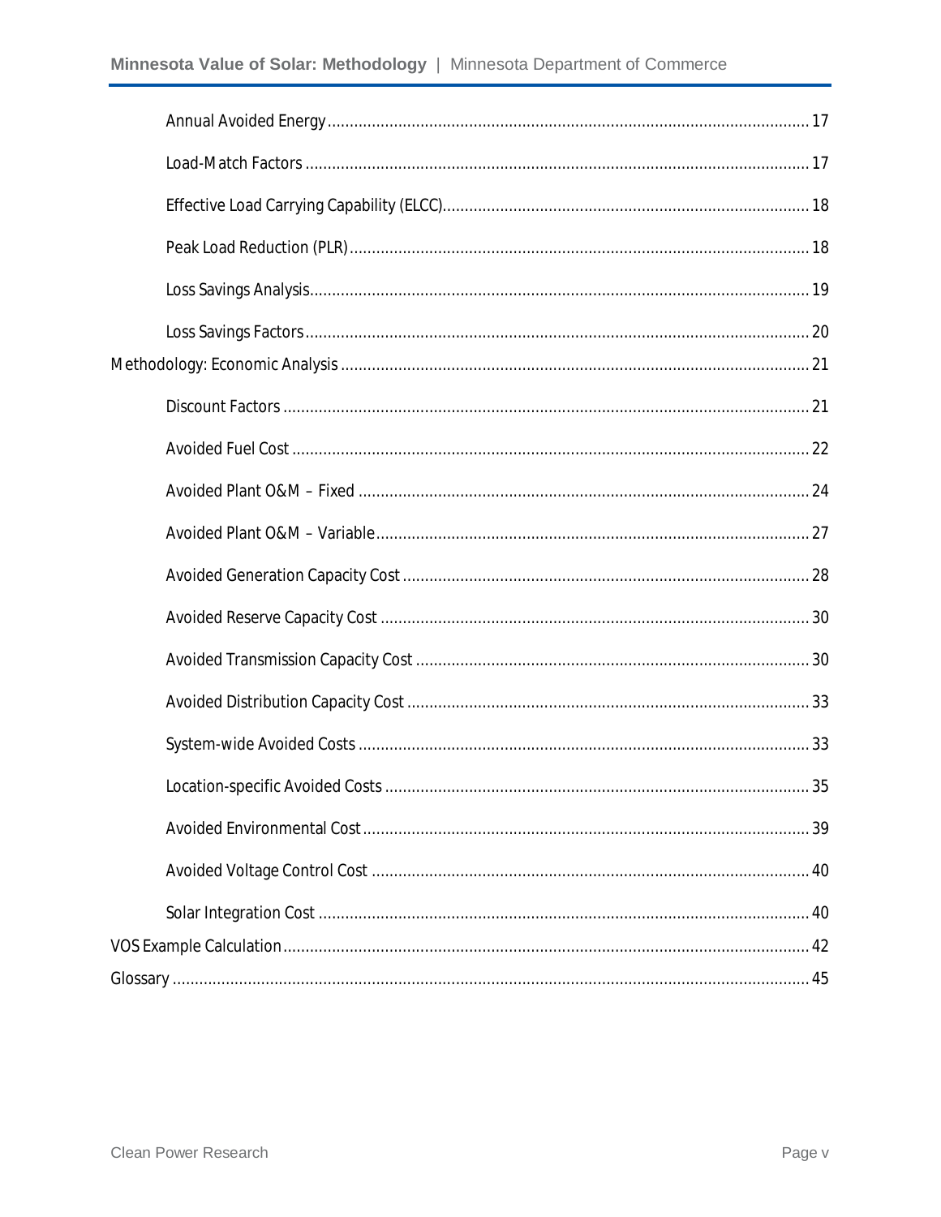Annual Avoided Energy ........................................................................................................ 17

Load-Match Factors ............................................................................................................ 17

Effective Load Carrying Capability (ELCC)............................................................................ 18

Peak Load Reduction (PLR).................................................................................................. 18

Loss Savings Analysis.......................................................................................................... 19

Loss Savings Factors ........................................................................................................... 20

Methodology: Economic Analysis ............................................................................................ 21

Discount Factors ................................................................................................................ 21

Avoided Fuel Cost .............................................................................................................. 22

Avoided Plant O&M – Fixed ................................................................................................ 24

Avoided Plant O&M – Variable............................................................................................ 27

Avoided Generation Capacity Cost ...................................................................................... 28

Avoided Reserve Capacity Cost ........................................................................................... 30

Avoided Transmission Capacity Cost ................................................................................... 30

Avoided Distribution Capacity Cost ..................................................................................... 33

System-wide Avoided Costs ................................................................................................ 33

Location-specific Avoided Costs .......................................................................................... 35

Avoided Environmental Cost............................................................................................... 39

Avoided Voltage Control Cost ............................................................................................. 40

Solar Integration Cost ......................................................................................................... 40

VOS Example Calculation........................................................................................................ 42

Glossary ................................................................................................................................ 45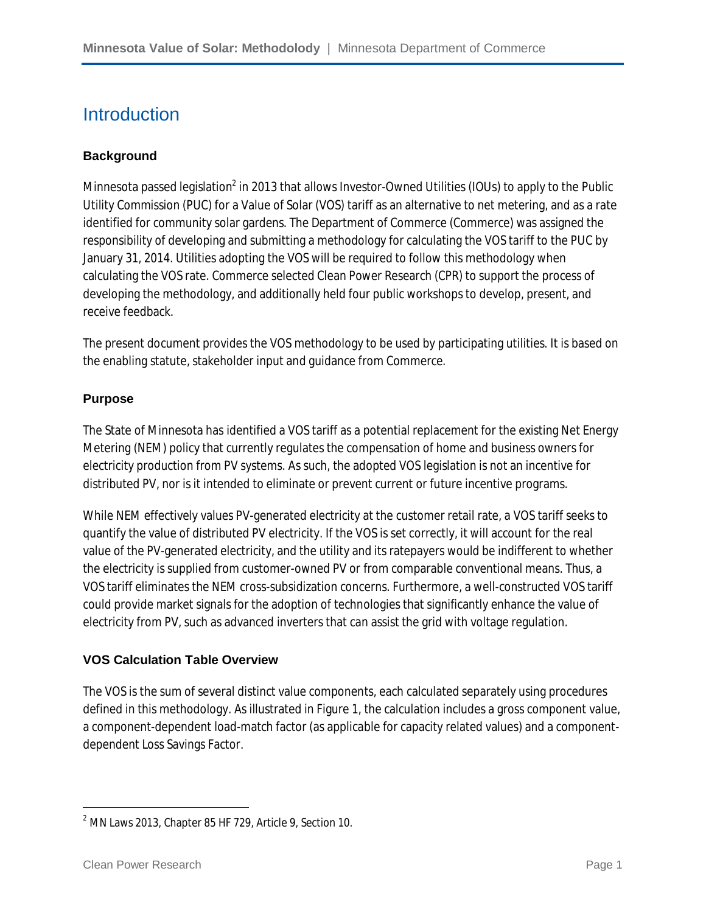# Introduction

### Background

Minnesota passed legislation[2] in 2013 that allows Investor-Owned Utilities (IOUs) to apply to the Public Utility Commission (PUC) for a Value of Solar (VOS) tariff as an alternative to net metering, and as a rate identified for community solar gardens. The Department of Commerce (Commerce) was assigned the responsibility of developing and submitting a methodology for calculating the VOS tariff to the PUC by January 31, 2014. Utilities adopting the VOS will be required to follow this methodology when calculating the VOS rate. Commerce selected Clean Power Research (CPR) to support the process of developing the methodology, and additionally held four public workshops to develop, present, and receive feedback.

The present document provides the VOS methodology to be used by participating utilities. It is based on the enabling statute, stakeholder input and guidance from Commerce.

### Purpose

The State of Minnesota has identified a VOS tariff as a potential replacement for the existing Net Energy Metering (NEM) policy that currently regulates the compensation of home and business owners for electricity production from PV systems. As such, the adopted VOS legislation is not an incentive for distributed PV, nor is it intended to eliminate or prevent current or future incentive programs.

While NEM effectively values PV-generated electricity at the customer retail rate, a VOS tariff seeks to quantify the value of distributed PV electricity. If the VOS is set correctly, it will account for the real value of the PV-generated electricity, and the utility and its ratepayers would be indifferent to whether the electricity is supplied from customer-owned PV or from comparable conventional means. Thus, a VOS tariff eliminates the NEM cross-subsidization concerns. Furthermore, a well-constructed VOS tariff could provide market signals for the adoption of technologies that significantly enhance the value of electricity from PV, such as advanced inverters that can assist the grid with voltage regulation.

### VOS Calculation Table Overview

The VOS is the sum of several distinct value components, each calculated separately using procedures defined in this methodology. As illustrated in Figure 1, the calculation includes a gross component value, a component-dependent load-match factor (as applicable for capacity related values) and a component-dependent Loss Savings Factor.

---

[2] MN Laws 2013, Chapter 85 HF 729, Article 9, Section 10.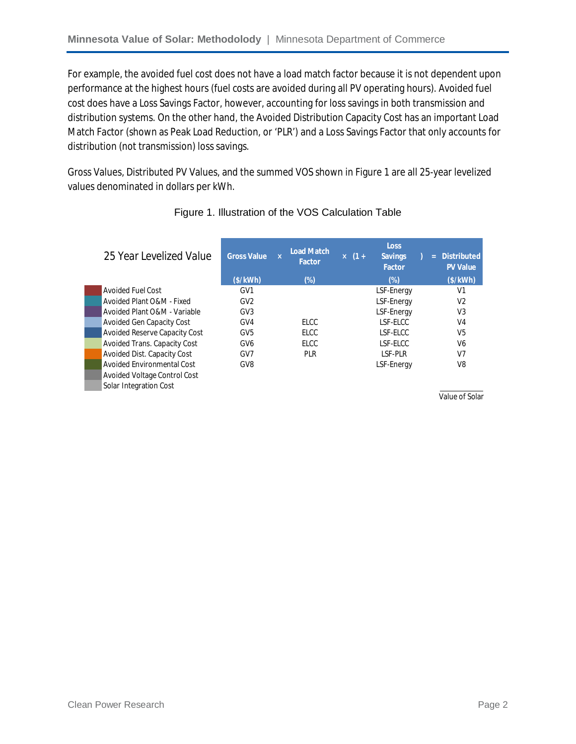For example, the avoided fuel cost does not have a load match factor because it is not dependent upon performance at the highest hours (fuel costs are avoided during all PV operating hours). Avoided fuel cost does have a Loss Savings Factor, however, accounting for loss savings in both transmission and distribution systems. On the other hand, the Avoided Distribution Capacity Cost has an important Load Match Factor (shown as Peak Load Reduction, or 'PLR') and a Loss Savings Factor that only accounts for distribution (not transmission) loss savings.

Gross Values, Distributed PV Values, and the summed VOS shown in Figure 1 are all 25-year levelized values denominated in dollars per kWh.

Figure 1. Illustration of the VOS Calculation Table

| 25 Year Levelized Value | Gross Value ($/kWh) | x | Load Match Factor (%) | x (1 + | Loss Savings Factor (%) | ) | = Distributed PV Value ($/kWh) |
|---|---|---|---|---|---|---|---|
| Avoided Fuel Cost | GV1 | | | | LSF-Energy | | V1 |
| Avoided Plant O&M - Fixed | GV2 | | | | LSF-Energy | | V2 |
| Avoided Plant O&M - Variable | GV3 | | | | LSF-Energy | | V3 |
| Avoided Gen Capacity Cost | GV4 | | ELCC | | LSF-ELCC | | V4 |
| Avoided Reserve Capacity Cost | GV5 | | ELCC | | LSF-ELCC | | V5 |
| Avoided Trans. Capacity Cost | GV6 | | ELCC | | LSF-ELCC | | V6 |
| Avoided Dist. Capacity Cost | GV7 | | PLR | | LSF-PLR | | V7 |
| Avoided Environmental Cost | GV8 | | | | LSF-Energy | | V8 |
| Avoided Voltage Control Cost | | | | | | | |
| Solar Integration Cost | | | | | | | |
| | | | | | | | Value of Solar |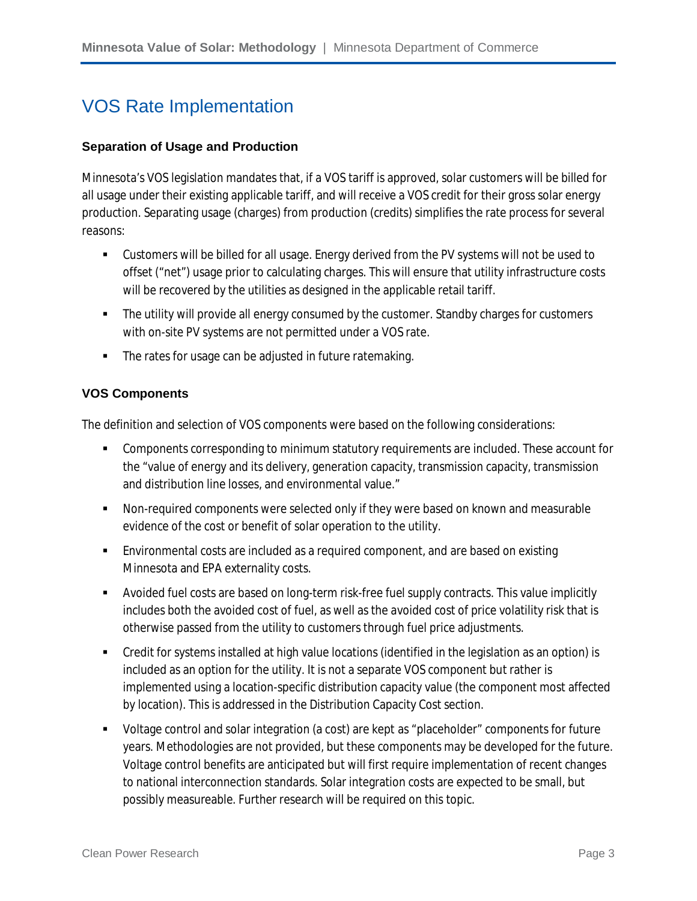# VOS Rate Implementation

### Separation of Usage and Production

Minnesota's VOS legislation mandates that, if a VOS tariff is approved, solar customers will be billed for all usage under their existing applicable tariff, and will receive a VOS credit for their gross solar energy production. Separating usage (charges) from production (credits) simplifies the rate process for several reasons:

- Customers will be billed for all usage. Energy derived from the PV systems will not be used to offset ("net") usage prior to calculating charges. This will ensure that utility infrastructure costs will be recovered by the utilities as designed in the applicable retail tariff.
- The utility will provide all energy consumed by the customer. Standby charges for customers with on-site PV systems are not permitted under a VOS rate.
- The rates for usage can be adjusted in future ratemaking.

### VOS Components

The definition and selection of VOS components were based on the following considerations:

- Components corresponding to minimum statutory requirements are included. These account for the "value of energy and its delivery, generation capacity, transmission capacity, transmission and distribution line losses, and environmental value."
- Non-required components were selected only if they were based on known and measurable evidence of the cost or benefit of solar operation to the utility.
- Environmental costs are included as a required component, and are based on existing Minnesota and EPA externality costs.
- Avoided fuel costs are based on long-term risk-free fuel supply contracts. This value implicitly includes both the avoided cost of fuel, as well as the avoided cost of price volatility risk that is otherwise passed from the utility to customers through fuel price adjustments.
- Credit for systems installed at high value locations (identified in the legislation as an option) is included as an option for the utility. It is not a separate VOS component but rather is implemented using a location-specific distribution capacity value (the component most affected by location). This is addressed in the Distribution Capacity Cost section.
- Voltage control and solar integration (a cost) are kept as "placeholder" components for future years. Methodologies are not provided, but these components may be developed for the future. Voltage control benefits are anticipated but will first require implementation of recent changes to national interconnection standards. Solar integration costs are expected to be small, but possibly measureable. Further research will be required on this topic.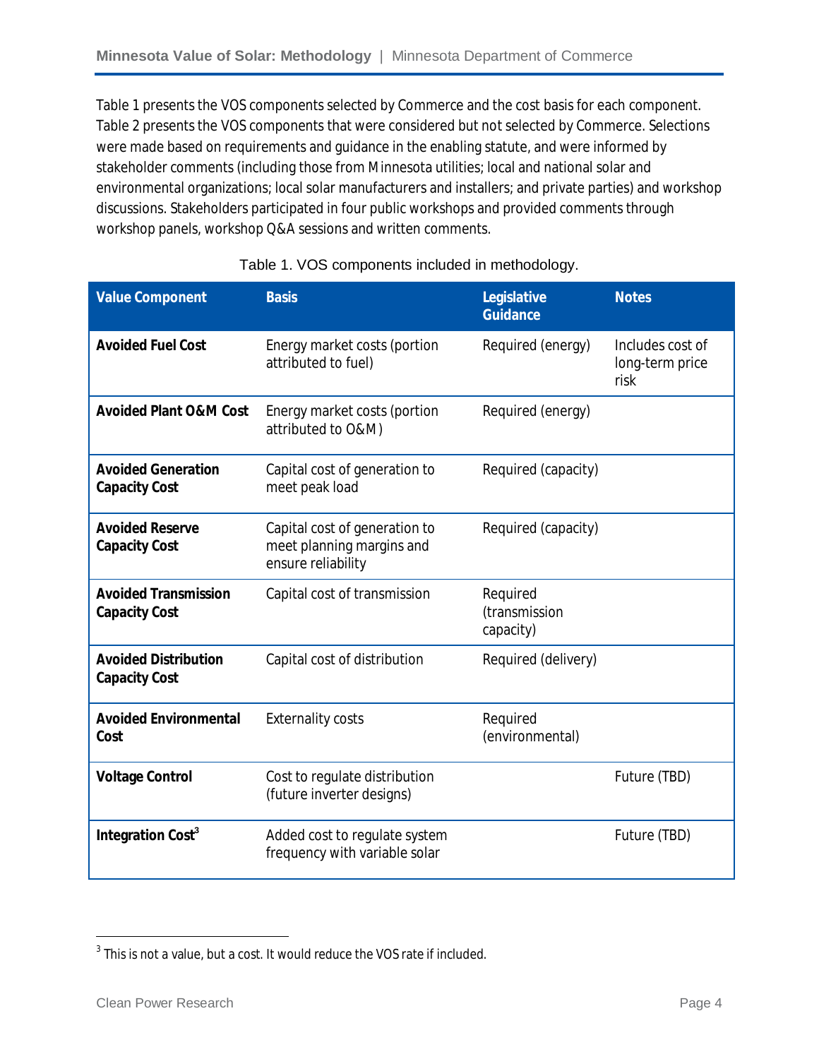Table 1 presents the VOS components selected by Commerce and the cost basis for each component. Table 2 presents the VOS components that were considered but not selected by Commerce. Selections were made based on requirements and guidance in the enabling statute, and were informed by stakeholder comments (including those from Minnesota utilities; local and national solar and environmental organizations; local solar manufacturers and installers; and private parties) and workshop discussions. Stakeholders participated in four public workshops and provided comments through workshop panels, workshop Q&A sessions and written comments.

Table 1. VOS components included in methodology.

| Value Component | Basis | Legislative Guidance | Notes |
|---|---|---|---|
| **Avoided Fuel Cost** | Energy market costs (portion attributed to fuel) | Required (energy) | Includes cost of long-term price risk |
| **Avoided Plant O&M Cost** | Energy market costs (portion attributed to O&M) | Required (energy) | |
| **Avoided Generation Capacity Cost** | Capital cost of generation to meet peak load | Required (capacity) | |
| **Avoided Reserve Capacity Cost** | Capital cost of generation to meet planning margins and ensure reliability | Required (capacity) | |
| **Avoided Transmission Capacity Cost** | Capital cost of transmission | Required (transmission capacity) | |
| **Avoided Distribution Capacity Cost** | Capital cost of distribution | Required (delivery) | |
| **Avoided Environmental Cost** | Externality costs | Required (environmental) | |
| **Voltage Control** | Cost to regulate distribution (future inverter designs) | | Future (TBD) |
| **Integration Cost**[3] | Added cost to regulate system frequency with variable solar | | Future (TBD) |

[3] This is not a value, but a cost. It would reduce the VOS rate if included.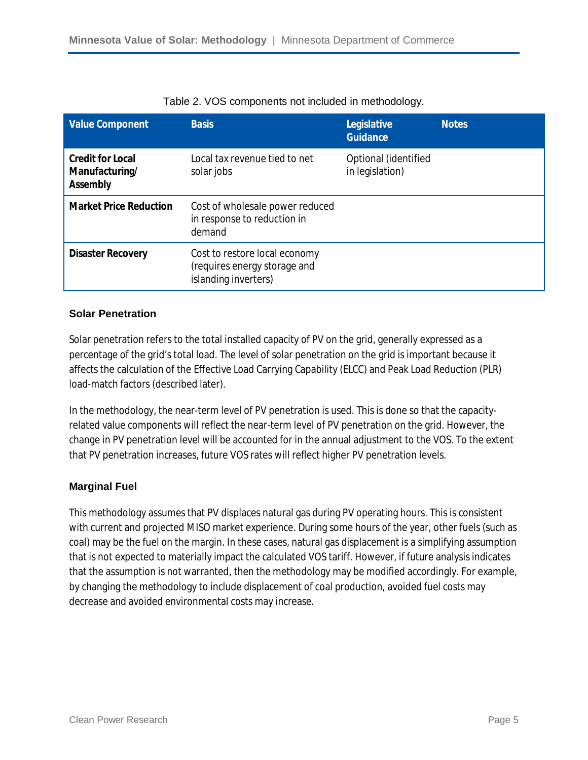Table 2. VOS components not included in methodology.

| Value Component | Basis | Legislative Guidance | Notes |
| --- | --- | --- | --- |
| **Credit for Local Manufacturing/ Assembly** | Local tax revenue tied to net solar jobs | Optional (identified in legislation) | |
| **Market Price Reduction** | Cost of wholesale power reduced in response to reduction in demand | | |
| **Disaster Recovery** | Cost to restore local economy (requires energy storage and islanding inverters) | | |

### Solar Penetration

Solar penetration refers to the total installed capacity of PV on the grid, generally expressed as a percentage of the grid's total load. The level of solar penetration on the grid is important because it affects the calculation of the Effective Load Carrying Capability (ELCC) and Peak Load Reduction (PLR) load-match factors (described later).

In the methodology, the near-term level of PV penetration is used. This is done so that the capacity-related value components will reflect the near-term level of PV penetration on the grid. However, the change in PV penetration level will be accounted for in the annual adjustment to the VOS. To the extent that PV penetration increases, future VOS rates will reflect higher PV penetration levels.

### Marginal Fuel

This methodology assumes that PV displaces natural gas during PV operating hours. This is consistent with current and projected MISO market experience. During some hours of the year, other fuels (such as coal) may be the fuel on the margin. In these cases, natural gas displacement is a simplifying assumption that is not expected to materially impact the calculated VOS tariff. However, if future analysis indicates that the assumption is not warranted, then the methodology may be modified accordingly. For example, by changing the methodology to include displacement of coal production, avoided fuel costs may decrease and avoided environmental costs may increase.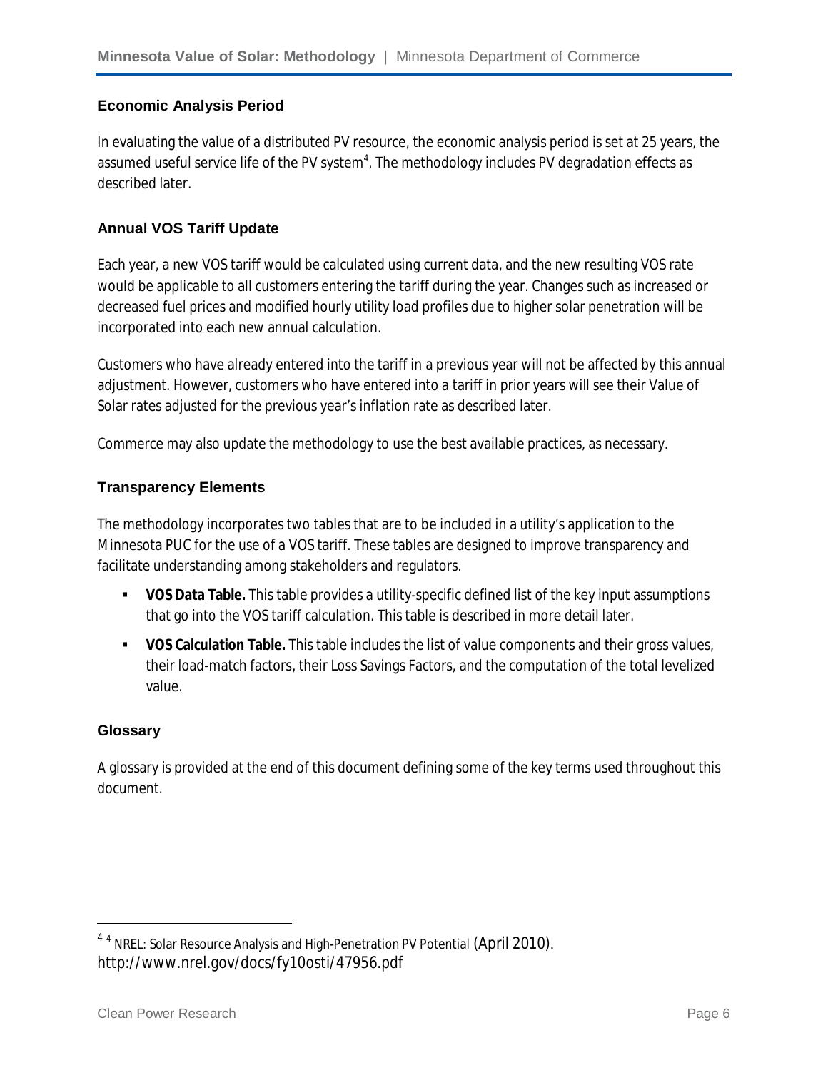### Economic Analysis Period

In evaluating the value of a distributed PV resource, the economic analysis period is set at 25 years, the assumed useful service life of the PV system[4]. The methodology includes PV degradation effects as described later.

### Annual VOS Tariff Update

Each year, a new VOS tariff would be calculated using current data, and the new resulting VOS rate would be applicable to all customers entering the tariff during the year. Changes such as increased or decreased fuel prices and modified hourly utility load profiles due to higher solar penetration will be incorporated into each new annual calculation.

Customers who have already entered into the tariff in a previous year will not be affected by this annual adjustment. However, customers who have entered into a tariff in prior years will see their Value of Solar rates adjusted for the previous year's inflation rate as described later.

Commerce may also update the methodology to use the best available practices, as necessary.

### Transparency Elements

The methodology incorporates two tables that are to be included in a utility's application to the Minnesota PUC for the use of a VOS tariff. These tables are designed to improve transparency and facilitate understanding among stakeholders and regulators.

- **VOS Data Table.** This table provides a utility-specific defined list of the key input assumptions that go into the VOS tariff calculation. This table is described in more detail later.
- **VOS Calculation Table.** This table includes the list of value components and their gross values, their load-match factors, their Loss Savings Factors, and the computation of the total levelized value.

### Glossary

A glossary is provided at the end of this document defining some of the key terms used throughout this document.

---

[4] [4] NREL: Solar Resource Analysis and High-Penetration PV Potential (April 2010). http://www.nrel.gov/docs/fy10osti/47956.pdf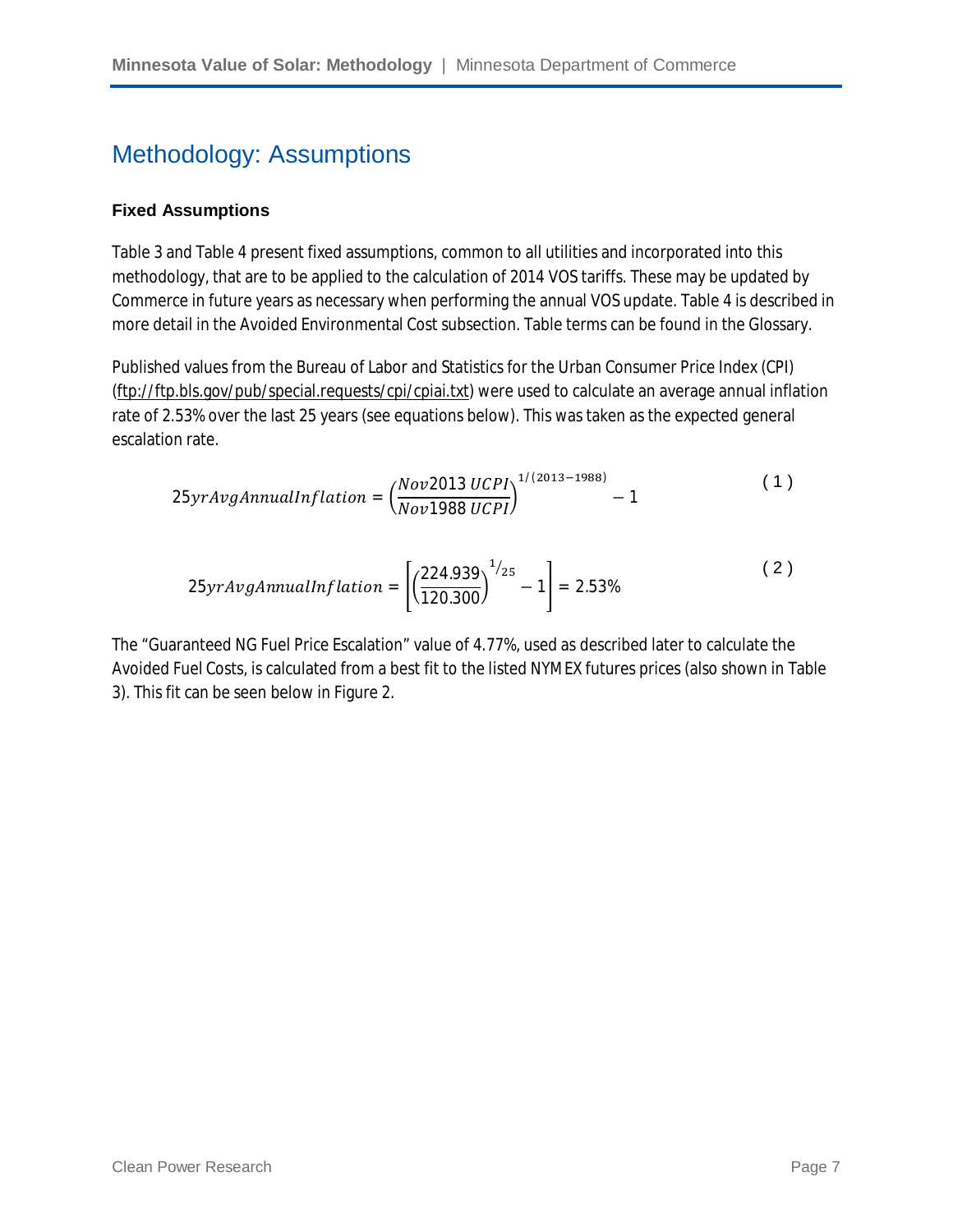# Methodology: Assumptions

### Fixed Assumptions

Table 3 and Table 4 present fixed assumptions, common to all utilities and incorporated into this methodology, that are to be applied to the calculation of 2014 VOS tariffs. These may be updated by Commerce in future years as necessary when performing the annual VOS update. Table 4 is described in more detail in the Avoided Environmental Cost subsection. Table terms can be found in the Glossary.

Published values from the Bureau of Labor and Statistics for the Urban Consumer Price Index (CPI) (ftp://ftp.bls.gov/pub/special.requests/cpi/cpiai.txt) were used to calculate an average annual inflation rate of 2.53% over the last 25 years (see equations below). This was taken as the expected general escalation rate.

$$25yrAvgAnnualInflation = \left(\frac{Nov2013\ UCPI}{Nov1988\ UCPI}\right)^{1/(2013-1988)} - 1 \qquad (1)$$

$$25yrAvgAnnualInflation = \left[\left(\frac{224.939}{120.300}\right)^{1/25} - 1\right] = 2.53\% \qquad (2)$$

The "Guaranteed NG Fuel Price Escalation" value of 4.77%, used as described later to calculate the Avoided Fuel Costs, is calculated from a best fit to the listed NYMEX futures prices (also shown in Table 3). This fit can be seen below in Figure 2.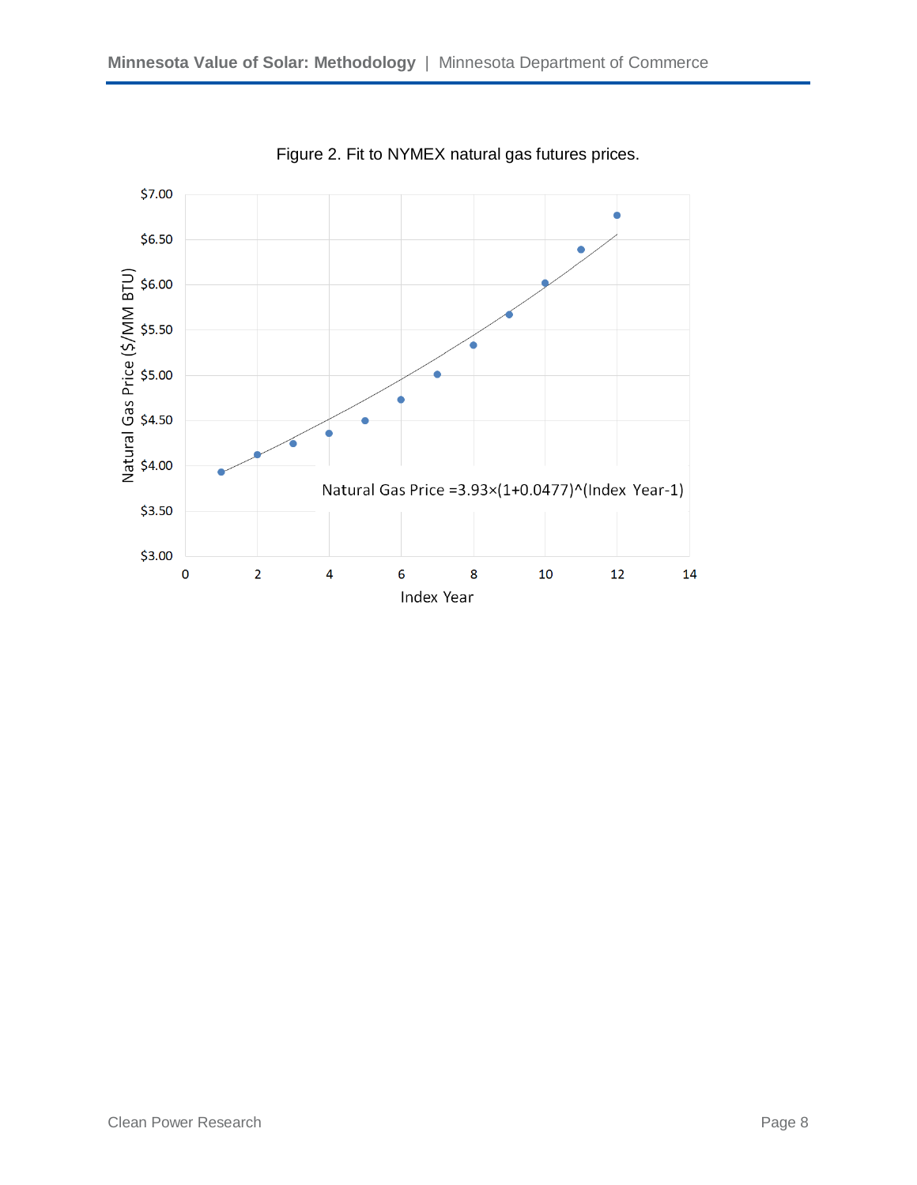Figure 2. Fit to NYMEX natural gas futures prices.

Natural Gas Price =3.93×(1+0.0477)^(Index Year-1)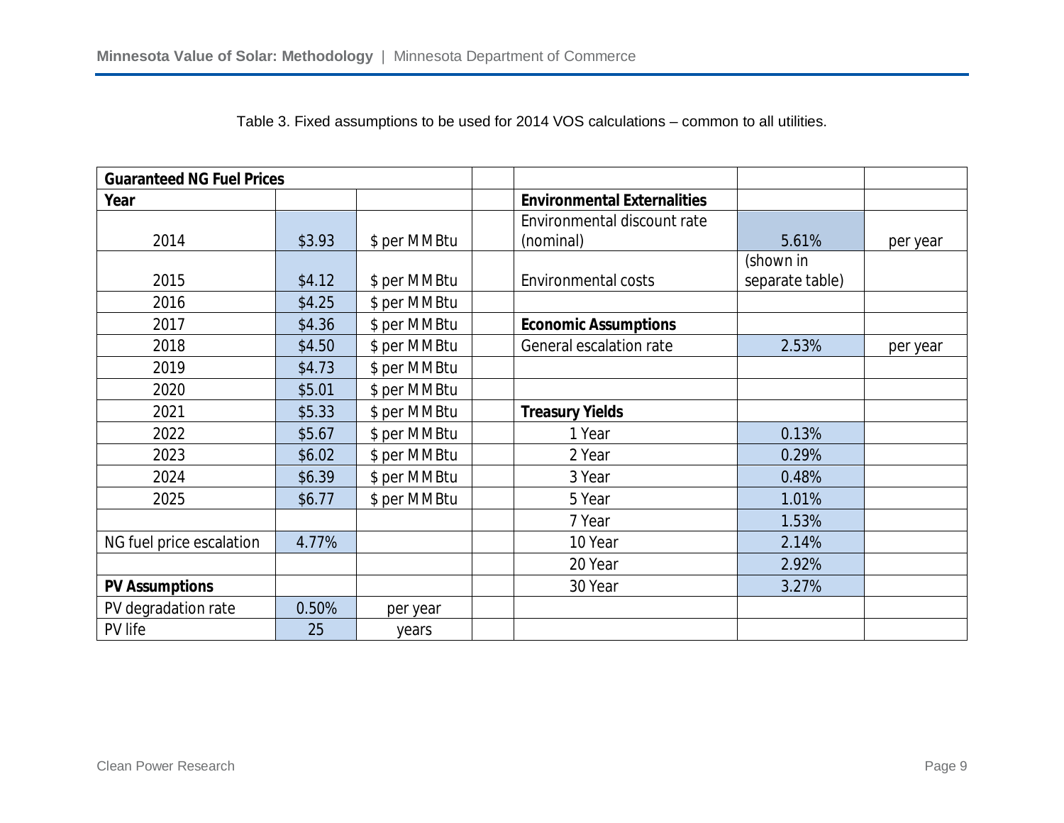Table 3. Fixed assumptions to be used for 2014 VOS calculations – common to all utilities.

| **Guaranteed NG Fuel Prices** | | | | | | |
|---|---|---|---|---|---|---|
| **Year** | | | | **Environmental Externalities** | | |
| 2014 | $3.93 | $ per MMBtu | | Environmental discount rate (nominal) | 5.61% | per year |
| 2015 | $4.12 | $ per MMBtu | | Environmental costs | (shown in separate table) | |
| 2016 | $4.25 | $ per MMBtu | | | | |
| 2017 | $4.36 | $ per MMBtu | | **Economic Assumptions** | | |
| 2018 | $4.50 | $ per MMBtu | | General escalation rate | 2.53% | per year |
| 2019 | $4.73 | $ per MMBtu | | | | |
| 2020 | $5.01 | $ per MMBtu | | | | |
| 2021 | $5.33 | $ per MMBtu | | **Treasury Yields** | | |
| 2022 | $5.67 | $ per MMBtu | | 1 Year | 0.13% | |
| 2023 | $6.02 | $ per MMBtu | | 2 Year | 0.29% | |
| 2024 | $6.39 | $ per MMBtu | | 3 Year | 0.48% | |
| 2025 | $6.77 | $ per MMBtu | | 5 Year | 1.01% | |
| | | | | 7 Year | 1.53% | |
| NG fuel price escalation | 4.77% | | | 10 Year | 2.14% | |
| | | | | 20 Year | 2.92% | |
| **PV Assumptions** | | | | 30 Year | 3.27% | |
| PV degradation rate | 0.50% | per year | | | | |
| PV life | 25 | years | | | | |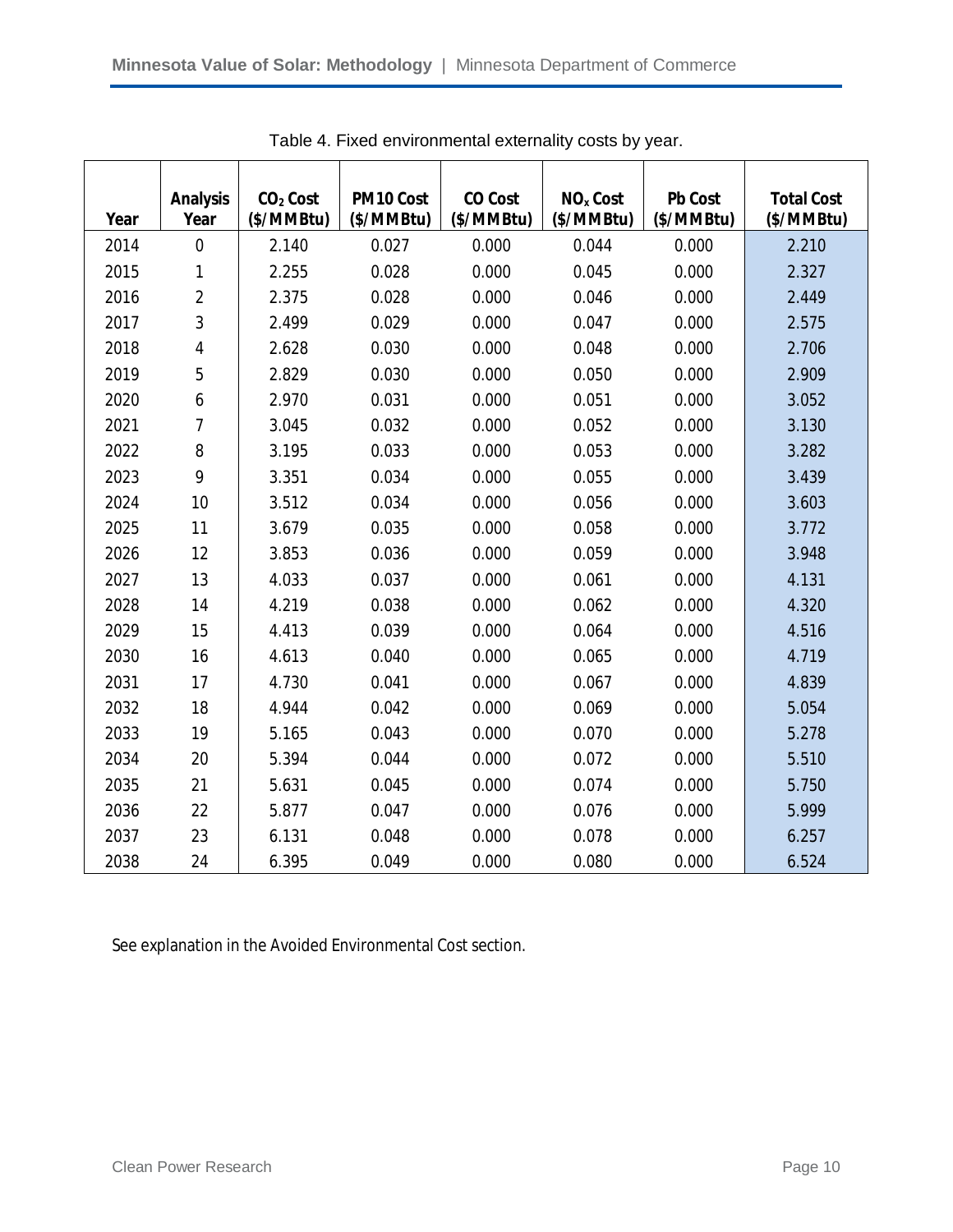Table 4. Fixed environmental externality costs by year.

| Year | Analysis Year | $CO_2$ Cost ($/MMBtu) | PM10 Cost ($/MMBtu) | CO Cost ($/MMBtu) | $NO_x$ Cost ($/MMBtu) | Pb Cost ($/MMBtu) | Total Cost ($/MMBtu) |
|---|---|---|---|---|---|---|---|
| 2014 | 0 | 2.140 | 0.027 | 0.000 | 0.044 | 0.000 | 2.210 |
| 2015 | 1 | 2.255 | 0.028 | 0.000 | 0.045 | 0.000 | 2.327 |
| 2016 | 2 | 2.375 | 0.028 | 0.000 | 0.046 | 0.000 | 2.449 |
| 2017 | 3 | 2.499 | 0.029 | 0.000 | 0.047 | 0.000 | 2.575 |
| 2018 | 4 | 2.628 | 0.030 | 0.000 | 0.048 | 0.000 | 2.706 |
| 2019 | 5 | 2.829 | 0.030 | 0.000 | 0.050 | 0.000 | 2.909 |
| 2020 | 6 | 2.970 | 0.031 | 0.000 | 0.051 | 0.000 | 3.052 |
| 2021 | 7 | 3.045 | 0.032 | 0.000 | 0.052 | 0.000 | 3.130 |
| 2022 | 8 | 3.195 | 0.033 | 0.000 | 0.053 | 0.000 | 3.282 |
| 2023 | 9 | 3.351 | 0.034 | 0.000 | 0.055 | 0.000 | 3.439 |
| 2024 | 10 | 3.512 | 0.034 | 0.000 | 0.056 | 0.000 | 3.603 |
| 2025 | 11 | 3.679 | 0.035 | 0.000 | 0.058 | 0.000 | 3.772 |
| 2026 | 12 | 3.853 | 0.036 | 0.000 | 0.059 | 0.000 | 3.948 |
| 2027 | 13 | 4.033 | 0.037 | 0.000 | 0.061 | 0.000 | 4.131 |
| 2028 | 14 | 4.219 | 0.038 | 0.000 | 0.062 | 0.000 | 4.320 |
| 2029 | 15 | 4.413 | 0.039 | 0.000 | 0.064 | 0.000 | 4.516 |
| 2030 | 16 | 4.613 | 0.040 | 0.000 | 0.065 | 0.000 | 4.719 |
| 2031 | 17 | 4.730 | 0.041 | 0.000 | 0.067 | 0.000 | 4.839 |
| 2032 | 18 | 4.944 | 0.042 | 0.000 | 0.069 | 0.000 | 5.054 |
| 2033 | 19 | 5.165 | 0.043 | 0.000 | 0.070 | 0.000 | 5.278 |
| 2034 | 20 | 5.394 | 0.044 | 0.000 | 0.072 | 0.000 | 5.510 |
| 2035 | 21 | 5.631 | 0.045 | 0.000 | 0.074 | 0.000 | 5.750 |
| 2036 | 22 | 5.877 | 0.047 | 0.000 | 0.076 | 0.000 | 5.999 |
| 2037 | 23 | 6.131 | 0.048 | 0.000 | 0.078 | 0.000 | 6.257 |
| 2038 | 24 | 6.395 | 0.049 | 0.000 | 0.080 | 0.000 | 6.524 |

See explanation in the Avoided Environmental Cost section.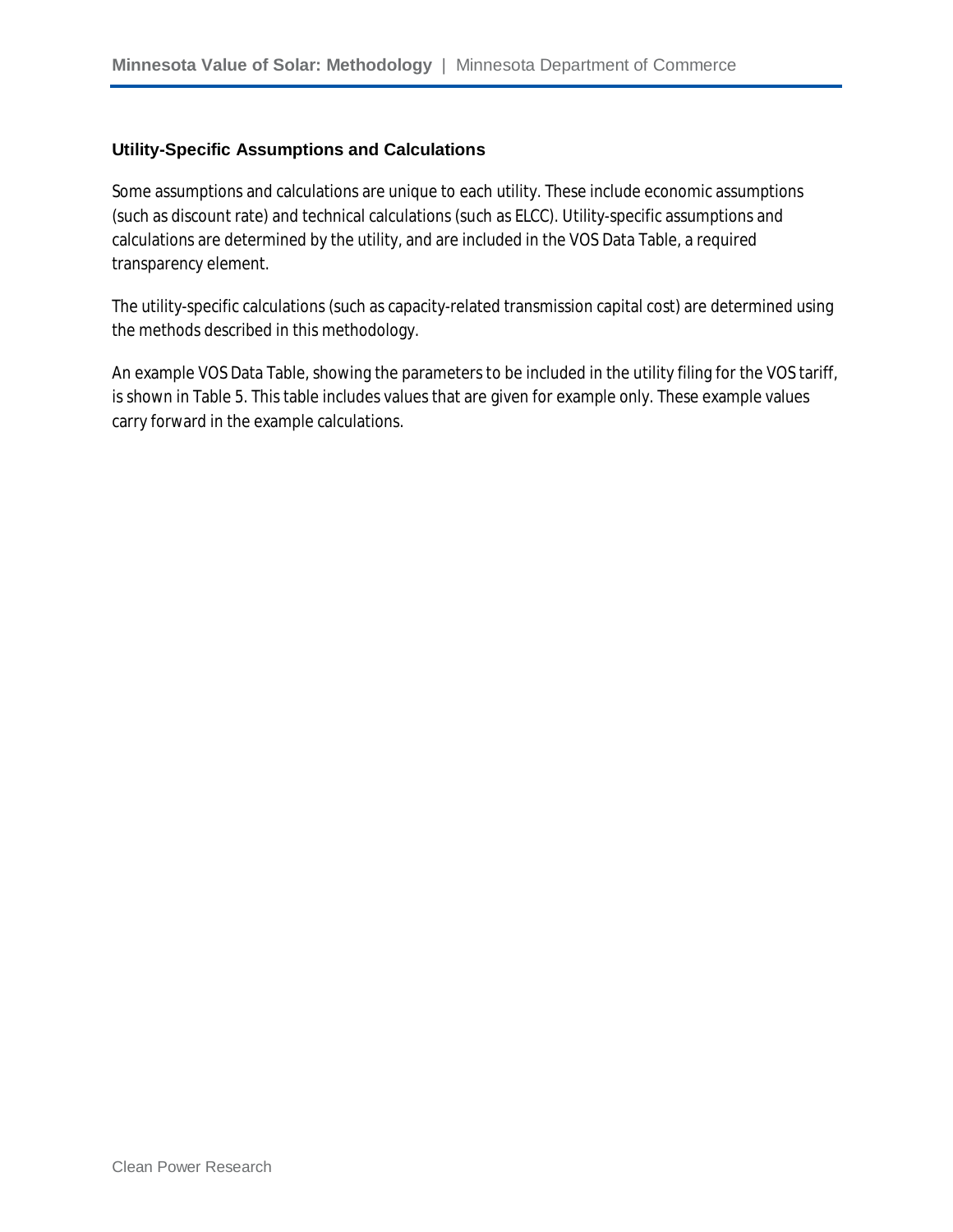### Utility-Specific Assumptions and Calculations

Some assumptions and calculations are unique to each utility. These include economic assumptions (such as discount rate) and technical calculations (such as ELCC). Utility-specific assumptions and calculations are determined by the utility, and are included in the VOS Data Table, a required transparency element.

The utility-specific calculations (such as capacity-related transmission capital cost) are determined using the methods described in this methodology.

An example VOS Data Table, showing the parameters to be included in the utility filing for the VOS tariff, is shown in Table 5. This table includes values that are given for example only. These example values carry forward in the example calculations.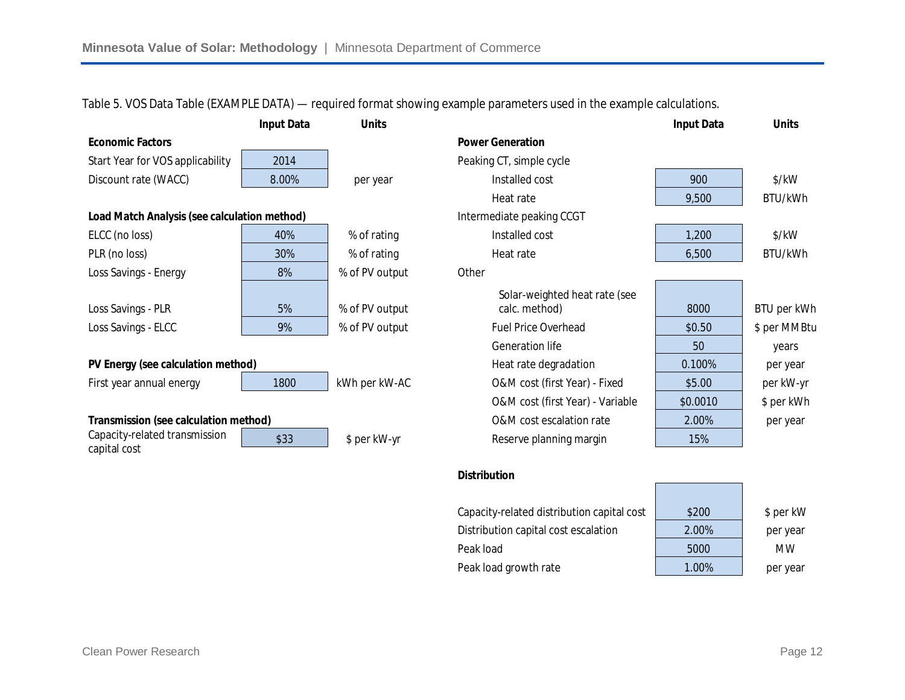Table 5. VOS Data Table (EXAMPLE DATA) — required format showing example parameters used in the example calculations.

| | Input Data | Units |
|---|---|---|
| **Economic Factors** | | |
| Start Year for VOS applicability | 2014 | |
| Discount rate (WACC) | 8.00% | per year |
| **Load Match Analysis (see calculation method)** | | |
| ELCC (no loss) | 40% | % of rating |
| PLR (no loss) | 30% | % of rating |
| Loss Savings - Energy | 8% | % of PV output |
| Loss Savings - PLR | 5% | % of PV output |
| Loss Savings - ELCC | 9% | % of PV output |
| **PV Energy (see calculation method)** | | |
| First year annual energy | 1800 | kWh per kW-AC |
| **Transmission (see calculation method)** | | |
| Capacity-related transmission capital cost | $33 | $ per kW-yr |

| | Input Data | Units |
|---|---|---|
| **Power Generation** | | |
| Peaking CT, simple cycle | | |
| Installed cost | 900 | $/kW |
| Heat rate | 9,500 | BTU/kWh |
| Intermediate peaking CCGT | | |
| Installed cost | 1,200 | $/kW |
| Heat rate | 6,500 | BTU/kWh |
| Other | | |
| Solar-weighted heat rate (see calc. method) | 8000 | BTU per kWh |
| Fuel Price Overhead | $0.50 | $ per MMBtu |
| Generation life | 50 | years |
| Heat rate degradation | 0.100% | per year |
| O&M cost (first Year) - Fixed | $5.00 | per kW-yr |
| O&M cost (first Year) - Variable | $0.0010 | $ per kWh |
| O&M cost escalation rate | 2.00% | per year |
| Reserve planning margin | 15% | |
| **Distribution** | | |
| Capacity-related distribution capital cost | $200 | $ per kW |
| Distribution capital cost escalation | 2.00% | per year |
| Peak load | 5000 | MW |
| Peak load growth rate | 1.00% | per year |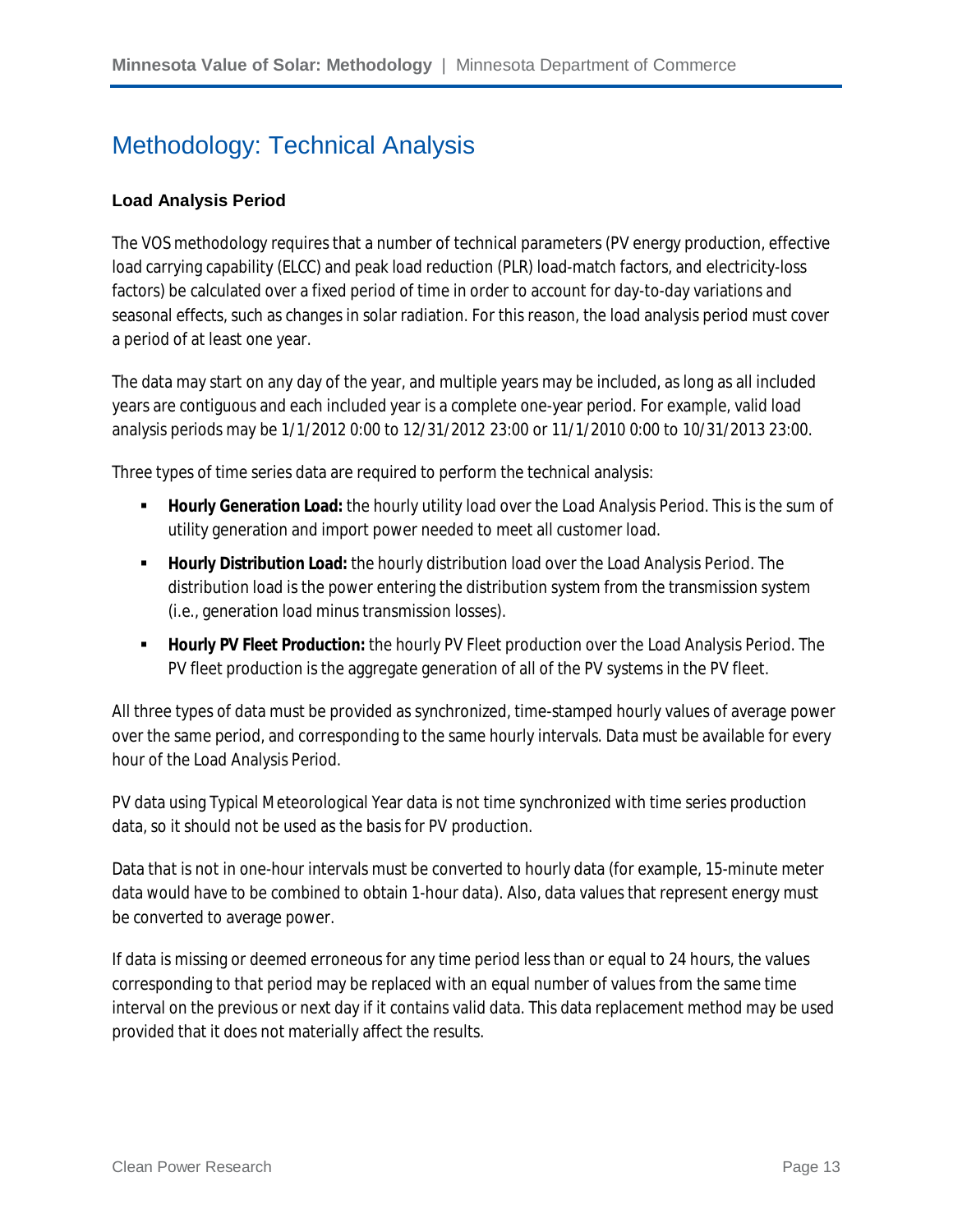# Methodology: Technical Analysis

### Load Analysis Period

The VOS methodology requires that a number of technical parameters (PV energy production, effective load carrying capability (ELCC) and peak load reduction (PLR) load-match factors, and electricity-loss factors) be calculated over a fixed period of time in order to account for day-to-day variations and seasonal effects, such as changes in solar radiation. For this reason, the load analysis period must cover a period of at least one year.

The data may start on any day of the year, and multiple years may be included, as long as all included years are contiguous and each included year is a complete one-year period. For example, valid load analysis periods may be 1/1/2012 0:00 to 12/31/2012 23:00 or 11/1/2010 0:00 to 10/31/2013 23:00.

Three types of time series data are required to perform the technical analysis:

- **Hourly Generation Load:** the hourly utility load over the Load Analysis Period. This is the sum of utility generation and import power needed to meet all customer load.
- **Hourly Distribution Load:** the hourly distribution load over the Load Analysis Period. The distribution load is the power entering the distribution system from the transmission system (i.e., generation load minus transmission losses).
- **Hourly PV Fleet Production:** the hourly PV Fleet production over the Load Analysis Period. The PV fleet production is the aggregate generation of all of the PV systems in the PV fleet.

All three types of data must be provided as synchronized, time-stamped hourly values of average power over the same period, and corresponding to the same hourly intervals. Data must be available for every hour of the Load Analysis Period.

PV data using Typical Meteorological Year data is not time synchronized with time series production data, so it should not be used as the basis for PV production.

Data that is not in one-hour intervals must be converted to hourly data (for example, 15-minute meter data would have to be combined to obtain 1-hour data). Also, data values that represent energy must be converted to average power.

If data is missing or deemed erroneous for any time period less than or equal to 24 hours, the values corresponding to that period may be replaced with an equal number of values from the same time interval on the previous or next day if it contains valid data. This data replacement method may be used provided that it does not materially affect the results.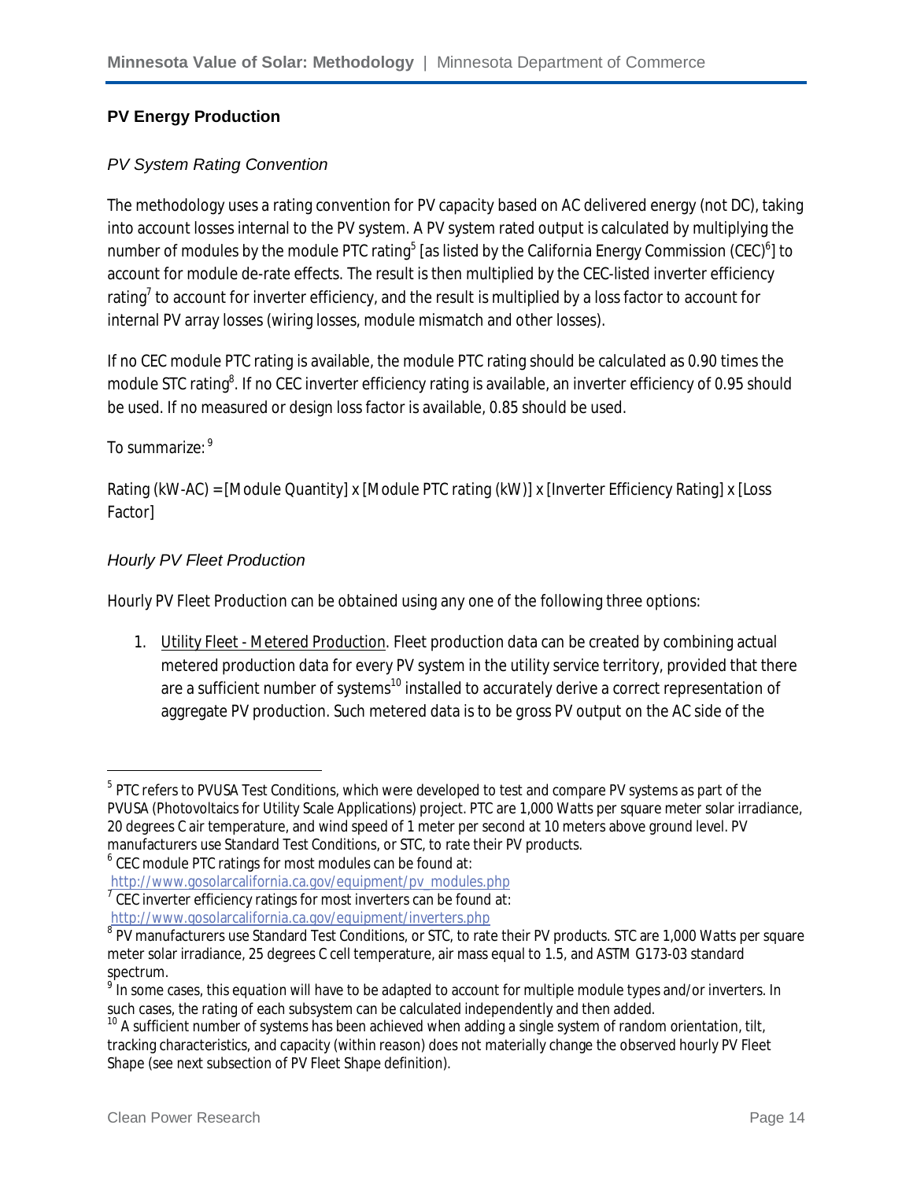### PV Energy Production

#### *PV System Rating Convention*

The methodology uses a rating convention for PV capacity based on AC delivered energy (not DC), taking into account losses internal to the PV system. A PV system rated output is calculated by multiplying the number of modules by the module PTC rating[5] [as listed by the California Energy Commission (CEC)[6]] to account for module de-rate effects. The result is then multiplied by the CEC-listed inverter efficiency rating[7] to account for inverter efficiency, and the result is multiplied by a loss factor to account for internal PV array losses (wiring losses, module mismatch and other losses).

If no CEC module PTC rating is available, the module PTC rating should be calculated as 0.90 times the module STC rating[8]. If no CEC inverter efficiency rating is available, an inverter efficiency of 0.95 should be used. If no measured or design loss factor is available, 0.85 should be used.

To summarize: [9]

Rating (kW-AC) = [Module Quantity] x [Module PTC rating (kW)] x [Inverter Efficiency Rating] x [Loss Factor]

#### *Hourly PV Fleet Production*

Hourly PV Fleet Production can be obtained using any one of the following three options:

1. Utility Fleet - Metered Production. Fleet production data can be created by combining actual metered production data for every PV system in the utility service territory, provided that there are a sufficient number of systems[10] installed to accurately derive a correct representation of aggregate PV production. Such metered data is to be gross PV output on the AC side of the

---

[5] PTC refers to PVUSA Test Conditions, which were developed to test and compare PV systems as part of the PVUSA (Photovoltaics for Utility Scale Applications) project. PTC are 1,000 Watts per square meter solar irradiance, 20 degrees C air temperature, and wind speed of 1 meter per second at 10 meters above ground level. PV manufacturers use Standard Test Conditions, or STC, to rate their PV products.

[6] CEC module PTC ratings for most modules can be found at: http://www.gosolarcalifornia.ca.gov/equipment/pv_modules.php

[7] CEC inverter efficiency ratings for most inverters can be found at: http://www.gosolarcalifornia.ca.gov/equipment/inverters.php

[8] PV manufacturers use Standard Test Conditions, or STC, to rate their PV products. STC are 1,000 Watts per square meter solar irradiance, 25 degrees C cell temperature, air mass equal to 1.5, and ASTM G173-03 standard spectrum.

[9] In some cases, this equation will have to be adapted to account for multiple module types and/or inverters. In such cases, the rating of each subsystem can be calculated independently and then added.

[10] A sufficient number of systems has been achieved when adding a single system of random orientation, tilt, tracking characteristics, and capacity (within reason) does not materially change the observed hourly PV Fleet Shape (see next subsection of PV Fleet Shape definition).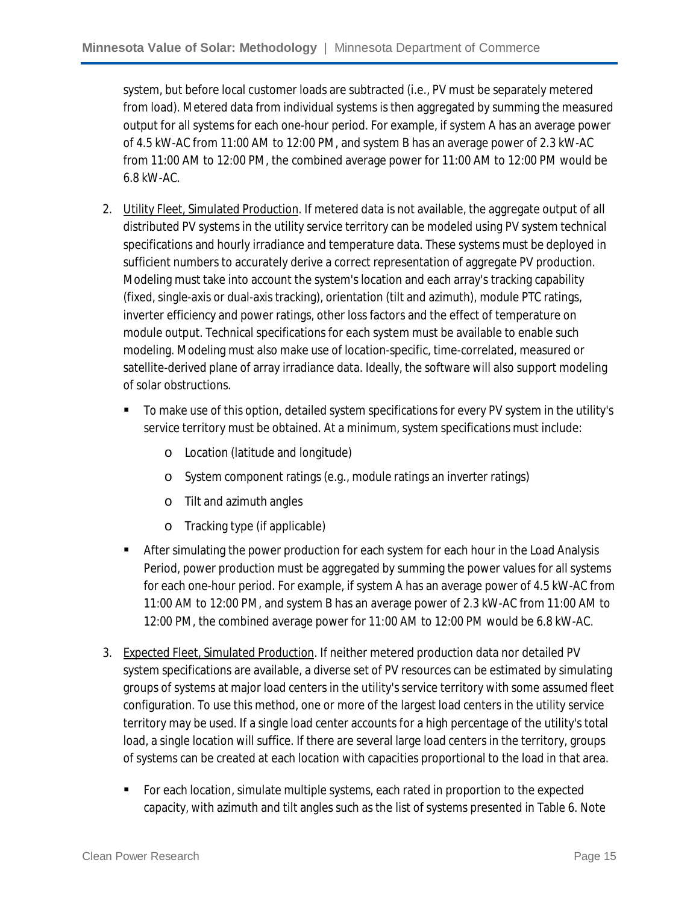system, but before local customer loads are subtracted (i.e., PV must be separately metered from load). Metered data from individual systems is then aggregated by summing the measured output for all systems for each one-hour period. For example, if system A has an average power of 4.5 kW-AC from 11:00 AM to 12:00 PM, and system B has an average power of 2.3 kW-AC from 11:00 AM to 12:00 PM, the combined average power for 11:00 AM to 12:00 PM would be 6.8 kW-AC.

2. Utility Fleet, Simulated Production. If metered data is not available, the aggregate output of all distributed PV systems in the utility service territory can be modeled using PV system technical specifications and hourly irradiance and temperature data. These systems must be deployed in sufficient numbers to accurately derive a correct representation of aggregate PV production. Modeling must take into account the system's location and each array's tracking capability (fixed, single-axis or dual-axis tracking), orientation (tilt and azimuth), module PTC ratings, inverter efficiency and power ratings, other loss factors and the effect of temperature on module output. Technical specifications for each system must be available to enable such modeling. Modeling must also make use of location-specific, time-correlated, measured or satellite-derived plane of array irradiance data. Ideally, the software will also support modeling of solar obstructions.
   - To make use of this option, detailed system specifications for every PV system in the utility's service territory must be obtained. At a minimum, system specifications must include:
     - Location (latitude and longitude)
     - System component ratings (e.g., module ratings an inverter ratings)
     - Tilt and azimuth angles
     - Tracking type (if applicable)
   - After simulating the power production for each system for each hour in the Load Analysis Period, power production must be aggregated by summing the power values for all systems for each one-hour period. For example, if system A has an average power of 4.5 kW-AC from 11:00 AM to 12:00 PM, and system B has an average power of 2.3 kW-AC from 11:00 AM to 12:00 PM, the combined average power for 11:00 AM to 12:00 PM would be 6.8 kW-AC.

3. Expected Fleet, Simulated Production. If neither metered production data nor detailed PV system specifications are available, a diverse set of PV resources can be estimated by simulating groups of systems at major load centers in the utility's service territory with some assumed fleet configuration. To use this method, one or more of the largest load centers in the utility service territory may be used. If a single load center accounts for a high percentage of the utility's total load, a single location will suffice. If there are several large load centers in the territory, groups of systems can be created at each location with capacities proportional to the load in that area.
   - For each location, simulate multiple systems, each rated in proportion to the expected capacity, with azimuth and tilt angles such as the list of systems presented in Table 6. Note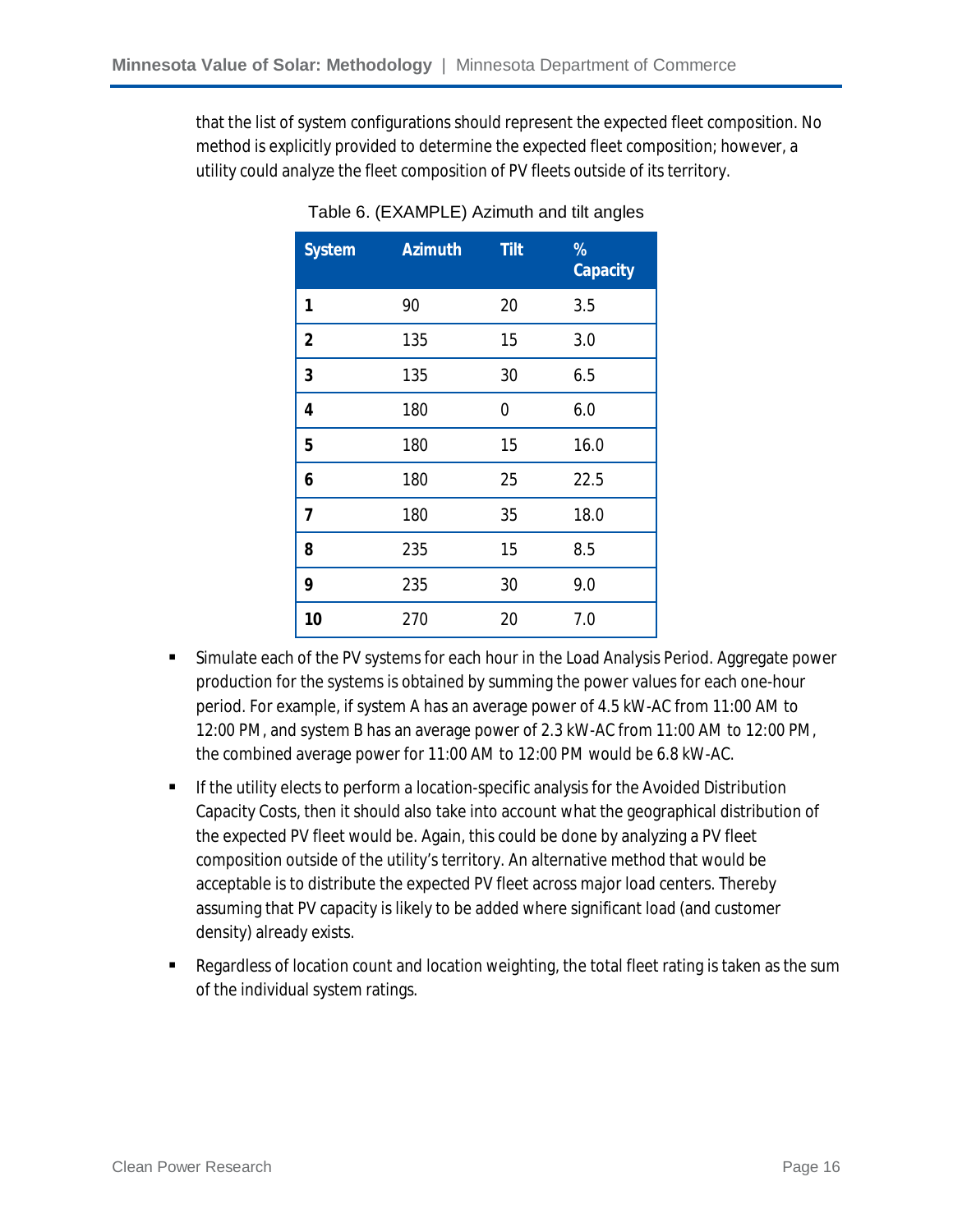that the list of system configurations should represent the expected fleet composition. No method is explicitly provided to determine the expected fleet composition; however, a utility could analyze the fleet composition of PV fleets outside of its territory.

Table 6. (EXAMPLE) Azimuth and tilt angles

| System | Azimuth | Tilt | % Capacity |
|---|---|---|---|
| **1** | 90 | 20 | 3.5 |
| **2** | 135 | 15 | 3.0 |
| **3** | 135 | 30 | 6.5 |
| **4** | 180 | 0 | 6.0 |
| **5** | 180 | 15 | 16.0 |
| **6** | 180 | 25 | 22.5 |
| **7** | 180 | 35 | 18.0 |
| **8** | 235 | 15 | 8.5 |
| **9** | 235 | 30 | 9.0 |
| **10** | 270 | 20 | 7.0 |

- Simulate each of the PV systems for each hour in the Load Analysis Period. Aggregate power production for the systems is obtained by summing the power values for each one-hour period. For example, if system A has an average power of 4.5 kW-AC from 11:00 AM to 12:00 PM, and system B has an average power of 2.3 kW-AC from 11:00 AM to 12:00 PM, the combined average power for 11:00 AM to 12:00 PM would be 6.8 kW-AC.
- If the utility elects to perform a location-specific analysis for the Avoided Distribution Capacity Costs, then it should also take into account what the geographical distribution of the expected PV fleet would be. Again, this could be done by analyzing a PV fleet composition outside of the utility's territory. An alternative method that would be acceptable is to distribute the expected PV fleet across major load centers. Thereby assuming that PV capacity is likely to be added where significant load (and customer density) already exists.
- Regardless of location count and location weighting, the total fleet rating is taken as the sum of the individual system ratings.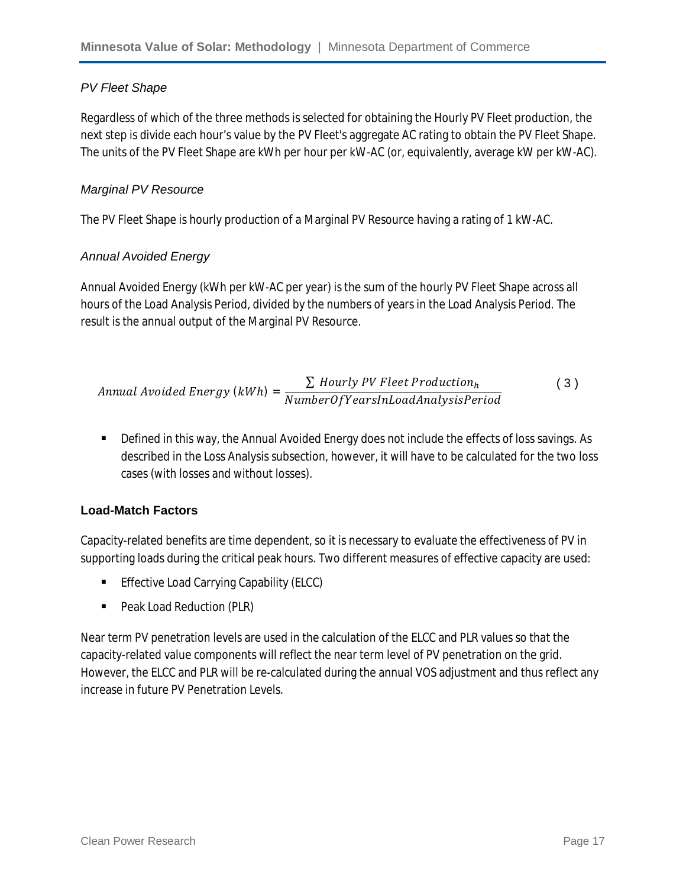*PV Fleet Shape*

Regardless of which of the three methods is selected for obtaining the Hourly PV Fleet production, the next step is divide each hour's value by the PV Fleet's aggregate AC rating to obtain the PV Fleet Shape. The units of the PV Fleet Shape are kWh per hour per kW-AC (or, equivalently, average kW per kW-AC).

*Marginal PV Resource*

The PV Fleet Shape is hourly production of a Marginal PV Resource having a rating of 1 kW-AC.

*Annual Avoided Energy*

Annual Avoided Energy (kWh per kW-AC per year) is the sum of the hourly PV Fleet Shape across all hours of the Load Analysis Period, divided by the numbers of years in the Load Analysis Period. The result is the annual output of the Marginal PV Resource.

$$Annual\ Avoided\ Energy\ (kWh) = \frac{\sum Hourly\ PV\ Fleet\ Production_h}{NumberOfYearsInLoadAnalysisPeriod} \tag{3}$$

- Defined in this way, the Annual Avoided Energy does not include the effects of loss savings. As described in the Loss Analysis subsection, however, it will have to be calculated for the two loss cases (with losses and without losses).

### Load-Match Factors

Capacity-related benefits are time dependent, so it is necessary to evaluate the effectiveness of PV in supporting loads during the critical peak hours. Two different measures of effective capacity are used:

- Effective Load Carrying Capability (ELCC)
- Peak Load Reduction (PLR)

Near term PV penetration levels are used in the calculation of the ELCC and PLR values so that the capacity-related value components will reflect the near term level of PV penetration on the grid. However, the ELCC and PLR will be re-calculated during the annual VOS adjustment and thus reflect any increase in future PV Penetration Levels.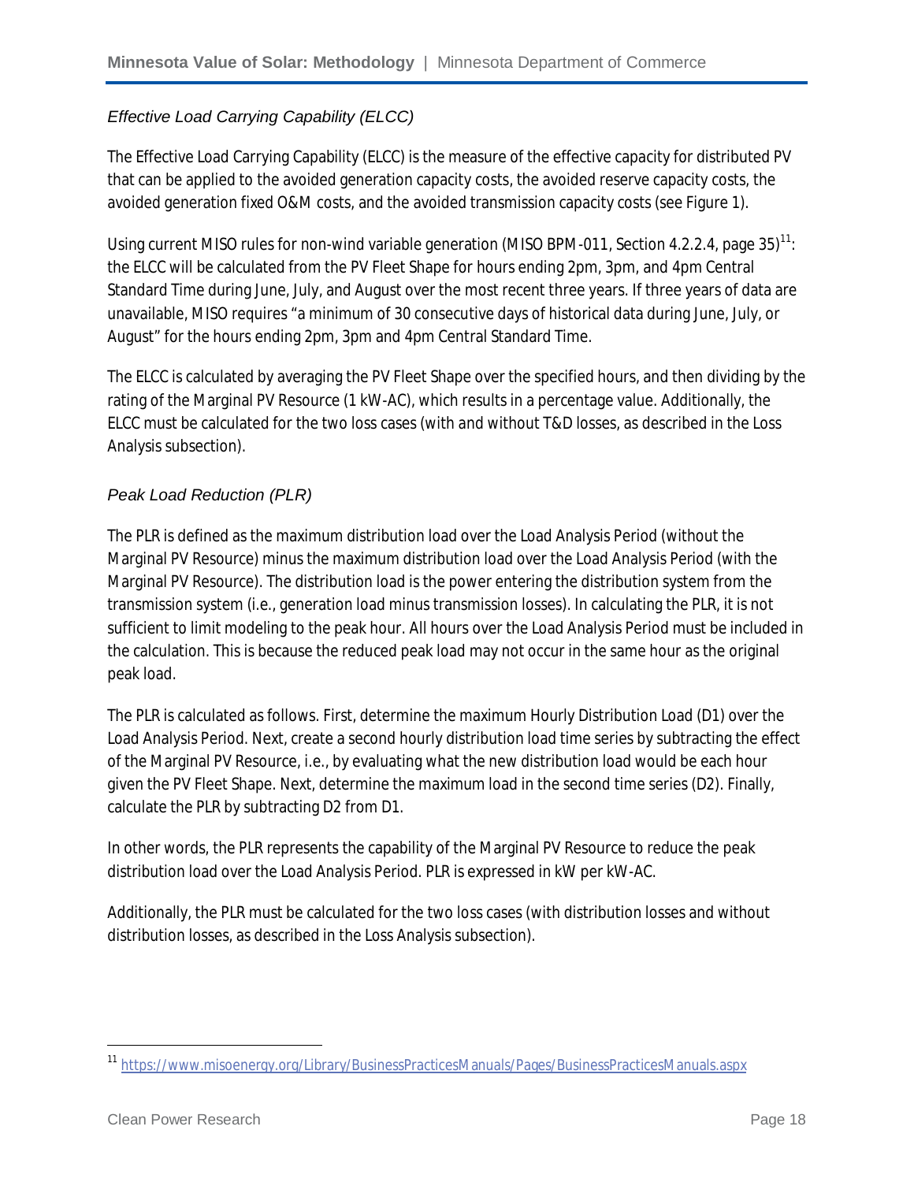### *Effective Load Carrying Capability (ELCC)*

The Effective Load Carrying Capability (ELCC) is the measure of the effective capacity for distributed PV that can be applied to the avoided generation capacity costs, the avoided reserve capacity costs, the avoided generation fixed O&M costs, and the avoided transmission capacity costs (see Figure 1).

Using current MISO rules for non-wind variable generation (MISO BPM-011, Section 4.2.2.4, page 35)[11]: the ELCC will be calculated from the PV Fleet Shape for hours ending 2pm, 3pm, and 4pm Central Standard Time during June, July, and August over the most recent three years. If three years of data are unavailable, MISO requires "a minimum of 30 consecutive days of historical data during June, July, or August" for the hours ending 2pm, 3pm and 4pm Central Standard Time.

The ELCC is calculated by averaging the PV Fleet Shape over the specified hours, and then dividing by the rating of the Marginal PV Resource (1 kW-AC), which results in a percentage value. Additionally, the ELCC must be calculated for the two loss cases (with and without T&D losses, as described in the Loss Analysis subsection).

### *Peak Load Reduction (PLR)*

The PLR is defined as the maximum distribution load over the Load Analysis Period (without the Marginal PV Resource) minus the maximum distribution load over the Load Analysis Period (with the Marginal PV Resource). The distribution load is the power entering the distribution system from the transmission system (i.e., generation load minus transmission losses). In calculating the PLR, it is not sufficient to limit modeling to the peak hour. All hours over the Load Analysis Period must be included in the calculation. This is because the reduced peak load may not occur in the same hour as the original peak load.

The PLR is calculated as follows. First, determine the maximum Hourly Distribution Load (D1) over the Load Analysis Period. Next, create a second hourly distribution load time series by subtracting the effect of the Marginal PV Resource, i.e., by evaluating what the new distribution load would be each hour given the PV Fleet Shape. Next, determine the maximum load in the second time series (D2). Finally, calculate the PLR by subtracting D2 from D1.

In other words, the PLR represents the capability of the Marginal PV Resource to reduce the peak distribution load over the Load Analysis Period. PLR is expressed in kW per kW-AC.

Additionally, the PLR must be calculated for the two loss cases (with distribution losses and without distribution losses, as described in the Loss Analysis subsection).

---

[11] https://www.misoenergy.org/Library/BusinessPracticesManuals/Pages/BusinessPracticesManuals.aspx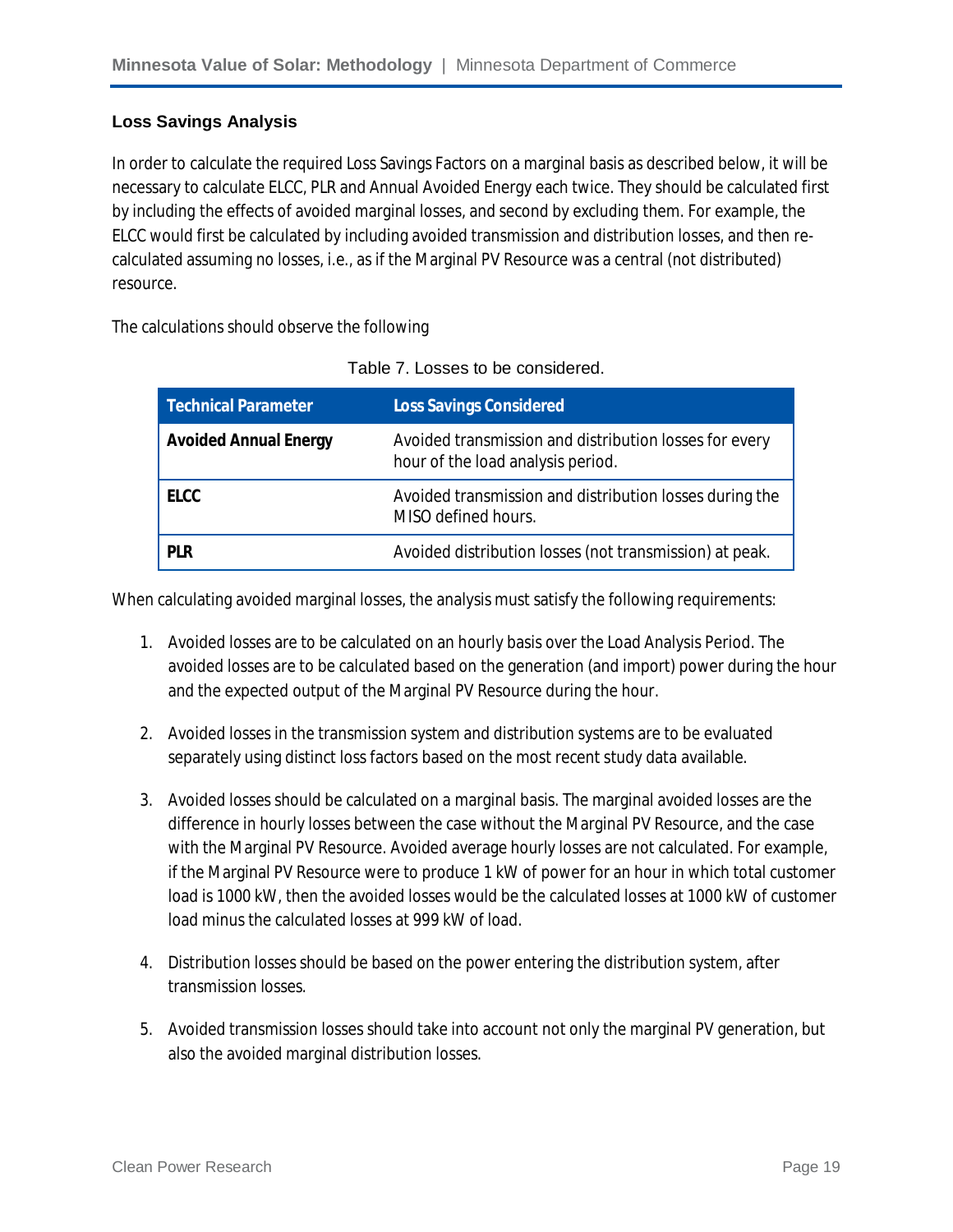### Loss Savings Analysis

In order to calculate the required Loss Savings Factors on a marginal basis as described below, it will be necessary to calculate ELCC, PLR and Annual Avoided Energy each twice. They should be calculated first by including the effects of avoided marginal losses, and second by excluding them. For example, the ELCC would first be calculated by including avoided transmission and distribution losses, and then re-calculated assuming no losses, i.e., as if the Marginal PV Resource was a central (not distributed) resource.

The calculations should observe the following

Table 7. Losses to be considered.

| Technical Parameter | Loss Savings Considered |
| --- | --- |
| **Avoided Annual Energy** | Avoided transmission and distribution losses for every hour of the load analysis period. |
| **ELCC** | Avoided transmission and distribution losses during the MISO defined hours. |
| **PLR** | Avoided distribution losses (not transmission) at peak. |

When calculating avoided marginal losses, the analysis must satisfy the following requirements:

1. Avoided losses are to be calculated on an hourly basis over the Load Analysis Period. The avoided losses are to be calculated based on the generation (and import) power during the hour and the expected output of the Marginal PV Resource during the hour.

2. Avoided losses in the transmission system and distribution systems are to be evaluated separately using distinct loss factors based on the most recent study data available.

3. Avoided losses should be calculated on a marginal basis. The marginal avoided losses are the difference in hourly losses between the case without the Marginal PV Resource, and the case with the Marginal PV Resource. Avoided average hourly losses are not calculated. For example, if the Marginal PV Resource were to produce 1 kW of power for an hour in which total customer load is 1000 kW, then the avoided losses would be the calculated losses at 1000 kW of customer load minus the calculated losses at 999 kW of load.

4. Distribution losses should be based on the power entering the distribution system, after transmission losses.

5. Avoided transmission losses should take into account not only the marginal PV generation, but also the avoided marginal distribution losses.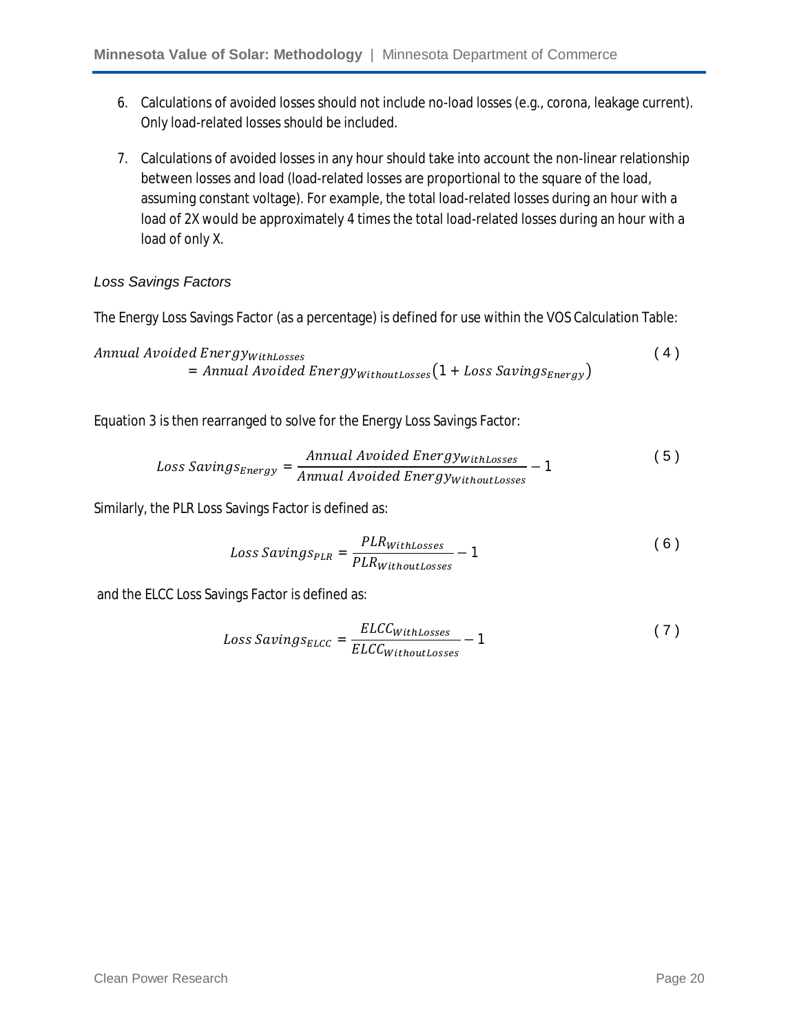6. Calculations of avoided losses should not include no-load losses (e.g., corona, leakage current). Only load-related losses should be included.

7. Calculations of avoided losses in any hour should take into account the non-linear relationship between losses and load (load-related losses are proportional to the square of the load, assuming constant voltage). For example, the total load-related losses during an hour with a load of 2X would be approximately 4 times the total load-related losses during an hour with a load of only X.

### *Loss Savings Factors*

The Energy Loss Savings Factor (as a percentage) is defined for use within the VOS Calculation Table:

$$Annual\ Avoided\ Energy_{WithLosses} = Annual\ Avoided\ Energy_{WithoutLosses}\left(1 + Loss\ Savings_{Energy}\right) \quad (4)$$

Equation 3 is then rearranged to solve for the Energy Loss Savings Factor:

$$Loss\ Savings_{Energy} = \frac{Annual\ Avoided\ Energy_{WithLosses}}{Annual\ Avoided\ Energy_{WithoutLosses}} - 1 \quad (5)$$

Similarly, the PLR Loss Savings Factor is defined as:

$$Loss\ Savings_{PLR} = \frac{PLR_{WithLosses}}{PLR_{WithoutLosses}} - 1 \quad (6)$$

and the ELCC Loss Savings Factor is defined as:

$$Loss\ Savings_{ELCC} = \frac{ELCC_{WithLosses}}{ELCC_{WithoutLosses}} - 1 \quad (7)$$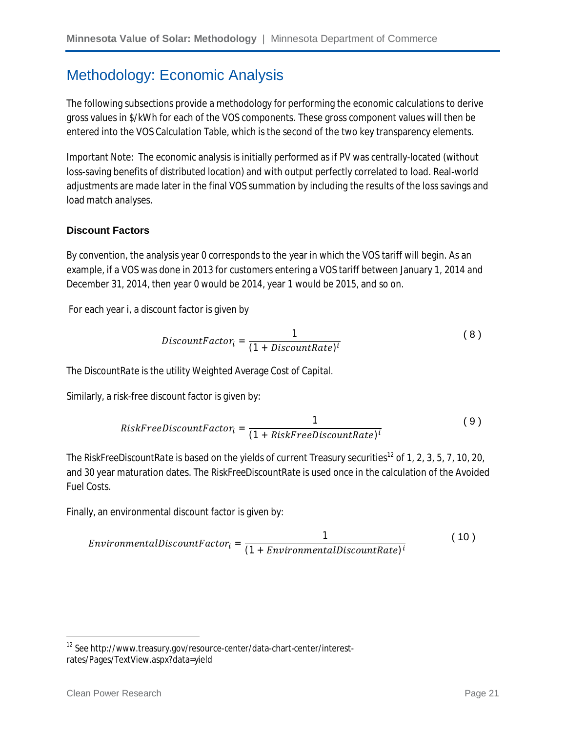# Methodology: Economic Analysis

The following subsections provide a methodology for performing the economic calculations to derive gross values in $/kWh for each of the VOS components. These gross component values will then be entered into the VOS Calculation Table, which is the second of the two key transparency elements.

Important Note: The economic analysis is initially performed as if PV was centrally-located (without loss-saving benefits of distributed location) and with output perfectly correlated to load. Real-world adjustments are made later in the final VOS summation by including the results of the loss savings and load match analyses.

### Discount Factors

By convention, the analysis year 0 corresponds to the year in which the VOS tariff will begin. As an example, if a VOS was done in 2013 for customers entering a VOS tariff between January 1, 2014 and December 31, 2014, then year 0 would be 2014, year 1 would be 2015, and so on.

For each year i, a discount factor is given by

$$DiscountFactor_i = \frac{1}{(1 + DiscountRate)^i} \tag{8}$$

The DiscountRate is the utility Weighted Average Cost of Capital.

Similarly, a risk-free discount factor is given by:

$$RiskFreeDiscountFactor_i = \frac{1}{(1 + RiskFreeDiscountRate)^i} \tag{9}$$

The RiskFreeDiscountRate is based on the yields of current Treasury securities[12] of 1, 2, 3, 5, 7, 10, 20, and 30 year maturation dates. The RiskFreeDiscountRate is used once in the calculation of the Avoided Fuel Costs.

Finally, an environmental discount factor is given by:

$$EnvironmentalDiscountFactor_i = \frac{1}{(1 + EnvironmentalDiscountRate)^i} \tag{10}$$

[12] See http://www.treasury.gov/resource-center/data-chart-center/interest-rates/Pages/TextView.aspx?data=yield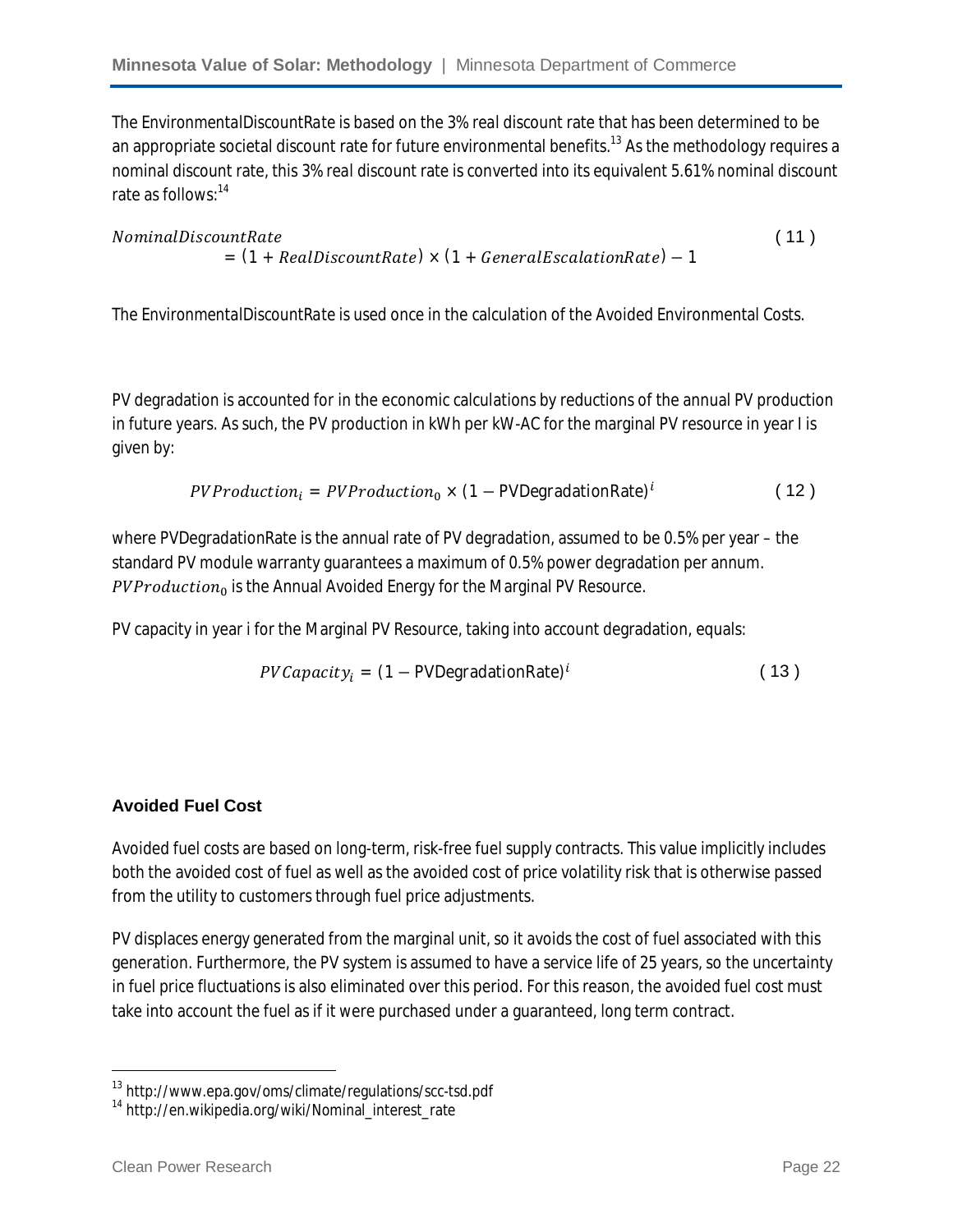The EnvironmentalDiscountRate is based on the 3% real discount rate that has been determined to be an appropriate societal discount rate for future environmental benefits.[13] As the methodology requires a nominal discount rate, this 3% real discount rate is converted into its equivalent 5.61% nominal discount rate as follows:[14]

$$NominalDiscountRate = (1 + RealDiscountRate) \times (1 + GeneralEscalationRate) - 1 \quad (11)$$

The EnvironmentalDiscountRate is used once in the calculation of the Avoided Environmental Costs.

PV degradation is accounted for in the economic calculations by reductions of the annual PV production in future years. As such, the PV production in kWh per kW-AC for the marginal PV resource in year I is given by:

$$PVProduction_i = PVProduction_0 \times (1 - \text{PVDegradationRate})^i \quad (12)$$

where PVDegradationRate is the annual rate of PV degradation, assumed to be 0.5% per year – the standard PV module warranty guarantees a maximum of 0.5% power degradation per annum. $PVProduction_0$ is the Annual Avoided Energy for the Marginal PV Resource.

PV capacity in year i for the Marginal PV Resource, taking into account degradation, equals:

$$PVCapacity_i = (1 - \text{PVDegradationRate})^i \quad (13)$$

### Avoided Fuel Cost

Avoided fuel costs are based on long-term, risk-free fuel supply contracts. This value implicitly includes both the avoided cost of fuel as well as the avoided cost of price volatility risk that is otherwise passed from the utility to customers through fuel price adjustments.

PV displaces energy generated from the marginal unit, so it avoids the cost of fuel associated with this generation. Furthermore, the PV system is assumed to have a service life of 25 years, so the uncertainty in fuel price fluctuations is also eliminated over this period. For this reason, the avoided fuel cost must take into account the fuel as if it were purchased under a guaranteed, long term contract.

[13] http://www.epa.gov/oms/climate/regulations/scc-tsd.pdf
[14] http://en.wikipedia.org/wiki/Nominal_interest_rate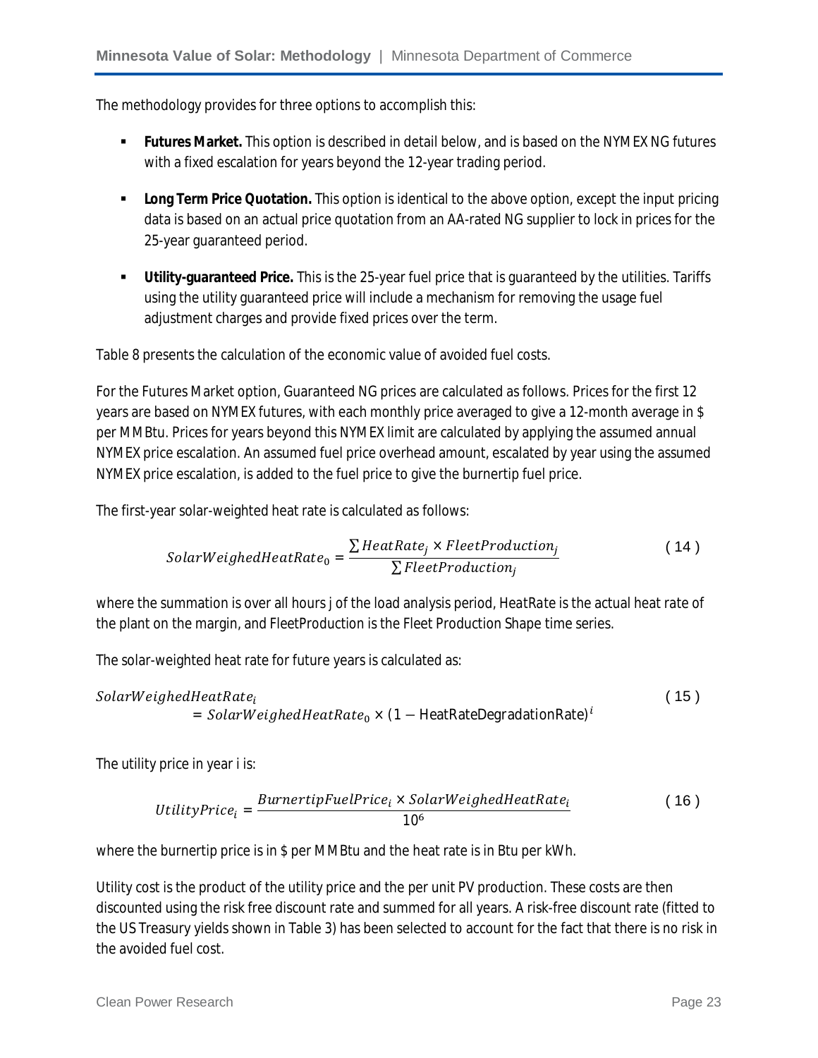The methodology provides for three options to accomplish this:

- **Futures Market.** This option is described in detail below, and is based on the NYMEX NG futures with a fixed escalation for years beyond the 12-year trading period.
- **Long Term Price Quotation.** This option is identical to the above option, except the input pricing data is based on an actual price quotation from an AA-rated NG supplier to lock in prices for the 25-year guaranteed period.
- **Utility-guaranteed Price.** This is the 25-year fuel price that is guaranteed by the utilities. Tariffs using the utility guaranteed price will include a mechanism for removing the usage fuel adjustment charges and provide fixed prices over the term.

Table 8 presents the calculation of the economic value of avoided fuel costs.

For the Futures Market option, Guaranteed NG prices are calculated as follows. Prices for the first 12 years are based on NYMEX futures, with each monthly price averaged to give a 12-month average in $ per MMBtu. Prices for years beyond this NYMEX limit are calculated by applying the assumed annual NYMEX price escalation. An assumed fuel price overhead amount, escalated by year using the assumed NYMEX price escalation, is added to the fuel price to give the burnertip fuel price.

The first-year solar-weighted heat rate is calculated as follows:

$$SolarWeighedHeatRate_0 = \frac{\sum HeatRate_j \times FleetProduction_j}{\sum FleetProduction_j} \qquad (14)$$

where the summation is over all hours j of the load analysis period, HeatRate is the actual heat rate of the plant on the margin, and FleetProduction is the Fleet Production Shape time series.

The solar-weighted heat rate for future years is calculated as:

$$SolarWeighedHeatRate_i = SolarWeighedHeatRate_0 \times (1 - \text{HeatRateDegradationRate})^i \qquad (15)$$

The utility price in year i is:

$$UtilityPrice_i = \frac{BurnertipFuelPrice_i \times SolarWeighedHeatRate_i}{10^6} \qquad (16)$$

where the burnertip price is in $ per MMBtu and the heat rate is in Btu per kWh.

Utility cost is the product of the utility price and the per unit PV production. These costs are then discounted using the risk free discount rate and summed for all years. A risk-free discount rate (fitted to the US Treasury yields shown in Table 3) has been selected to account for the fact that there is no risk in the avoided fuel cost.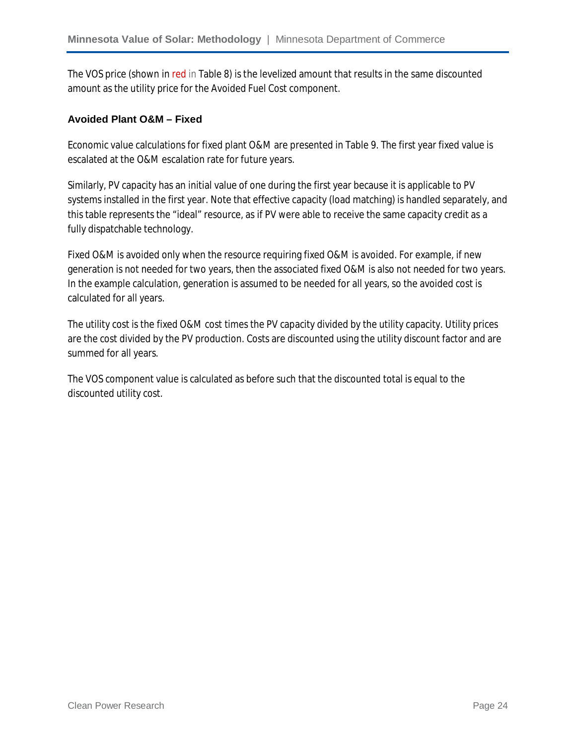The VOS price (shown in red in Table 8) is the levelized amount that results in the same discounted amount as the utility price for the Avoided Fuel Cost component.

### Avoided Plant O&M – Fixed

Economic value calculations for fixed plant O&M are presented in Table 9. The first year fixed value is escalated at the O&M escalation rate for future years.

Similarly, PV capacity has an initial value of one during the first year because it is applicable to PV systems installed in the first year. Note that effective capacity (load matching) is handled separately, and this table represents the "ideal" resource, as if PV were able to receive the same capacity credit as a fully dispatchable technology.

Fixed O&M is avoided only when the resource requiring fixed O&M is avoided. For example, if new generation is not needed for two years, then the associated fixed O&M is also not needed for two years. In the example calculation, generation is assumed to be needed for all years, so the avoided cost is calculated for all years.

The utility cost is the fixed O&M cost times the PV capacity divided by the utility capacity. Utility prices are the cost divided by the PV production. Costs are discounted using the utility discount factor and are summed for all years.

The VOS component value is calculated as before such that the discounted total is equal to the discounted utility cost.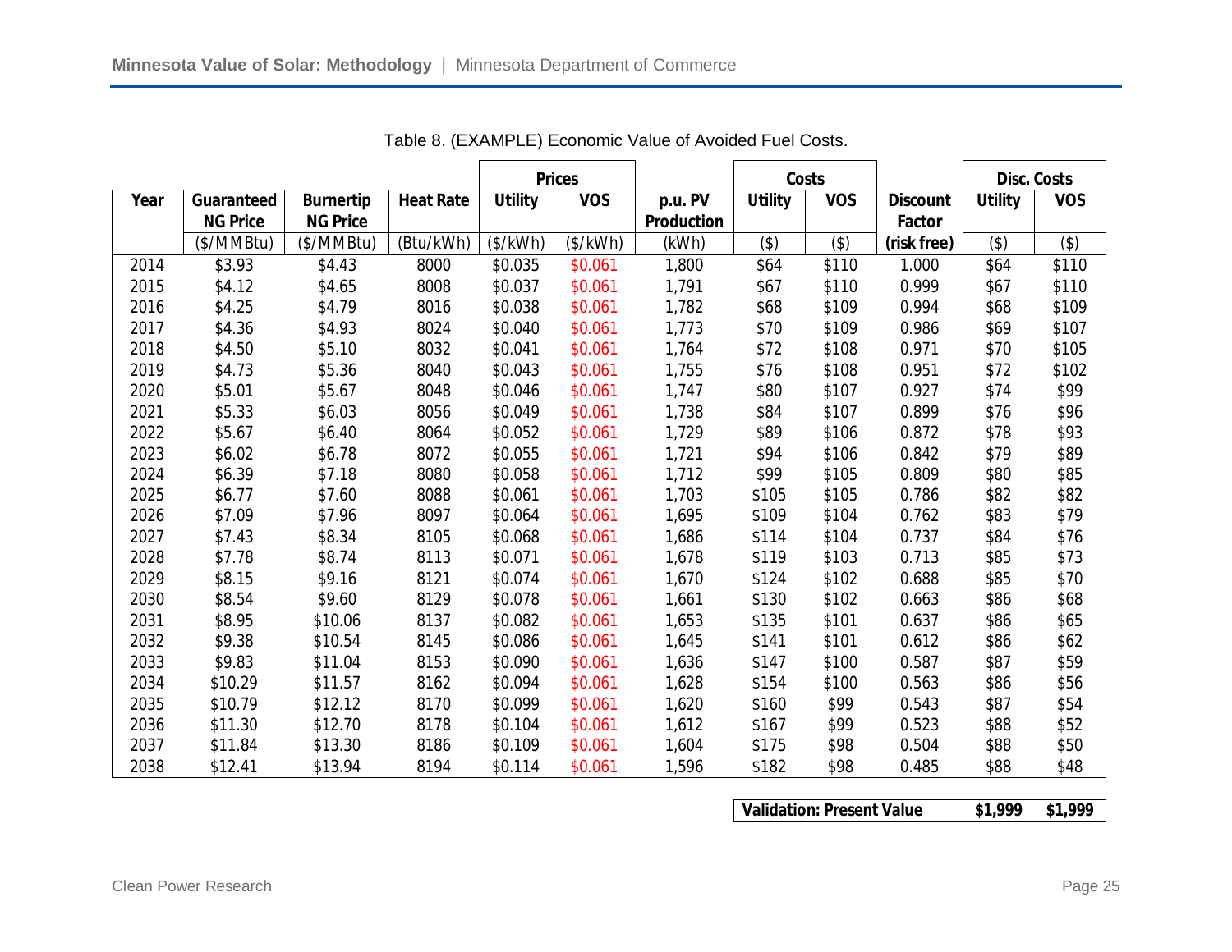Table 8. (EXAMPLE) Economic Value of Avoided Fuel Costs.

| Year | Guaranteed NG Price | Burnertip NG Price | Heat Rate | Prices | | p.u. PV Production | Costs | | Discount Factor | Disc. Costs | |
|---|---|---|---|---|---|---|---|---|---|---|---|
| | | | | Utility | VOS | | Utility | VOS | | Utility | VOS |
| | ($/MMBtu) | ($/MMBtu) | (Btu/kWh) | ($/kWh) | ($/kWh) | (kWh) | ($) | ($) | (risk free) | ($) | ($) |
| 2014 | $3.93 | $4.43 | 8000 | $0.035 | $0.061 | 1,800 | $64 | $110 | 1.000 | $64 | $110 |
| 2015 | $4.12 | $4.65 | 8008 | $0.037 | $0.061 | 1,791 | $67 | $110 | 0.999 | $67 | $110 |
| 2016 | $4.25 | $4.79 | 8016 | $0.038 | $0.061 | 1,782 | $68 | $109 | 0.994 | $68 | $109 |
| 2017 | $4.36 | $4.93 | 8024 | $0.040 | $0.061 | 1,773 | $70 | $109 | 0.986 | $69 | $107 |
| 2018 | $4.50 | $5.10 | 8032 | $0.041 | $0.061 | 1,764 | $72 | $108 | 0.971 | $70 | $105 |
| 2019 | $4.73 | $5.36 | 8040 | $0.043 | $0.061 | 1,755 | $76 | $108 | 0.951 | $72 | $102 |
| 2020 | $5.01 | $5.67 | 8048 | $0.046 | $0.061 | 1,747 | $80 | $107 | 0.927 | $74 | $99 |
| 2021 | $5.33 | $6.03 | 8056 | $0.049 | $0.061 | 1,738 | $84 | $107 | 0.899 | $76 | $96 |
| 2022 | $5.67 | $6.40 | 8064 | $0.052 | $0.061 | 1,729 | $89 | $106 | 0.872 | $78 | $93 |
| 2023 | $6.02 | $6.78 | 8072 | $0.055 | $0.061 | 1,721 | $94 | $106 | 0.842 | $79 | $89 |
| 2024 | $6.39 | $7.18 | 8080 | $0.058 | $0.061 | 1,712 | $99 | $105 | 0.809 | $80 | $85 |
| 2025 | $6.77 | $7.60 | 8088 | $0.061 | $0.061 | 1,703 | $105 | $105 | 0.786 | $82 | $82 |
| 2026 | $7.09 | $7.96 | 8097 | $0.064 | $0.061 | 1,695 | $109 | $104 | 0.762 | $83 | $79 |
| 2027 | $7.43 | $8.34 | 8105 | $0.068 | $0.061 | 1,686 | $114 | $104 | 0.737 | $84 | $76 |
| 2028 | $7.78 | $8.74 | 8113 | $0.071 | $0.061 | 1,678 | $119 | $103 | 0.713 | $85 | $73 |
| 2029 | $8.15 | $9.16 | 8121 | $0.074 | $0.061 | 1,670 | $124 | $102 | 0.688 | $85 | $70 |
| 2030 | $8.54 | $9.60 | 8129 | $0.078 | $0.061 | 1,661 | $130 | $102 | 0.663 | $86 | $68 |
| 2031 | $8.95 | $10.06 | 8137 | $0.082 | $0.061 | 1,653 | $135 | $101 | 0.637 | $86 | $65 |
| 2032 | $9.38 | $10.54 | 8145 | $0.086 | $0.061 | 1,645 | $141 | $101 | 0.612 | $86 | $62 |
| 2033 | $9.83 | $11.04 | 8153 | $0.090 | $0.061 | 1,636 | $147 | $100 | 0.587 | $87 | $59 |
| 2034 | $10.29 | $11.57 | 8162 | $0.094 | $0.061 | 1,628 | $154 | $100 | 0.563 | $86 | $56 |
| 2035 | $10.79 | $12.12 | 8170 | $0.099 | $0.061 | 1,620 | $160 | $99 | 0.543 | $87 | $54 |
| 2036 | $11.30 | $12.70 | 8178 | $0.104 | $0.061 | 1,612 | $167 | $99 | 0.523 | $88 | $52 |
| 2037 | $11.84 | $13.30 | 8186 | $0.109 | $0.061 | 1,604 | $175 | $98 | 0.504 | $88 | $50 |
| 2038 | $12.41 | $13.94 | 8194 | $0.114 | $0.061 | 1,596 | $182 | $98 | 0.485 | $88 | $48 |

| Validation: Present Value | $1,999 | $1,999 |
|---|---|---|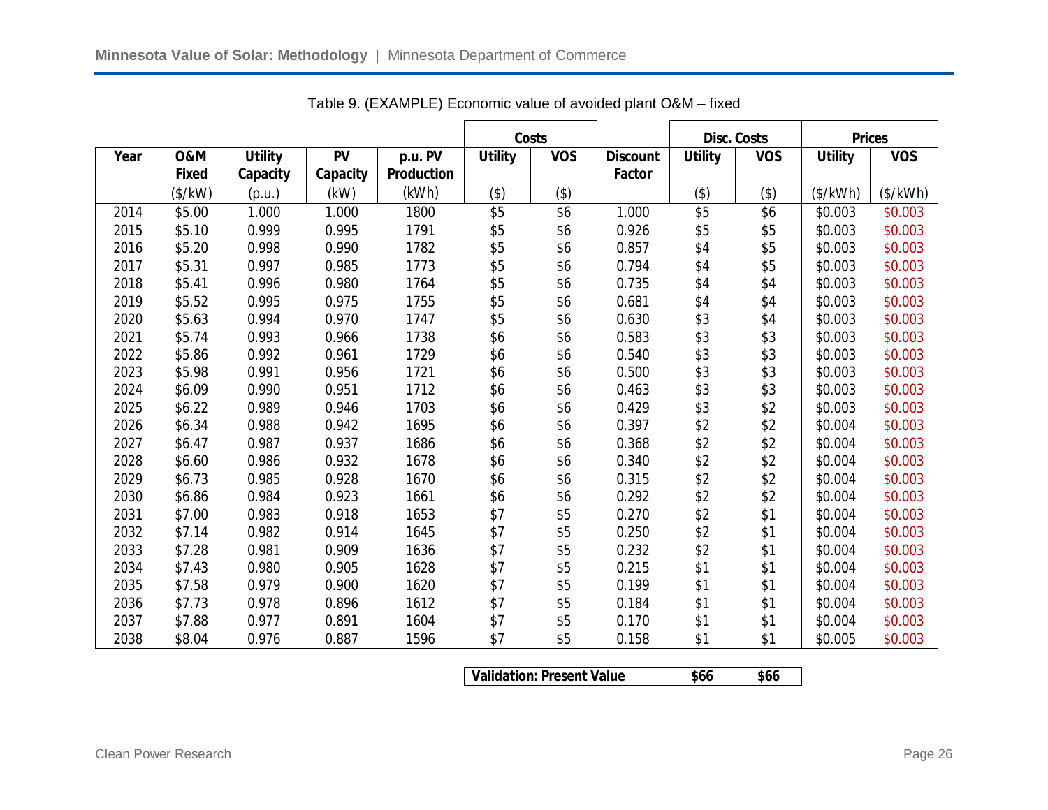Table 9. (EXAMPLE) Economic value of avoided plant O&M – fixed

| Year | O&M Fixed | Utility Capacity | PV Capacity | p.u. PV Production | Costs | | Discount Factor | Disc. Costs | | Prices | |
|---|---|---|---|---|---|---|---|---|---|---|---|
| | | | | | Utility | VOS | | Utility | VOS | Utility | VOS |
| | ($/kW) | (p.u.) | (kW) | (kWh) | ($) | ($) | | ($) | ($) | ($/kWh) | ($/kWh) |
| 2014 | $5.00 | 1.000 | 1.000 | 1800 | $5 | $6 | 1.000 | $5 | $6 | $0.003 | $0.003 |
| 2015 | $5.10 | 0.999 | 0.995 | 1791 | $5 | $6 | 0.926 | $5 | $5 | $0.003 | $0.003 |
| 2016 | $5.20 | 0.998 | 0.990 | 1782 | $5 | $6 | 0.857 | $4 | $5 | $0.003 | $0.003 |
| 2017 | $5.31 | 0.997 | 0.985 | 1773 | $5 | $6 | 0.794 | $4 | $5 | $0.003 | $0.003 |
| 2018 | $5.41 | 0.996 | 0.980 | 1764 | $5 | $6 | 0.735 | $4 | $4 | $0.003 | $0.003 |
| 2019 | $5.52 | 0.995 | 0.975 | 1755 | $5 | $6 | 0.681 | $4 | $4 | $0.003 | $0.003 |
| 2020 | $5.63 | 0.994 | 0.970 | 1747 | $5 | $6 | 0.630 | $3 | $4 | $0.003 | $0.003 |
| 2021 | $5.74 | 0.993 | 0.966 | 1738 | $6 | $6 | 0.583 | $3 | $3 | $0.003 | $0.003 |
| 2022 | $5.86 | 0.992 | 0.961 | 1729 | $6 | $6 | 0.540 | $3 | $3 | $0.003 | $0.003 |
| 2023 | $5.98 | 0.991 | 0.956 | 1721 | $6 | $6 | 0.500 | $3 | $3 | $0.003 | $0.003 |
| 2024 | $6.09 | 0.990 | 0.951 | 1712 | $6 | $6 | 0.463 | $3 | $3 | $0.003 | $0.003 |
| 2025 | $6.22 | 0.989 | 0.946 | 1703 | $6 | $6 | 0.429 | $3 | $2 | $0.003 | $0.003 |
| 2026 | $6.34 | 0.988 | 0.942 | 1695 | $6 | $6 | 0.397 | $2 | $2 | $0.004 | $0.003 |
| 2027 | $6.47 | 0.987 | 0.937 | 1686 | $6 | $6 | 0.368 | $2 | $2 | $0.004 | $0.003 |
| 2028 | $6.60 | 0.986 | 0.932 | 1678 | $6 | $6 | 0.340 | $2 | $2 | $0.004 | $0.003 |
| 2029 | $6.73 | 0.985 | 0.928 | 1670 | $6 | $6 | 0.315 | $2 | $2 | $0.004 | $0.003 |
| 2030 | $6.86 | 0.984 | 0.923 | 1661 | $6 | $6 | 0.292 | $2 | $2 | $0.004 | $0.003 |
| 2031 | $7.00 | 0.983 | 0.918 | 1653 | $7 | $5 | 0.270 | $2 | $1 | $0.004 | $0.003 |
| 2032 | $7.14 | 0.982 | 0.914 | 1645 | $7 | $5 | 0.250 | $2 | $1 | $0.004 | $0.003 |
| 2033 | $7.28 | 0.981 | 0.909 | 1636 | $7 | $5 | 0.232 | $2 | $1 | $0.004 | $0.003 |
| 2034 | $7.43 | 0.980 | 0.905 | 1628 | $7 | $5 | 0.215 | $1 | $1 | $0.004 | $0.003 |
| 2035 | $7.58 | 0.979 | 0.900 | 1620 | $7 | $5 | 0.199 | $1 | $1 | $0.004 | $0.003 |
| 2036 | $7.73 | 0.978 | 0.896 | 1612 | $7 | $5 | 0.184 | $1 | $1 | $0.004 | $0.003 |
| 2037 | $7.88 | 0.977 | 0.891 | 1604 | $7 | $5 | 0.170 | $1 | $1 | $0.004 | $0.003 |
| 2038 | $8.04 | 0.976 | 0.887 | 1596 | $7 | $5 | 0.158 | $1 | $1 | $0.005 | $0.003 |

| Validation: Present Value | $66 | $66 |
|---|---|---|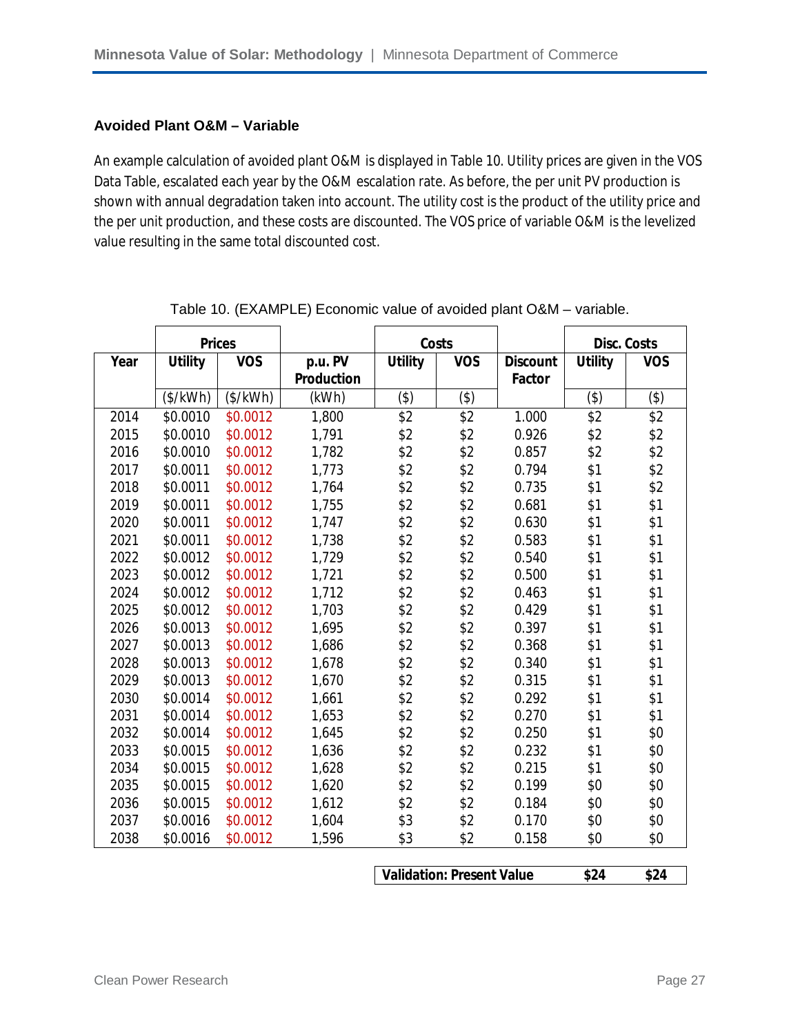### Avoided Plant O&M – Variable

An example calculation of avoided plant O&M is displayed in Table 10. Utility prices are given in the VOS Data Table, escalated each year by the O&M escalation rate. As before, the per unit PV production is shown with annual degradation taken into account. The utility cost is the product of the utility price and the per unit production, and these costs are discounted. The VOS price of variable O&M is the levelized value resulting in the same total discounted cost.

Table 10. (EXAMPLE) Economic value of avoided plant O&M – variable.

| | Prices | | | Costs | | | Disc. Costs | |
|---|---|---|---|---|---|---|---|---|
| Year | Utility | VOS | p.u. PV Production | Utility | VOS | Discount Factor | Utility | VOS |
| | ($/kWh) | ($/kWh) | (kWh) | ($) | ($) | | ($) | ($) |
| 2014 | $0.0010 | $0.0012 | 1,800 | $2 | $2 | 1.000 | $2 | $2 |
| 2015 | $0.0010 | $0.0012 | 1,791 | $2 | $2 | 0.926 | $2 | $2 |
| 2016 | $0.0010 | $0.0012 | 1,782 | $2 | $2 | 0.857 | $2 | $2 |
| 2017 | $0.0011 | $0.0012 | 1,773 | $2 | $2 | 0.794 | $1 | $2 |
| 2018 | $0.0011 | $0.0012 | 1,764 | $2 | $2 | 0.735 | $1 | $2 |
| 2019 | $0.0011 | $0.0012 | 1,755 | $2 | $2 | 0.681 | $1 | $1 |
| 2020 | $0.0011 | $0.0012 | 1,747 | $2 | $2 | 0.630 | $1 | $1 |
| 2021 | $0.0011 | $0.0012 | 1,738 | $2 | $2 | 0.583 | $1 | $1 |
| 2022 | $0.0012 | $0.0012 | 1,729 | $2 | $2 | 0.540 | $1 | $1 |
| 2023 | $0.0012 | $0.0012 | 1,721 | $2 | $2 | 0.500 | $1 | $1 |
| 2024 | $0.0012 | $0.0012 | 1,712 | $2 | $2 | 0.463 | $1 | $1 |
| 2025 | $0.0012 | $0.0012 | 1,703 | $2 | $2 | 0.429 | $1 | $1 |
| 2026 | $0.0013 | $0.0012 | 1,695 | $2 | $2 | 0.397 | $1 | $1 |
| 2027 | $0.0013 | $0.0012 | 1,686 | $2 | $2 | 0.368 | $1 | $1 |
| 2028 | $0.0013 | $0.0012 | 1,678 | $2 | $2 | 0.340 | $1 | $1 |
| 2029 | $0.0013 | $0.0012 | 1,670 | $2 | $2 | 0.315 | $1 | $1 |
| 2030 | $0.0014 | $0.0012 | 1,661 | $2 | $2 | 0.292 | $1 | $1 |
| 2031 | $0.0014 | $0.0012 | 1,653 | $2 | $2 | 0.270 | $1 | $1 |
| 2032 | $0.0014 | $0.0012 | 1,645 | $2 | $2 | 0.250 | $1 | $0 |
| 2033 | $0.0015 | $0.0012 | 1,636 | $2 | $2 | 0.232 | $1 | $0 |
| 2034 | $0.0015 | $0.0012 | 1,628 | $2 | $2 | 0.215 | $1 | $0 |
| 2035 | $0.0015 | $0.0012 | 1,620 | $2 | $2 | 0.199 | $0 | $0 |
| 2036 | $0.0015 | $0.0012 | 1,612 | $2 | $2 | 0.184 | $0 | $0 |
| 2037 | $0.0016 | $0.0012 | 1,604 | $3 | $2 | 0.170 | $0 | $0 |
| 2038 | $0.0016 | $0.0012 | 1,596 | $3 | $2 | 0.158 | $0 | $0 |
| | | | | **Validation: Present Value** | | | **$24** | **$24** |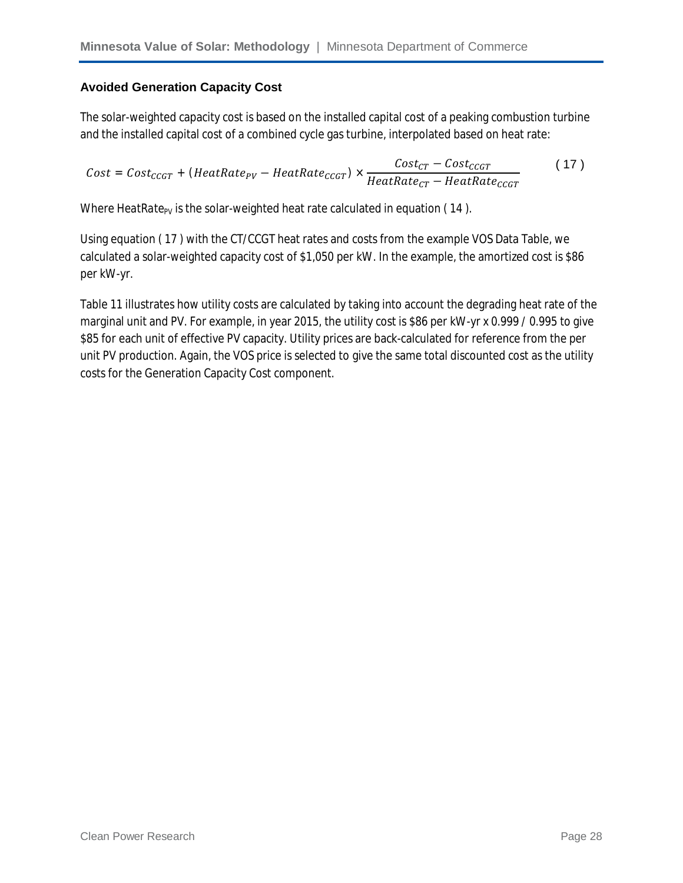### Avoided Generation Capacity Cost

The solar-weighted capacity cost is based on the installed capital cost of a peaking combustion turbine and the installed capital cost of a combined cycle gas turbine, interpolated based on heat rate:

$$Cost = Cost_{CCGT} + (HeatRate_{PV} - HeatRate_{CCGT}) \times \frac{Cost_{CT} - Cost_{CCGT}}{HeatRate_{CT} - HeatRate_{CCGT}} \quad (17)$$

Where $HeatRate_{PV}$ is the solar-weighted heat rate calculated in equation ( 14 ).

Using equation ( 17 ) with the CT/CCGT heat rates and costs from the example VOS Data Table, we calculated a solar-weighted capacity cost of \$1,050 per kW. In the example, the amortized cost is \$86 per kW-yr.

Table 11 illustrates how utility costs are calculated by taking into account the degrading heat rate of the marginal unit and PV. For example, in year 2015, the utility cost is \$86 per kW-yr x 0.999 / 0.995 to give \$85 for each unit of effective PV capacity. Utility prices are back-calculated for reference from the per unit PV production. Again, the VOS price is selected to give the same total discounted cost as the utility costs for the Generation Capacity Cost component.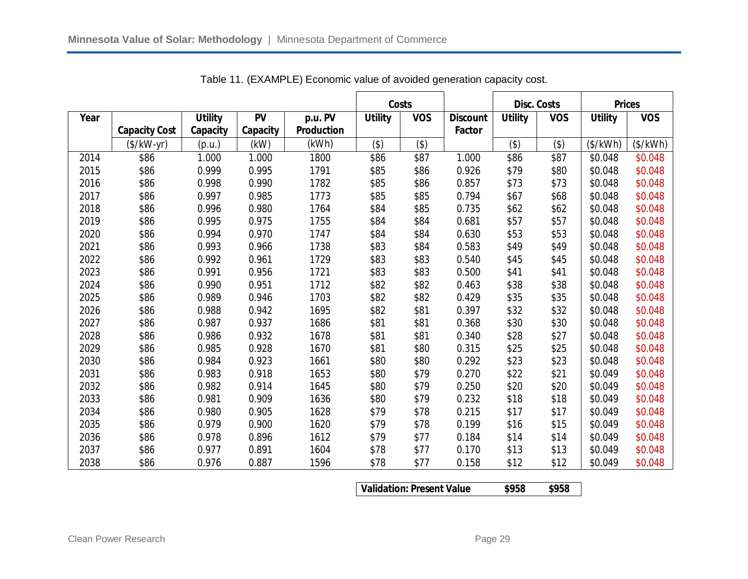Table 11. (EXAMPLE) Economic value of avoided generation capacity cost.

| Year | Capacity Cost | Utility Capacity | PV Capacity | p.u. PV Production | Costs | | Discount Factor | Disc. Costs | | Prices | |
|---|---|---|---|---|---|---|---|---|---|---|---|
| | | | | | Utility | VOS | | Utility | VOS | Utility | VOS |
| | ($/kW-yr) | (p.u.) | (kW) | (kWh) | ($) | ($) | | ($) | ($) | ($/kWh) | ($/kWh) |
| 2014 | $86 | 1.000 | 1.000 | 1800 | $86 | $87 | 1.000 | $86 | $87 | $0.048 | $0.048 |
| 2015 | $86 | 0.999 | 0.995 | 1791 | $85 | $86 | 0.926 | $79 | $80 | $0.048 | $0.048 |
| 2016 | $86 | 0.998 | 0.990 | 1782 | $85 | $86 | 0.857 | $73 | $73 | $0.048 | $0.048 |
| 2017 | $86 | 0.997 | 0.985 | 1773 | $85 | $85 | 0.794 | $67 | $68 | $0.048 | $0.048 |
| 2018 | $86 | 0.996 | 0.980 | 1764 | $84 | $85 | 0.735 | $62 | $62 | $0.048 | $0.048 |
| 2019 | $86 | 0.995 | 0.975 | 1755 | $84 | $84 | 0.681 | $57 | $57 | $0.048 | $0.048 |
| 2020 | $86 | 0.994 | 0.970 | 1747 | $84 | $84 | 0.630 | $53 | $53 | $0.048 | $0.048 |
| 2021 | $86 | 0.993 | 0.966 | 1738 | $83 | $84 | 0.583 | $49 | $49 | $0.048 | $0.048 |
| 2022 | $86 | 0.992 | 0.961 | 1729 | $83 | $83 | 0.540 | $45 | $45 | $0.048 | $0.048 |
| 2023 | $86 | 0.991 | 0.956 | 1721 | $83 | $83 | 0.500 | $41 | $41 | $0.048 | $0.048 |
| 2024 | $86 | 0.990 | 0.951 | 1712 | $82 | $82 | 0.463 | $38 | $38 | $0.048 | $0.048 |
| 2025 | $86 | 0.989 | 0.946 | 1703 | $82 | $82 | 0.429 | $35 | $35 | $0.048 | $0.048 |
| 2026 | $86 | 0.988 | 0.942 | 1695 | $82 | $81 | 0.397 | $32 | $32 | $0.048 | $0.048 |
| 2027 | $86 | 0.987 | 0.937 | 1686 | $81 | $81 | 0.368 | $30 | $30 | $0.048 | $0.048 |
| 2028 | $86 | 0.986 | 0.932 | 1678 | $81 | $81 | 0.340 | $28 | $27 | $0.048 | $0.048 |
| 2029 | $86 | 0.985 | 0.928 | 1670 | $81 | $80 | 0.315 | $25 | $25 | $0.048 | $0.048 |
| 2030 | $86 | 0.984 | 0.923 | 1661 | $80 | $80 | 0.292 | $23 | $23 | $0.048 | $0.048 |
| 2031 | $86 | 0.983 | 0.918 | 1653 | $80 | $79 | 0.270 | $22 | $21 | $0.049 | $0.048 |
| 2032 | $86 | 0.982 | 0.914 | 1645 | $80 | $79 | 0.250 | $20 | $20 | $0.049 | $0.048 |
| 2033 | $86 | 0.981 | 0.909 | 1636 | $80 | $79 | 0.232 | $18 | $18 | $0.049 | $0.048 |
| 2034 | $86 | 0.980 | 0.905 | 1628 | $79 | $78 | 0.215 | $17 | $17 | $0.049 | $0.048 |
| 2035 | $86 | 0.979 | 0.900 | 1620 | $79 | $78 | 0.199 | $16 | $15 | $0.049 | $0.048 |
| 2036 | $86 | 0.978 | 0.896 | 1612 | $79 | $77 | 0.184 | $14 | $14 | $0.049 | $0.048 |
| 2037 | $86 | 0.977 | 0.891 | 1604 | $78 | $77 | 0.170 | $13 | $13 | $0.049 | $0.048 |
| 2038 | $86 | 0.976 | 0.887 | 1596 | $78 | $77 | 0.158 | $12 | $12 | $0.049 | $0.048 |
| | | | | | **Validation: Present Value** | | | **$958** | **$958** | | |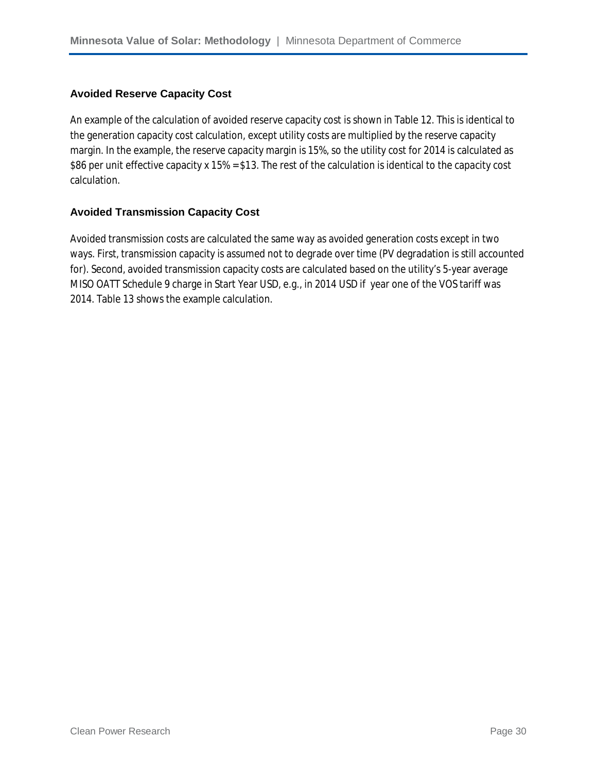### Avoided Reserve Capacity Cost

An example of the calculation of avoided reserve capacity cost is shown in Table 12. This is identical to the generation capacity cost calculation, except utility costs are multiplied by the reserve capacity margin. In the example, the reserve capacity margin is 15%, so the utility cost for 2014 is calculated as $86 per unit effective capacity x 15% = $13. The rest of the calculation is identical to the capacity cost calculation.

### Avoided Transmission Capacity Cost

Avoided transmission costs are calculated the same way as avoided generation costs except in two ways. First, transmission capacity is assumed not to degrade over time (PV degradation is still accounted for). Second, avoided transmission capacity costs are calculated based on the utility's 5-year average MISO OATT Schedule 9 charge in Start Year USD, e.g., in 2014 USD if year one of the VOS tariff was 2014. Table 13 shows the example calculation.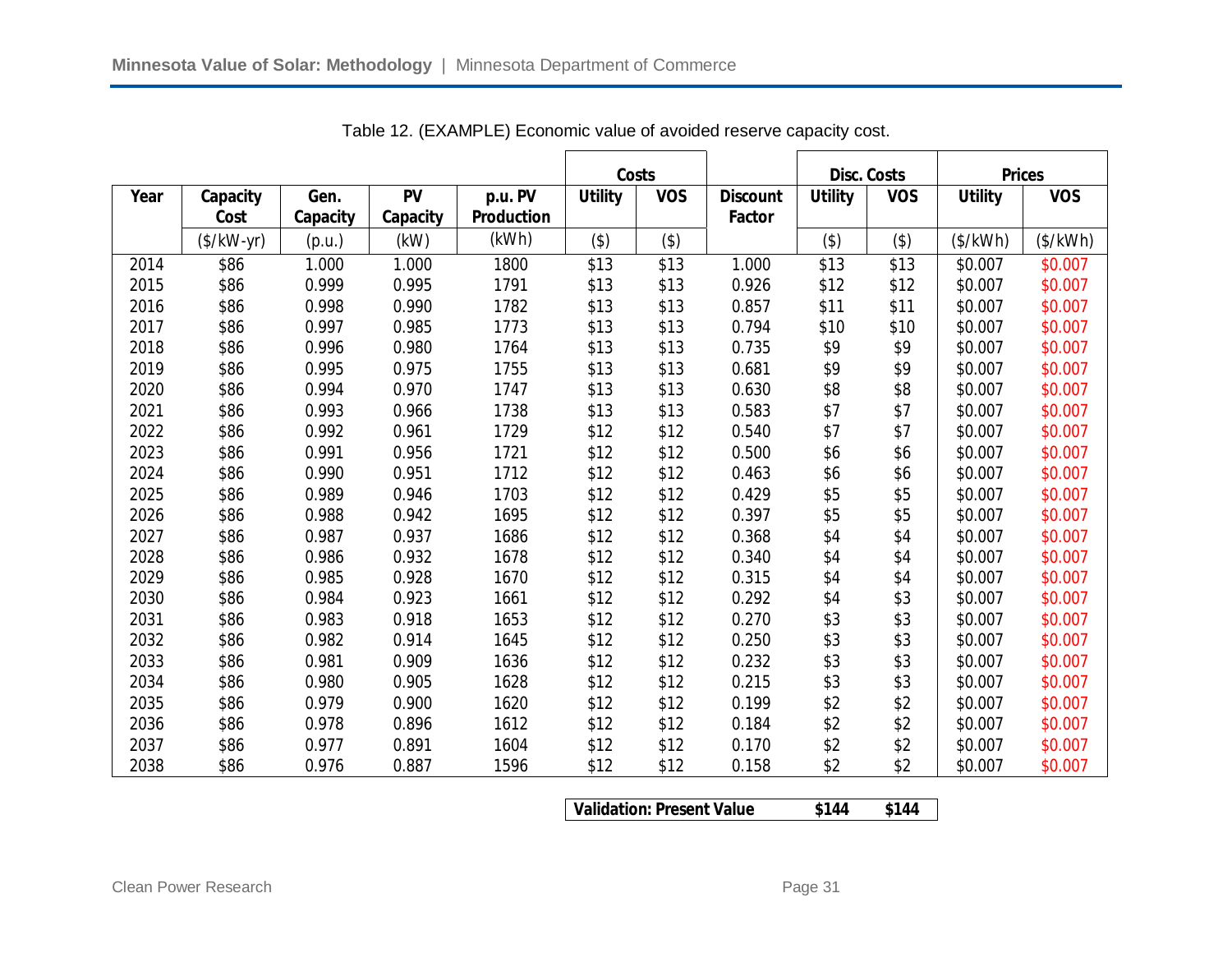Table 12. (EXAMPLE) Economic value of avoided reserve capacity cost.

| Year | Capacity Cost | Gen. Capacity | PV Capacity | p.u. PV Production | Costs | | Discount Factor | Disc. Costs | | Prices | |
|---|---|---|---|---|---|---|---|---|---|---|---|
| | | | | | Utility | VOS | | Utility | VOS | Utility | VOS |
| | ($/kW-yr) | (p.u.) | (kW) | (kWh) | ($) | ($) | | ($) | ($) | ($/kWh) | ($/kWh) |
| 2014 | $86 | 1.000 | 1.000 | 1800 | $13 | $13 | 1.000 | $13 | $13 | $0.007 | $0.007 |
| 2015 | $86 | 0.999 | 0.995 | 1791 | $13 | $13 | 0.926 | $12 | $12 | $0.007 | $0.007 |
| 2016 | $86 | 0.998 | 0.990 | 1782 | $13 | $13 | 0.857 | $11 | $11 | $0.007 | $0.007 |
| 2017 | $86 | 0.997 | 0.985 | 1773 | $13 | $13 | 0.794 | $10 | $10 | $0.007 | $0.007 |
| 2018 | $86 | 0.996 | 0.980 | 1764 | $13 | $13 | 0.735 | $9 | $9 | $0.007 | $0.007 |
| 2019 | $86 | 0.995 | 0.975 | 1755 | $13 | $13 | 0.681 | $9 | $9 | $0.007 | $0.007 |
| 2020 | $86 | 0.994 | 0.970 | 1747 | $13 | $13 | 0.630 | $8 | $8 | $0.007 | $0.007 |
| 2021 | $86 | 0.993 | 0.966 | 1738 | $13 | $13 | 0.583 | $7 | $7 | $0.007 | $0.007 |
| 2022 | $86 | 0.992 | 0.961 | 1729 | $12 | $12 | 0.540 | $7 | $7 | $0.007 | $0.007 |
| 2023 | $86 | 0.991 | 0.956 | 1721 | $12 | $12 | 0.500 | $6 | $6 | $0.007 | $0.007 |
| 2024 | $86 | 0.990 | 0.951 | 1712 | $12 | $12 | 0.463 | $6 | $6 | $0.007 | $0.007 |
| 2025 | $86 | 0.989 | 0.946 | 1703 | $12 | $12 | 0.429 | $5 | $5 | $0.007 | $0.007 |
| 2026 | $86 | 0.988 | 0.942 | 1695 | $12 | $12 | 0.397 | $5 | $5 | $0.007 | $0.007 |
| 2027 | $86 | 0.987 | 0.937 | 1686 | $12 | $12 | 0.368 | $4 | $4 | $0.007 | $0.007 |
| 2028 | $86 | 0.986 | 0.932 | 1678 | $12 | $12 | 0.340 | $4 | $4 | $0.007 | $0.007 |
| 2029 | $86 | 0.985 | 0.928 | 1670 | $12 | $12 | 0.315 | $4 | $4 | $0.007 | $0.007 |
| 2030 | $86 | 0.984 | 0.923 | 1661 | $12 | $12 | 0.292 | $4 | $3 | $0.007 | $0.007 |
| 2031 | $86 | 0.983 | 0.918 | 1653 | $12 | $12 | 0.270 | $3 | $3 | $0.007 | $0.007 |
| 2032 | $86 | 0.982 | 0.914 | 1645 | $12 | $12 | 0.250 | $3 | $3 | $0.007 | $0.007 |
| 2033 | $86 | 0.981 | 0.909 | 1636 | $12 | $12 | 0.232 | $3 | $3 | $0.007 | $0.007 |
| 2034 | $86 | 0.980 | 0.905 | 1628 | $12 | $12 | 0.215 | $3 | $3 | $0.007 | $0.007 |
| 2035 | $86 | 0.979 | 0.900 | 1620 | $12 | $12 | 0.199 | $2 | $2 | $0.007 | $0.007 |
| 2036 | $86 | 0.978 | 0.896 | 1612 | $12 | $12 | 0.184 | $2 | $2 | $0.007 | $0.007 |
| 2037 | $86 | 0.977 | 0.891 | 1604 | $12 | $12 | 0.170 | $2 | $2 | $0.007 | $0.007 |
| 2038 | $86 | 0.976 | 0.887 | 1596 | $12 | $12 | 0.158 | $2 | $2 | $0.007 | $0.007 |

| Validation: Present Value | $144 | $144 |
|---|---|---|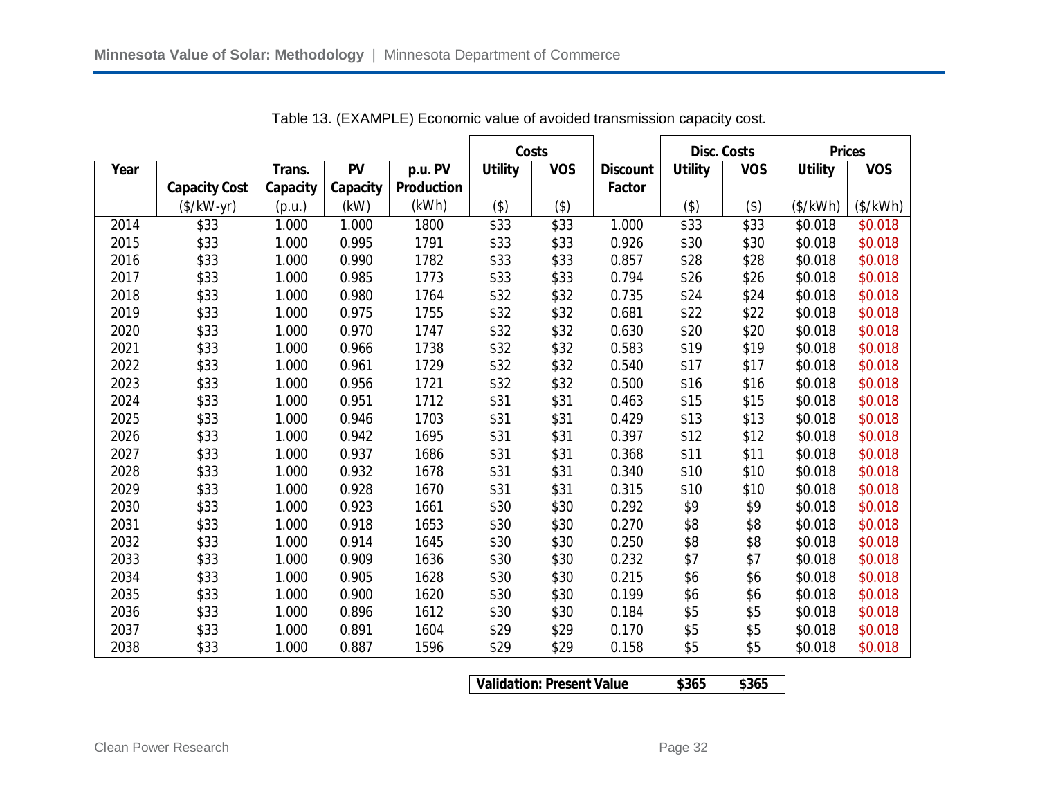Table 13. (EXAMPLE) Economic value of avoided transmission capacity cost.

| Year | Capacity Cost | Trans. Capacity | PV Capacity | p.u. PV Production | Costs | | Discount Factor | Disc. Costs | | Prices | |
|---|---|---|---|---|---|---|---|---|---|---|---|
| | | | | | Utility | VOS | | Utility | VOS | Utility | VOS |
| | ($/kW-yr) | (p.u.) | (kW) | (kWh) | ($) | ($) | | ($) | ($) | ($/kWh) | ($/kWh) |
| 2014 | $33 | 1.000 | 1.000 | 1800 | $33 | $33 | 1.000 | $33 | $33 | $0.018 | $0.018 |
| 2015 | $33 | 1.000 | 0.995 | 1791 | $33 | $33 | 0.926 | $30 | $30 | $0.018 | $0.018 |
| 2016 | $33 | 1.000 | 0.990 | 1782 | $33 | $33 | 0.857 | $28 | $28 | $0.018 | $0.018 |
| 2017 | $33 | 1.000 | 0.985 | 1773 | $33 | $33 | 0.794 | $26 | $26 | $0.018 | $0.018 |
| 2018 | $33 | 1.000 | 0.980 | 1764 | $32 | $32 | 0.735 | $24 | $24 | $0.018 | $0.018 |
| 2019 | $33 | 1.000 | 0.975 | 1755 | $32 | $32 | 0.681 | $22 | $22 | $0.018 | $0.018 |
| 2020 | $33 | 1.000 | 0.970 | 1747 | $32 | $32 | 0.630 | $20 | $20 | $0.018 | $0.018 |
| 2021 | $33 | 1.000 | 0.966 | 1738 | $32 | $32 | 0.583 | $19 | $19 | $0.018 | $0.018 |
| 2022 | $33 | 1.000 | 0.961 | 1729 | $32 | $32 | 0.540 | $17 | $17 | $0.018 | $0.018 |
| 2023 | $33 | 1.000 | 0.956 | 1721 | $32 | $32 | 0.500 | $16 | $16 | $0.018 | $0.018 |
| 2024 | $33 | 1.000 | 0.951 | 1712 | $31 | $31 | 0.463 | $15 | $15 | $0.018 | $0.018 |
| 2025 | $33 | 1.000 | 0.946 | 1703 | $31 | $31 | 0.429 | $13 | $13 | $0.018 | $0.018 |
| 2026 | $33 | 1.000 | 0.942 | 1695 | $31 | $31 | 0.397 | $12 | $12 | $0.018 | $0.018 |
| 2027 | $33 | 1.000 | 0.937 | 1686 | $31 | $31 | 0.368 | $11 | $11 | $0.018 | $0.018 |
| 2028 | $33 | 1.000 | 0.932 | 1678 | $31 | $31 | 0.340 | $10 | $10 | $0.018 | $0.018 |
| 2029 | $33 | 1.000 | 0.928 | 1670 | $31 | $31 | 0.315 | $10 | $10 | $0.018 | $0.018 |
| 2030 | $33 | 1.000 | 0.923 | 1661 | $30 | $30 | 0.292 | $9 | $9 | $0.018 | $0.018 |
| 2031 | $33 | 1.000 | 0.918 | 1653 | $30 | $30 | 0.270 | $8 | $8 | $0.018 | $0.018 |
| 2032 | $33 | 1.000 | 0.914 | 1645 | $30 | $30 | 0.250 | $8 | $8 | $0.018 | $0.018 |
| 2033 | $33 | 1.000 | 0.909 | 1636 | $30 | $30 | 0.232 | $7 | $7 | $0.018 | $0.018 |
| 2034 | $33 | 1.000 | 0.905 | 1628 | $30 | $30 | 0.215 | $6 | $6 | $0.018 | $0.018 |
| 2035 | $33 | 1.000 | 0.900 | 1620 | $30 | $30 | 0.199 | $6 | $6 | $0.018 | $0.018 |
| 2036 | $33 | 1.000 | 0.896 | 1612 | $30 | $30 | 0.184 | $5 | $5 | $0.018 | $0.018 |
| 2037 | $33 | 1.000 | 0.891 | 1604 | $29 | $29 | 0.170 | $5 | $5 | $0.018 | $0.018 |
| 2038 | $33 | 1.000 | 0.887 | 1596 | $29 | $29 | 0.158 | $5 | $5 | $0.018 | $0.018 |

| Validation: Present Value | $365 | $365 |
|---|---|---|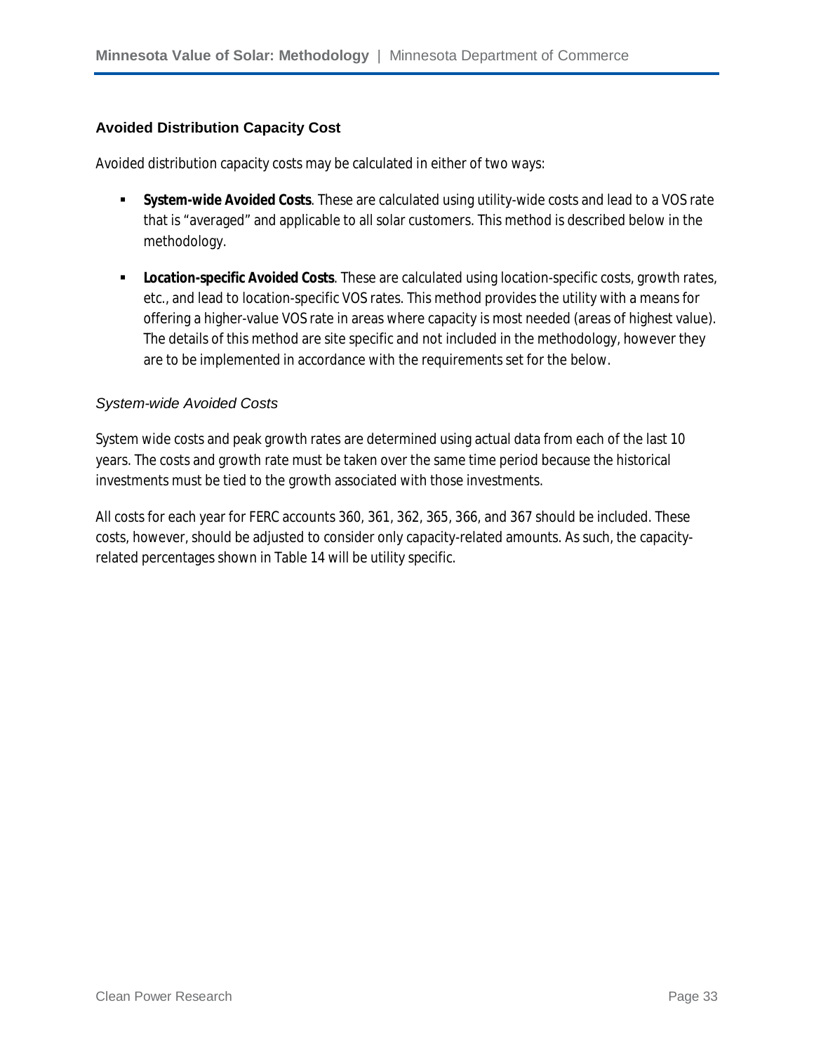### Avoided Distribution Capacity Cost

Avoided distribution capacity costs may be calculated in either of two ways:

- **System-wide Avoided Costs**. These are calculated using utility-wide costs and lead to a VOS rate that is "averaged" and applicable to all solar customers. This method is described below in the methodology.
- **Location-specific Avoided Costs**. These are calculated using location-specific costs, growth rates, etc., and lead to location-specific VOS rates. This method provides the utility with a means for offering a higher-value VOS rate in areas where capacity is most needed (areas of highest value). The details of this method are site specific and not included in the methodology, however they are to be implemented in accordance with the requirements set for the below.

#### *System-wide Avoided Costs*

System wide costs and peak growth rates are determined using actual data from each of the last 10 years. The costs and growth rate must be taken over the same time period because the historical investments must be tied to the growth associated with those investments.

All costs for each year for FERC accounts 360, 361, 362, 365, 366, and 367 should be included. These costs, however, should be adjusted to consider only capacity-related amounts. As such, the capacity-related percentages shown in Table 14 will be utility specific.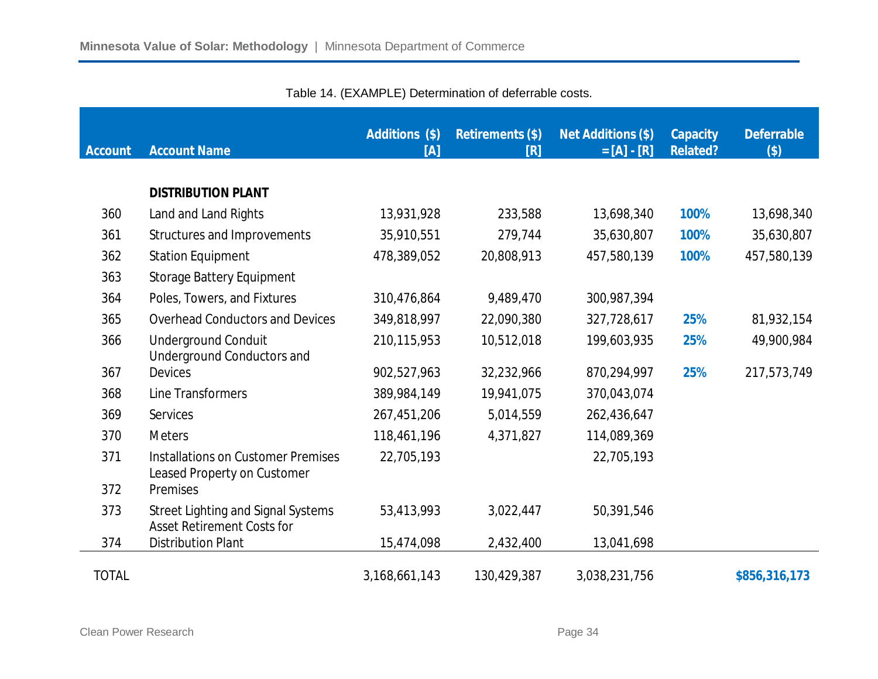Table 14. (EXAMPLE) Determination of deferrable costs.

| Account | Account Name | Additions ($) [A] | Retirements ($) [R] | Net Additions ($) = [A] - [R] | Capacity Related? | Deferrable ($) |
|---|---|---|---|---|---|---|
| | **DISTRIBUTION PLANT** | | | | | |
| 360 | Land and Land Rights | 13,931,928 | 233,588 | 13,698,340 | 100% | 13,698,340 |
| 361 | Structures and Improvements | 35,910,551 | 279,744 | 35,630,807 | 100% | 35,630,807 |
| 362 | Station Equipment | 478,389,052 | 20,808,913 | 457,580,139 | 100% | 457,580,139 |
| 363 | Storage Battery Equipment | | | | | |
| 364 | Poles, Towers, and Fixtures | 310,476,864 | 9,489,470 | 300,987,394 | | |
| 365 | Overhead Conductors and Devices | 349,818,997 | 22,090,380 | 327,728,617 | 25% | 81,932,154 |
| 366 | Underground Conduit | 210,115,953 | 10,512,018 | 199,603,935 | 25% | 49,900,984 |
| 367 | Underground Conductors and Devices | 902,527,963 | 32,232,966 | 870,294,997 | 25% | 217,573,749 |
| 368 | Line Transformers | 389,984,149 | 19,941,075 | 370,043,074 | | |
| 369 | Services | 267,451,206 | 5,014,559 | 262,436,647 | | |
| 370 | Meters | 118,461,196 | 4,371,827 | 114,089,369 | | |
| 371 | Installations on Customer Premises | 22,705,193 | | 22,705,193 | | |
| 372 | Leased Property on Customer Premises | | | | | |
| 373 | Street Lighting and Signal Systems | 53,413,993 | 3,022,447 | 50,391,546 | | |
| 374 | Asset Retirement Costs for Distribution Plant | 15,474,098 | 2,432,400 | 13,041,698 | | |
| TOTAL | | 3,168,661,143 | 130,429,387 | 3,038,231,756 | | **$856,316,173** |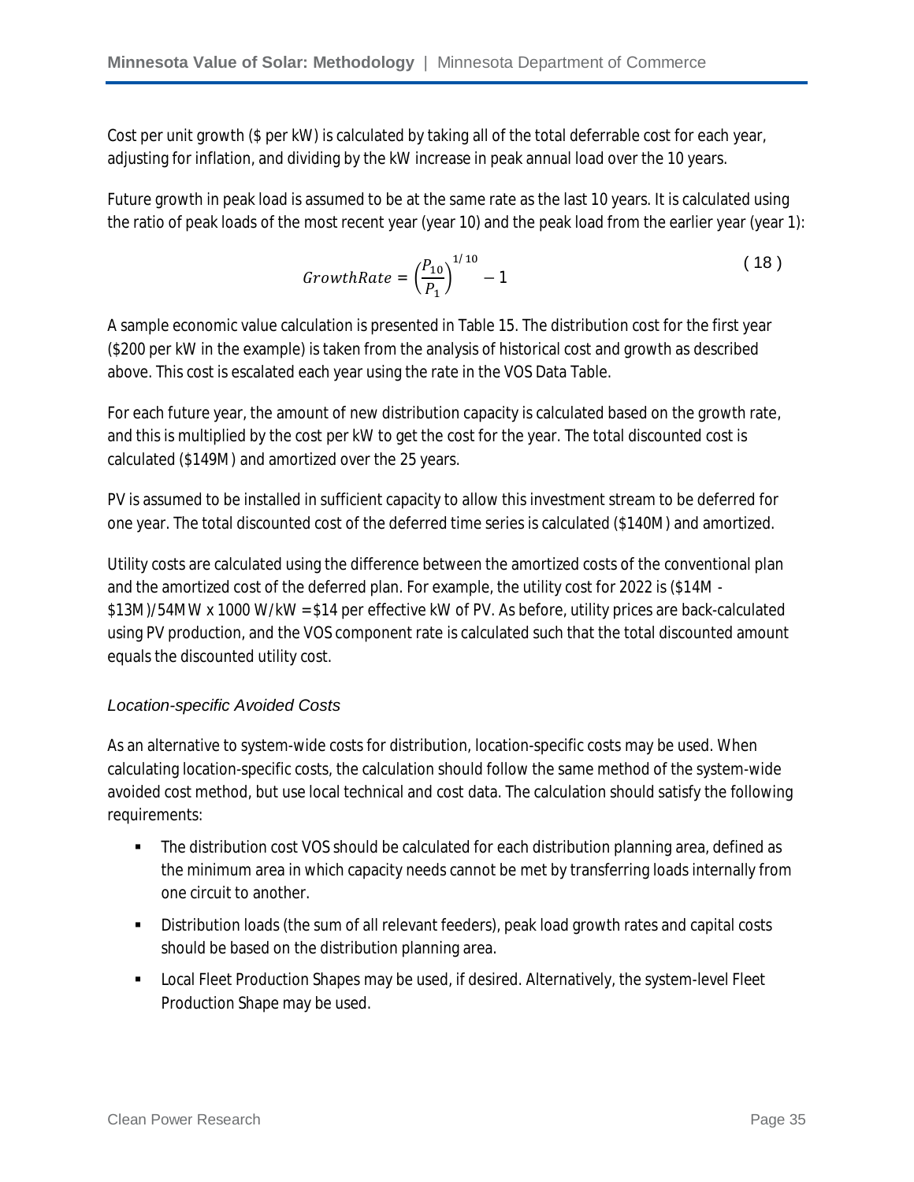Cost per unit growth ($ per kW) is calculated by taking all of the total deferrable cost for each year, adjusting for inflation, and dividing by the kW increase in peak annual load over the 10 years.

Future growth in peak load is assumed to be at the same rate as the last 10 years. It is calculated using the ratio of peak loads of the most recent year (year 10) and the peak load from the earlier year (year 1):

$$GrowthRate = \left(\frac{P_{10}}{P_1}\right)^{1/10} - 1 \qquad (18)$$

A sample economic value calculation is presented in Table 15. The distribution cost for the first year ($200 per kW in the example) is taken from the analysis of historical cost and growth as described above. This cost is escalated each year using the rate in the VOS Data Table.

For each future year, the amount of new distribution capacity is calculated based on the growth rate, and this is multiplied by the cost per kW to get the cost for the year. The total discounted cost is calculated ($149M) and amortized over the 25 years.

PV is assumed to be installed in sufficient capacity to allow this investment stream to be deferred for one year. The total discounted cost of the deferred time series is calculated ($140M) and amortized.

Utility costs are calculated using the difference between the amortized costs of the conventional plan and the amortized cost of the deferred plan. For example, the utility cost for 2022 is ($14M - $13M)/54MW x 1000 W/kW = $14 per effective kW of PV. As before, utility prices are back-calculated using PV production, and the VOS component rate is calculated such that the total discounted amount equals the discounted utility cost.

### *Location-specific Avoided Costs*

As an alternative to system-wide costs for distribution, location-specific costs may be used. When calculating location-specific costs, the calculation should follow the same method of the system-wide avoided cost method, but use local technical and cost data. The calculation should satisfy the following requirements:

- The distribution cost VOS should be calculated for each distribution planning area, defined as the minimum area in which capacity needs cannot be met by transferring loads internally from one circuit to another.
- Distribution loads (the sum of all relevant feeders), peak load growth rates and capital costs should be based on the distribution planning area.
- Local Fleet Production Shapes may be used, if desired. Alternatively, the system-level Fleet Production Shape may be used.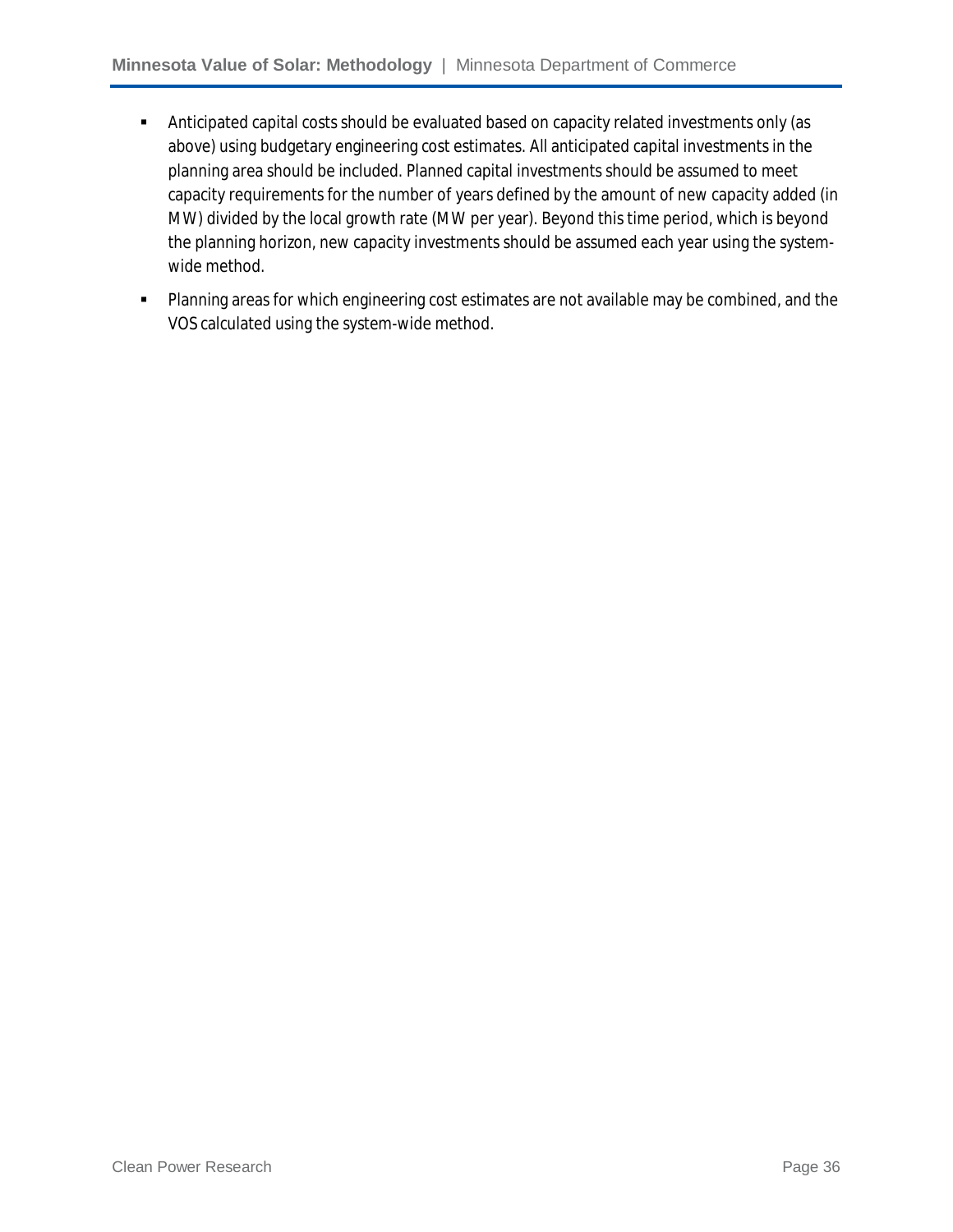- Anticipated capital costs should be evaluated based on capacity related investments only (as above) using budgetary engineering cost estimates. All anticipated capital investments in the planning area should be included. Planned capital investments should be assumed to meet capacity requirements for the number of years defined by the amount of new capacity added (in MW) divided by the local growth rate (MW per year). Beyond this time period, which is beyond the planning horizon, new capacity investments should be assumed each year using the system-wide method.
- Planning areas for which engineering cost estimates are not available may be combined, and the VOS calculated using the system-wide method.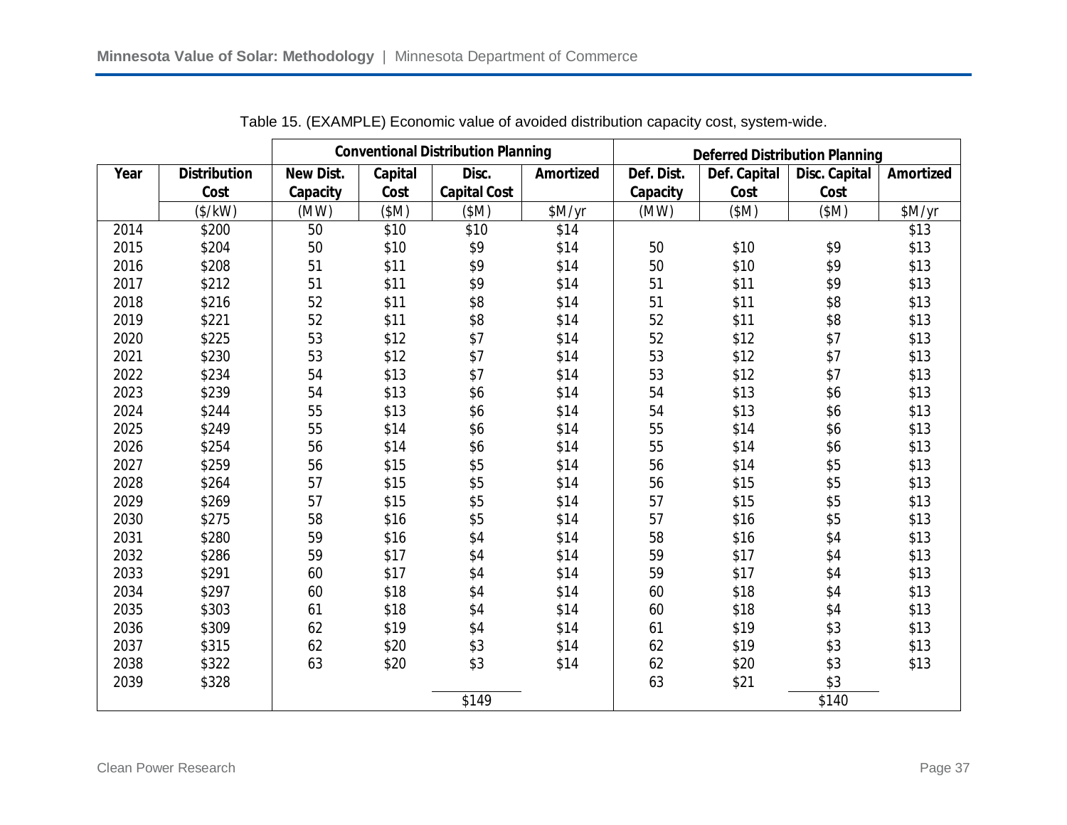Table 15. (EXAMPLE) Economic value of avoided distribution capacity cost, system-wide.

| | | Conventional Distribution Planning | | | | Deferred Distribution Planning | | | |
|---|---|---|---|---|---|---|---|---|---|
| Year | Distribution Cost | New Dist. Capacity | Capital Cost | Disc. Capital Cost | Amortized | Def. Dist. Capacity | Def. Capital Cost | Disc. Capital Cost | Amortized |
| | ($/kW) | (MW) | ($M) | ($M) | $M/yr | (MW) | ($M) | ($M) | $M/yr |
| 2014 | $200 | 50 | $10 | $10 | $14 | | | | $13 |
| 2015 | $204 | 50 | $10 | $9 | $14 | 50 | $10 | $9 | $13 |
| 2016 | $208 | 51 | $11 | $9 | $14 | 50 | $10 | $9 | $13 |
| 2017 | $212 | 51 | $11 | $9 | $14 | 51 | $11 | $9 | $13 |
| 2018 | $216 | 52 | $11 | $8 | $14 | 51 | $11 | $8 | $13 |
| 2019 | $221 | 52 | $11 | $8 | $14 | 52 | $11 | $8 | $13 |
| 2020 | $225 | 53 | $12 | $7 | $14 | 52 | $12 | $7 | $13 |
| 2021 | $230 | 53 | $12 | $7 | $14 | 53 | $12 | $7 | $13 |
| 2022 | $234 | 54 | $13 | $7 | $14 | 53 | $12 | $7 | $13 |
| 2023 | $239 | 54 | $13 | $6 | $14 | 54 | $13 | $6 | $13 |
| 2024 | $244 | 55 | $13 | $6 | $14 | 54 | $13 | $6 | $13 |
| 2025 | $249 | 55 | $14 | $6 | $14 | 55 | $14 | $6 | $13 |
| 2026 | $254 | 56 | $14 | $6 | $14 | 55 | $14 | $6 | $13 |
| 2027 | $259 | 56 | $15 | $5 | $14 | 56 | $14 | $5 | $13 |
| 2028 | $264 | 57 | $15 | $5 | $14 | 56 | $15 | $5 | $13 |
| 2029 | $269 | 57 | $15 | $5 | $14 | 57 | $15 | $5 | $13 |
| 2030 | $275 | 58 | $16 | $5 | $14 | 57 | $16 | $5 | $13 |
| 2031 | $280 | 59 | $16 | $4 | $14 | 58 | $16 | $4 | $13 |
| 2032 | $286 | 59 | $17 | $4 | $14 | 59 | $17 | $4 | $13 |
| 2033 | $291 | 60 | $17 | $4 | $14 | 59 | $17 | $4 | $13 |
| 2034 | $297 | 60 | $18 | $4 | $14 | 60 | $18 | $4 | $13 |
| 2035 | $303 | 61 | $18 | $4 | $14 | 60 | $18 | $4 | $13 |
| 2036 | $309 | 62 | $19 | $4 | $14 | 61 | $19 | $3 | $13 |
| 2037 | $315 | 62 | $20 | $3 | $14 | 62 | $19 | $3 | $13 |
| 2038 | $322 | 63 | $20 | $3 | $14 | 62 | $20 | $3 | $13 |
| 2039 | $328 | | | | | 63 | $21 | $3 | |
| | | | | $149 | | | | $140 | |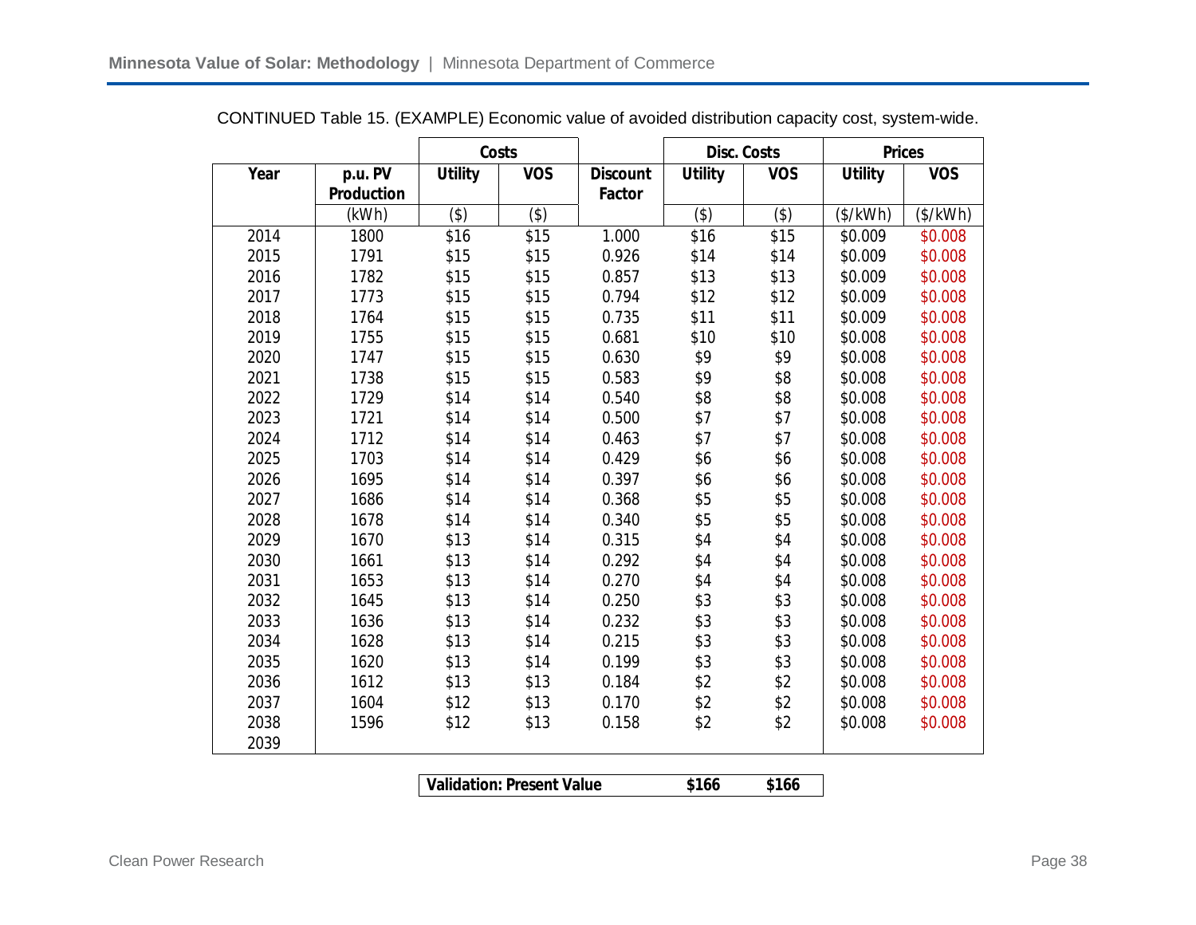CONTINUED Table 15. (EXAMPLE) Economic value of avoided distribution capacity cost, system-wide.

| | | Costs | | | Disc. Costs | | Prices | |
|---|---|---|---|---|---|---|---|---|
| Year | p.u. PV Production | Utility | VOS | Discount Factor | Utility | VOS | Utility | VOS |
| | (kWh) | ($) | ($) | | ($) | ($) | ($/kWh) | ($/kWh) |
| 2014 | 1800 | $16 | $15 | 1.000 | $16 | $15 | $0.009 | $0.008 |
| 2015 | 1791 | $15 | $15 | 0.926 | $14 | $14 | $0.009 | $0.008 |
| 2016 | 1782 | $15 | $15 | 0.857 | $13 | $13 | $0.009 | $0.008 |
| 2017 | 1773 | $15 | $15 | 0.794 | $12 | $12 | $0.009 | $0.008 |
| 2018 | 1764 | $15 | $15 | 0.735 | $11 | $11 | $0.009 | $0.008 |
| 2019 | 1755 | $15 | $15 | 0.681 | $10 | $10 | $0.008 | $0.008 |
| 2020 | 1747 | $15 | $15 | 0.630 | $9 | $9 | $0.008 | $0.008 |
| 2021 | 1738 | $15 | $15 | 0.583 | $9 | $8 | $0.008 | $0.008 |
| 2022 | 1729 | $14 | $14 | 0.540 | $8 | $8 | $0.008 | $0.008 |
| 2023 | 1721 | $14 | $14 | 0.500 | $7 | $7 | $0.008 | $0.008 |
| 2024 | 1712 | $14 | $14 | 0.463 | $7 | $7 | $0.008 | $0.008 |
| 2025 | 1703 | $14 | $14 | 0.429 | $6 | $6 | $0.008 | $0.008 |
| 2026 | 1695 | $14 | $14 | 0.397 | $6 | $6 | $0.008 | $0.008 |
| 2027 | 1686 | $14 | $14 | 0.368 | $5 | $5 | $0.008 | $0.008 |
| 2028 | 1678 | $14 | $14 | 0.340 | $5 | $5 | $0.008 | $0.008 |
| 2029 | 1670 | $13 | $14 | 0.315 | $4 | $4 | $0.008 | $0.008 |
| 2030 | 1661 | $13 | $14 | 0.292 | $4 | $4 | $0.008 | $0.008 |
| 2031 | 1653 | $13 | $14 | 0.270 | $4 | $4 | $0.008 | $0.008 |
| 2032 | 1645 | $13 | $14 | 0.250 | $3 | $3 | $0.008 | $0.008 |
| 2033 | 1636 | $13 | $14 | 0.232 | $3 | $3 | $0.008 | $0.008 |
| 2034 | 1628 | $13 | $14 | 0.215 | $3 | $3 | $0.008 | $0.008 |
| 2035 | 1620 | $13 | $14 | 0.199 | $3 | $3 | $0.008 | $0.008 |
| 2036 | 1612 | $13 | $13 | 0.184 | $2 | $2 | $0.008 | $0.008 |
| 2037 | 1604 | $12 | $13 | 0.170 | $2 | $2 | $0.008 | $0.008 |
| 2038 | 1596 | $12 | $13 | 0.158 | $2 | $2 | $0.008 | $0.008 |
| 2039 | | | | | | | | |

| Validation: Present Value | $166 | $166 |
|---|---|---|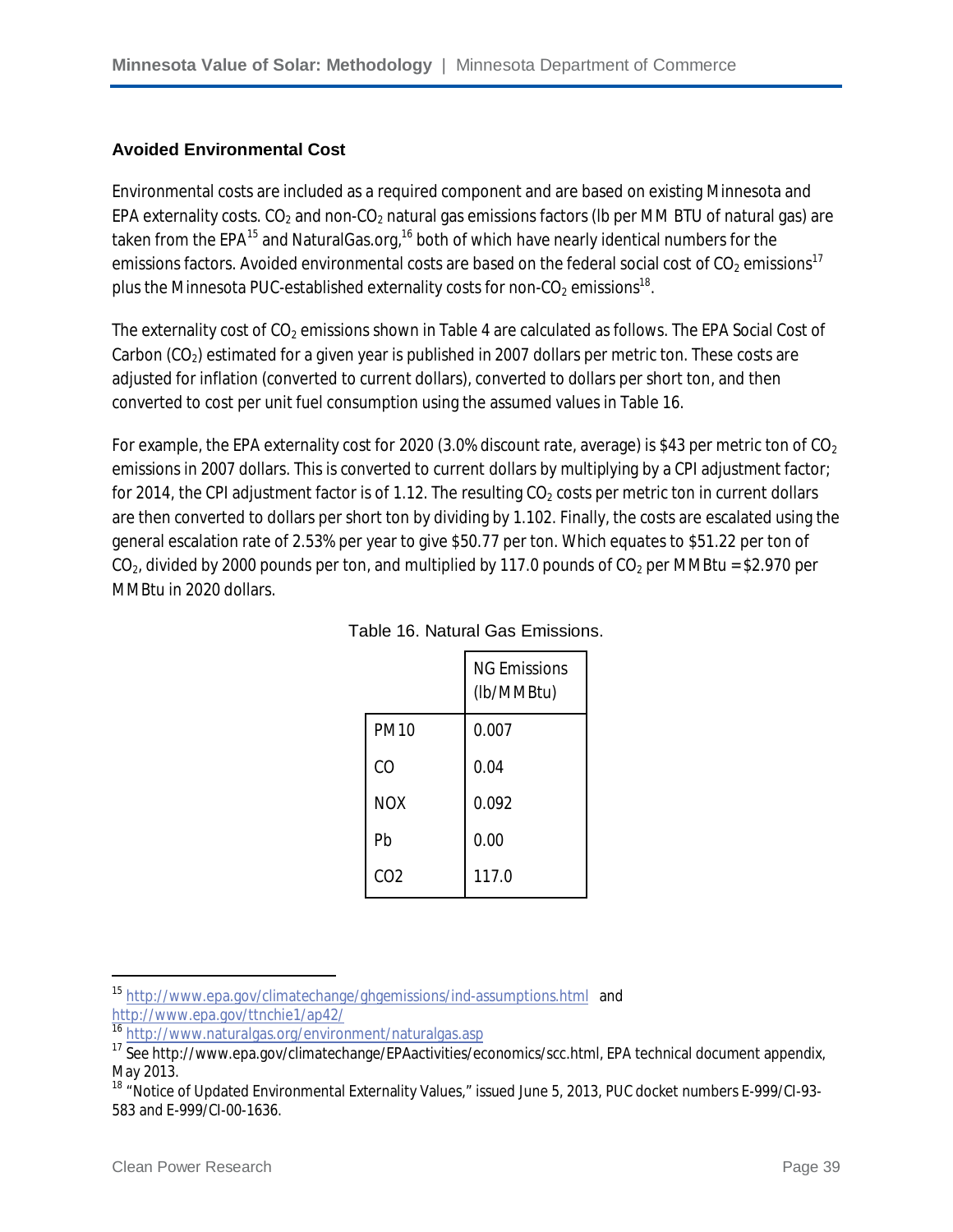### Avoided Environmental Cost

Environmental costs are included as a required component and are based on existing Minnesota and EPA externality costs. $CO_2$ and non-$CO_2$ natural gas emissions factors (lb per MM BTU of natural gas) are taken from the EPA[15] and NaturalGas.org,[16] both of which have nearly identical numbers for the emissions factors. Avoided environmental costs are based on the federal social cost of $CO_2$ emissions[17] plus the Minnesota PUC-established externality costs for non-$CO_2$ emissions[18].

The externality cost of $CO_2$ emissions shown in Table 4 are calculated as follows. The EPA Social Cost of Carbon ($CO_2$) estimated for a given year is published in 2007 dollars per metric ton. These costs are adjusted for inflation (converted to current dollars), converted to dollars per short ton, and then converted to cost per unit fuel consumption using the assumed values in Table 16.

For example, the EPA externality cost for 2020 (3.0% discount rate, average) is \$43 per metric ton of $CO_2$ emissions in 2007 dollars. This is converted to current dollars by multiplying by a CPI adjustment factor; for 2014, the CPI adjustment factor is of 1.12. The resulting $CO_2$ costs per metric ton in current dollars are then converted to dollars per short ton by dividing by 1.102. Finally, the costs are escalated using the general escalation rate of 2.53% per year to give \$50.77 per ton. Which equates to \$51.22 per ton of $CO_2$, divided by 2000 pounds per ton, and multiplied by 117.0 pounds of $CO_2$ per MMBtu = \$2.970 per MMBtu in 2020 dollars.

Table 16. Natural Gas Emissions.

| | NG Emissions (lb/MMBtu) |
|---|---|
| PM10 | 0.007 |
| CO | 0.04 |
| NOX | 0.092 |
| Pb | 0.00 |
| CO2 | 117.0 |

---

[15] http://www.epa.gov/climatechange/ghgemissions/ind-assumptions.html and http://www.epa.gov/ttnchie1/ap42/

[16] http://www.naturalgas.org/environment/naturalgas.asp

[17] See http://www.epa.gov/climatechange/EPAactivities/economics/scc.html, EPA technical document appendix, May 2013.

[18] "Notice of Updated Environmental Externality Values," issued June 5, 2013, PUC docket numbers E-999/CI-93-583 and E-999/CI-00-1636.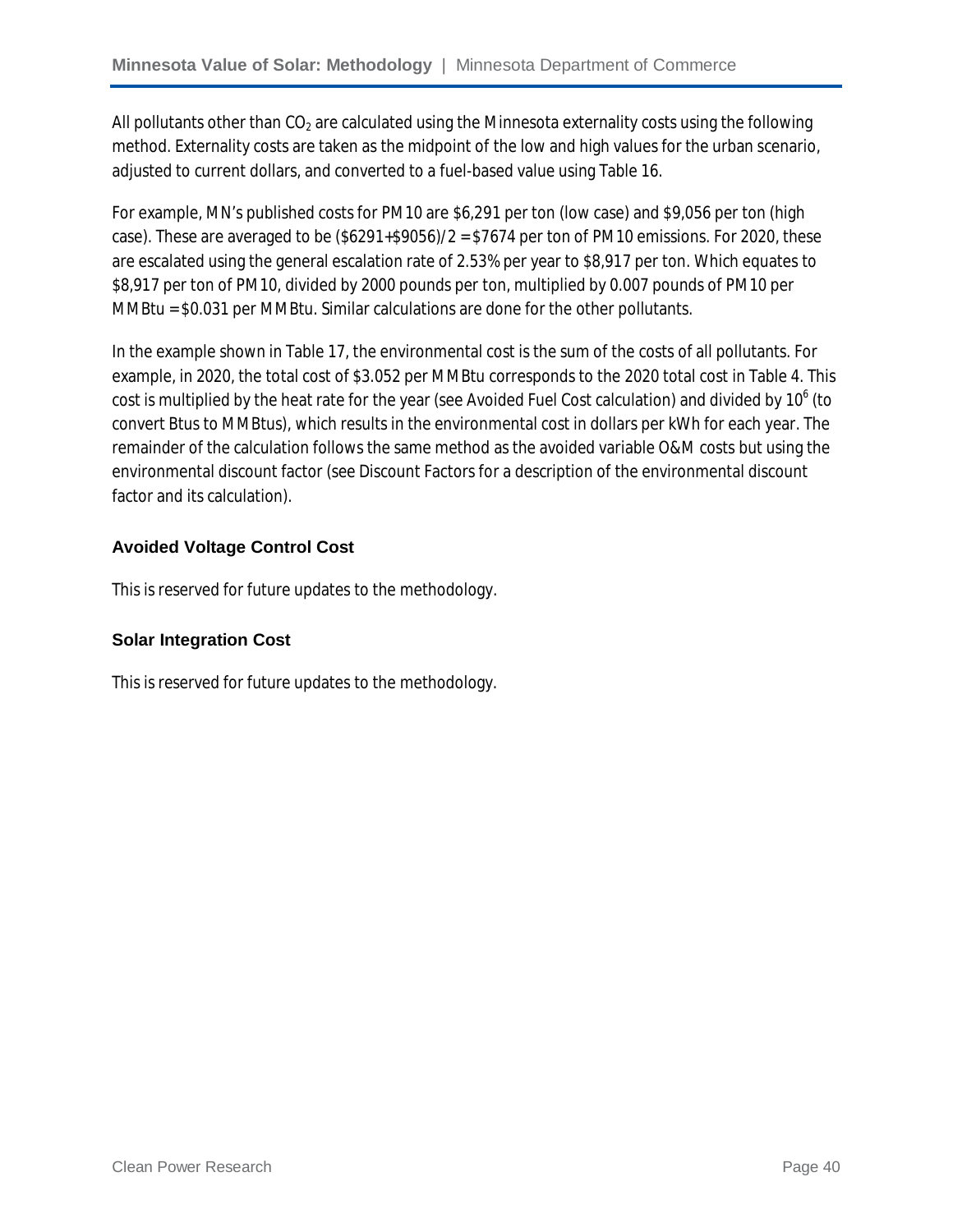All pollutants other than $CO_2$ are calculated using the Minnesota externality costs using the following method. Externality costs are taken as the midpoint of the low and high values for the urban scenario, adjusted to current dollars, and converted to a fuel-based value using Table 16.

For example, MN's published costs for PM10 are $6,291 per ton (low case) and $9,056 per ton (high case). These are averaged to be ($6291+$9056)/2 = $7674 per ton of PM10 emissions. For 2020, these are escalated using the general escalation rate of 2.53% per year to $8,917 per ton. Which equates to $8,917 per ton of PM10, divided by 2000 pounds per ton, multiplied by 0.007 pounds of PM10 per MMBtu = $0.031 per MMBtu. Similar calculations are done for the other pollutants.

In the example shown in Table 17, the environmental cost is the sum of the costs of all pollutants. For example, in 2020, the total cost of $3.052 per MMBtu corresponds to the 2020 total cost in Table 4. This cost is multiplied by the heat rate for the year (see Avoided Fuel Cost calculation) and divided by $10^6$ (to convert Btus to MMBtus), which results in the environmental cost in dollars per kWh for each year. The remainder of the calculation follows the same method as the avoided variable O&M costs but using the environmental discount factor (see Discount Factors for a description of the environmental discount factor and its calculation).

### Avoided Voltage Control Cost

This is reserved for future updates to the methodology.

### Solar Integration Cost

This is reserved for future updates to the methodology.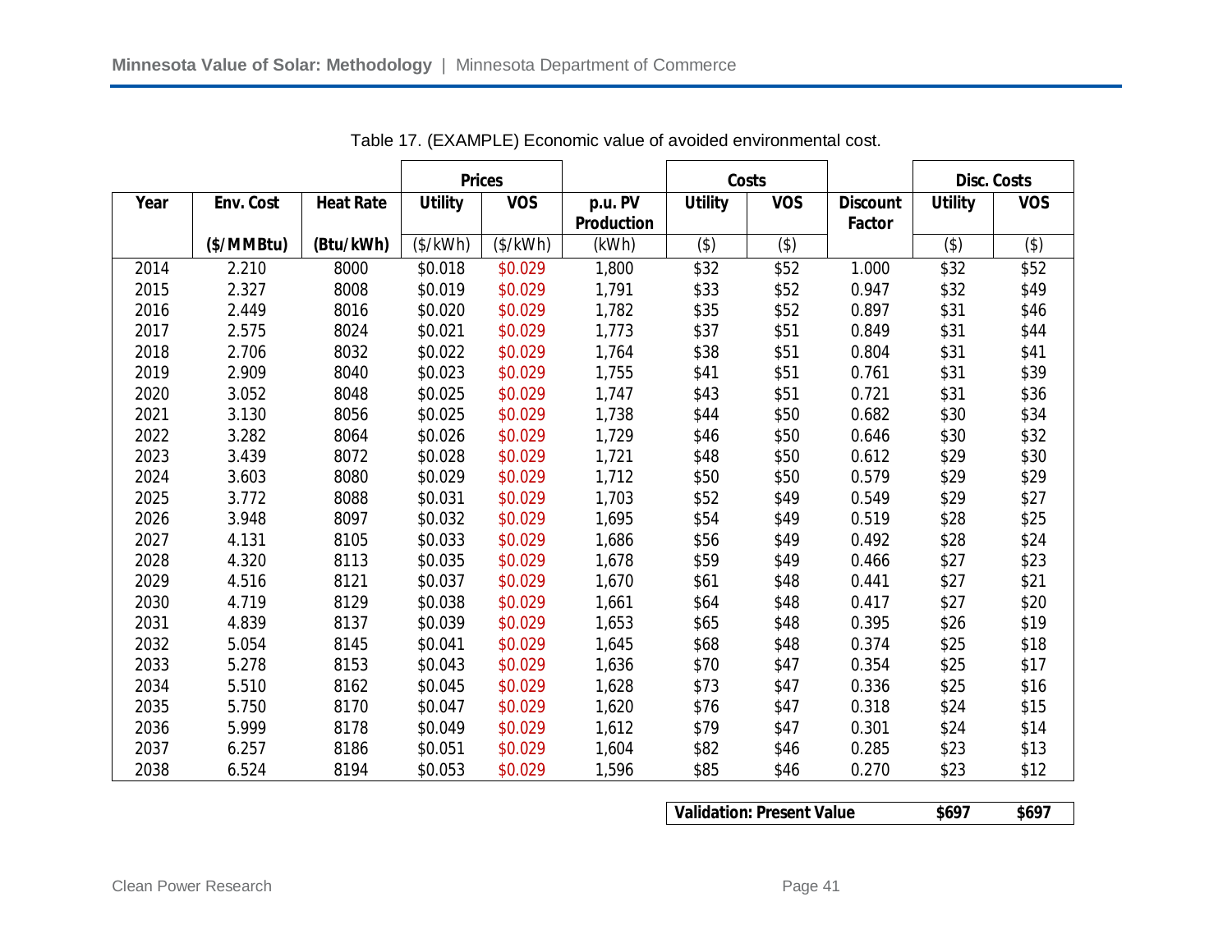Table 17. (EXAMPLE) Economic value of avoided environmental cost.

| | | | Prices | | | Costs | | | Disc. Costs | |
|---|---|---|---|---|---|---|---|---|---|---|
| **Year** | **Env. Cost** | **Heat Rate** | **Utility** | **VOS** | **p.u. PV Production** | **Utility** | **VOS** | **Discount Factor** | **Utility** | **VOS** |
| | **($/MMBtu)** | **(Btu/kWh)** | ($/kWh) | ($/kWh) | (kWh) | ($) | ($) | | ($) | ($) |
| 2014 | 2.210 | 8000 | $0.018 | $0.029 | 1,800 | $32 | $52 | 1.000 | $32 | $52 |
| 2015 | 2.327 | 8008 | $0.019 | $0.029 | 1,791 | $33 | $52 | 0.947 | $32 | $49 |
| 2016 | 2.449 | 8016 | $0.020 | $0.029 | 1,782 | $35 | $52 | 0.897 | $31 | $46 |
| 2017 | 2.575 | 8024 | $0.021 | $0.029 | 1,773 | $37 | $51 | 0.849 | $31 | $44 |
| 2018 | 2.706 | 8032 | $0.022 | $0.029 | 1,764 | $38 | $51 | 0.804 | $31 | $41 |
| 2019 | 2.909 | 8040 | $0.023 | $0.029 | 1,755 | $41 | $51 | 0.761 | $31 | $39 |
| 2020 | 3.052 | 8048 | $0.025 | $0.029 | 1,747 | $43 | $51 | 0.721 | $31 | $36 |
| 2021 | 3.130 | 8056 | $0.025 | $0.029 | 1,738 | $44 | $50 | 0.682 | $30 | $34 |
| 2022 | 3.282 | 8064 | $0.026 | $0.029 | 1,729 | $46 | $50 | 0.646 | $30 | $32 |
| 2023 | 3.439 | 8072 | $0.028 | $0.029 | 1,721 | $48 | $50 | 0.612 | $29 | $30 |
| 2024 | 3.603 | 8080 | $0.029 | $0.029 | 1,712 | $50 | $50 | 0.579 | $29 | $29 |
| 2025 | 3.772 | 8088 | $0.031 | $0.029 | 1,703 | $52 | $49 | 0.549 | $29 | $27 |
| 2026 | 3.948 | 8097 | $0.032 | $0.029 | 1,695 | $54 | $49 | 0.519 | $28 | $25 |
| 2027 | 4.131 | 8105 | $0.033 | $0.029 | 1,686 | $56 | $49 | 0.492 | $28 | $24 |
| 2028 | 4.320 | 8113 | $0.035 | $0.029 | 1,678 | $59 | $49 | 0.466 | $27 | $23 |
| 2029 | 4.516 | 8121 | $0.037 | $0.029 | 1,670 | $61 | $48 | 0.441 | $27 | $21 |
| 2030 | 4.719 | 8129 | $0.038 | $0.029 | 1,661 | $64 | $48 | 0.417 | $27 | $20 |
| 2031 | 4.839 | 8137 | $0.039 | $0.029 | 1,653 | $65 | $48 | 0.395 | $26 | $19 |
| 2032 | 5.054 | 8145 | $0.041 | $0.029 | 1,645 | $68 | $48 | 0.374 | $25 | $18 |
| 2033 | 5.278 | 8153 | $0.043 | $0.029 | 1,636 | $70 | $47 | 0.354 | $25 | $17 |
| 2034 | 5.510 | 8162 | $0.045 | $0.029 | 1,628 | $73 | $47 | 0.336 | $25 | $16 |
| 2035 | 5.750 | 8170 | $0.047 | $0.029 | 1,620 | $76 | $47 | 0.318 | $24 | $15 |
| 2036 | 5.999 | 8178 | $0.049 | $0.029 | 1,612 | $79 | $47 | 0.301 | $24 | $14 |
| 2037 | 6.257 | 8186 | $0.051 | $0.029 | 1,604 | $82 | $46 | 0.285 | $23 | $13 |
| 2038 | 6.524 | 8194 | $0.053 | $0.029 | 1,596 | $85 | $46 | 0.270 | $23 | $12 |

| **Validation: Present Value** | **$697** | **$697** |
|---|---|---|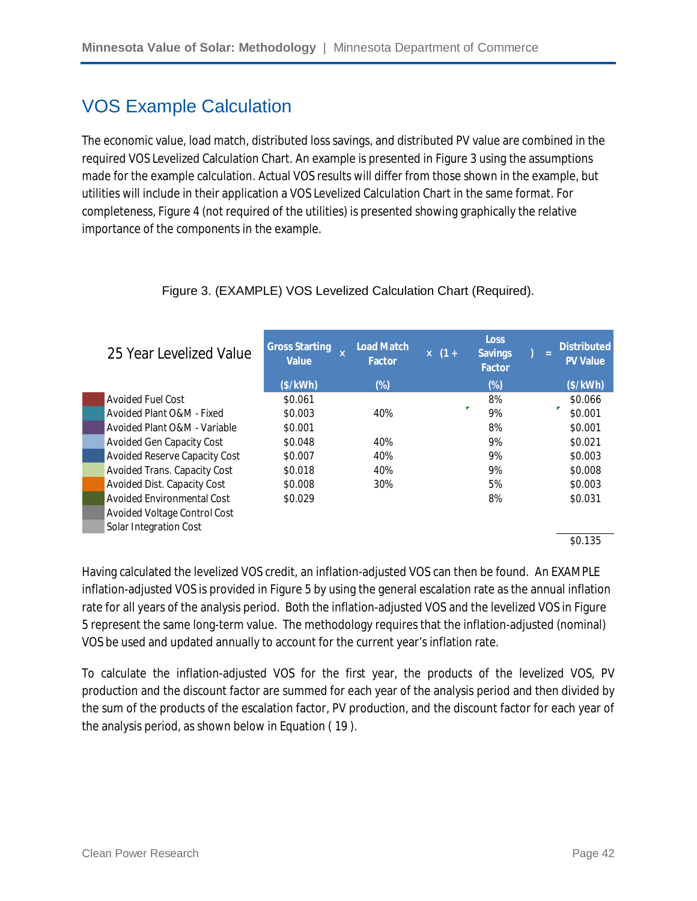## VOS Example Calculation

The economic value, load match, distributed loss savings, and distributed PV value are combined in the required VOS Levelized Calculation Chart. An example is presented in Figure 3 using the assumptions made for the example calculation. Actual VOS results will differ from those shown in the example, but utilities will include in their application a VOS Levelized Calculation Chart in the same format. For completeness, Figure 4 (not required of the utilities) is presented showing graphically the relative importance of the components in the example.

Figure 3. (EXAMPLE) VOS Levelized Calculation Chart (Required).

| 25 Year Levelized Value | Gross Starting Value ($/kWh) | x | Load Match Factor (%) | x (1 + | Loss Savings Factor (%) | ) = | Distributed PV Value ($/kWh) |
|---|---|---|---|---|---|---|---|
| Avoided Fuel Cost | $0.061 | | | | 8% | | $0.066 |
| Avoided Plant O&M - Fixed | $0.003 | | 40% | | 9% | | $0.001 |
| Avoided Plant O&M - Variable | $0.001 | | | | 8% | | $0.001 |
| Avoided Gen Capacity Cost | $0.048 | | 40% | | 9% | | $0.021 |
| Avoided Reserve Capacity Cost | $0.007 | | 40% | | 9% | | $0.003 |
| Avoided Trans. Capacity Cost | $0.018 | | 40% | | 9% | | $0.008 |
| Avoided Dist. Capacity Cost | $0.008 | | 30% | | 5% | | $0.003 |
| Avoided Environmental Cost | $0.029 | | | | 8% | | $0.031 |
| Avoided Voltage Control Cost | | | | | | | |
| Solar Integration Cost | | | | | | | |
| | | | | | | | $0.135 |

Having calculated the levelized VOS credit, an inflation-adjusted VOS can then be found. An EXAMPLE inflation-adjusted VOS is provided in Figure 5 by using the general escalation rate as the annual inflation rate for all years of the analysis period. Both the inflation-adjusted VOS and the levelized VOS in Figure 5 represent the same long-term value. The methodology requires that the inflation-adjusted (nominal) VOS be used and updated annually to account for the current year's inflation rate.

To calculate the inflation-adjusted VOS for the first year, the products of the levelized VOS, PV production and the discount factor are summed for each year of the analysis period and then divided by the sum of the products of the escalation factor, PV production, and the discount factor for each year of the analysis period, as shown below in Equation ( 19 ).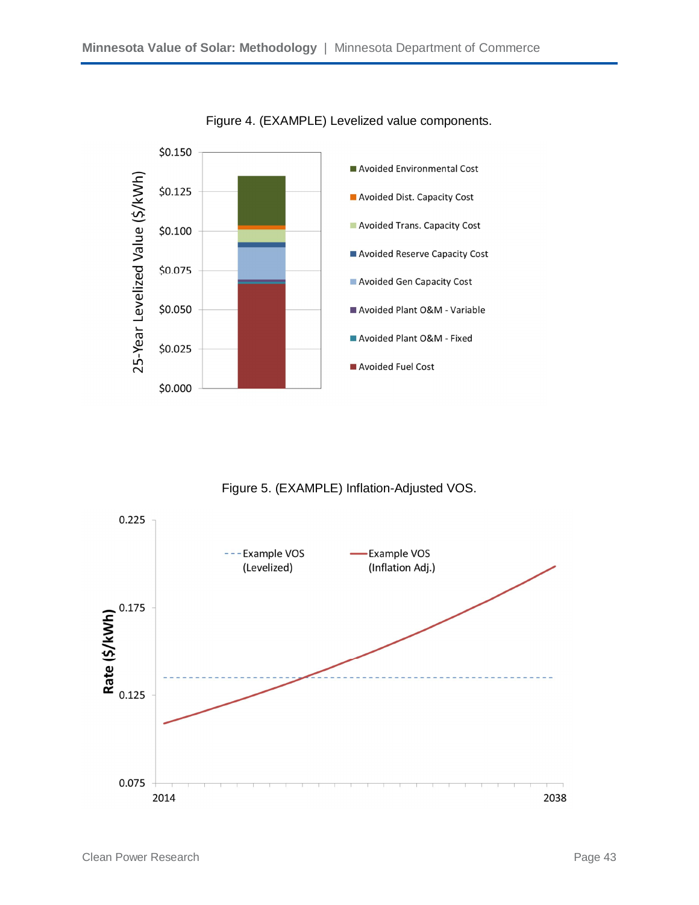Figure 4. (EXAMPLE) Levelized value components.

Figure 5. (EXAMPLE) Inflation-Adjusted VOS.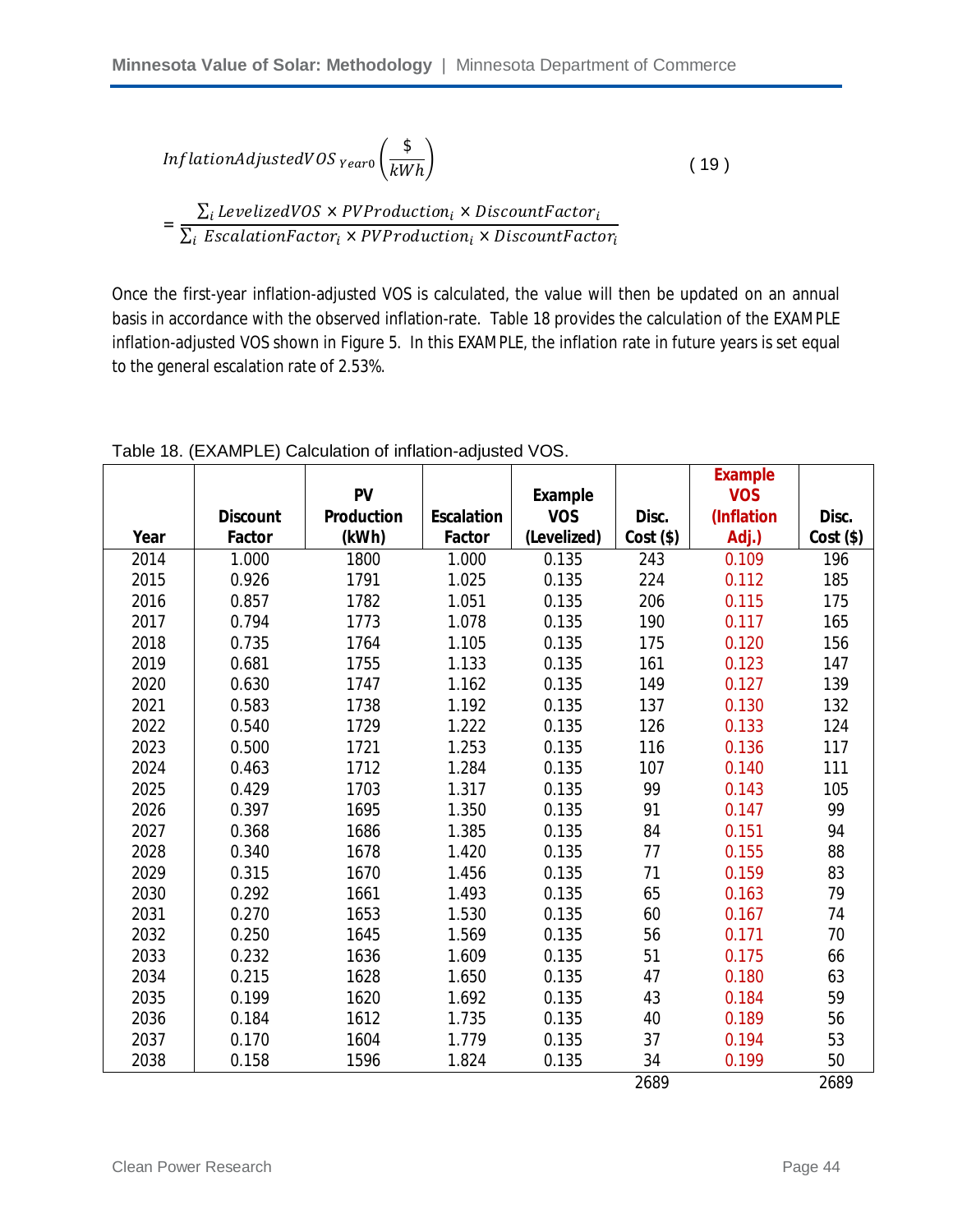$$InflationAdjustedVOS_{Year0}\left(\frac{\$}{kWh}\right) = \frac{\sum_i LevelizedVOS \times PVProduction_i \times DiscountFactor_i}{\sum_i EscalationFactor_i \times PVProduction_i \times DiscountFactor_i} \tag{19}$$

Once the first-year inflation-adjusted VOS is calculated, the value will then be updated on an annual basis in accordance with the observed inflation-rate. Table 18 provides the calculation of the EXAMPLE inflation-adjusted VOS shown in Figure 5. In this EXAMPLE, the inflation rate in future years is set equal to the general escalation rate of 2.53%.

Table 18. (EXAMPLE) Calculation of inflation-adjusted VOS.

| Year | Discount Factor | PV Production (kWh) | Escalation Factor | Example VOS (Levelized) | Disc. Cost ($) | Example VOS (Inflation Adj.) | Disc. Cost ($) |
|---|---|---|---|---|---|---|---|
| 2014 | 1.000 | 1800 | 1.000 | 0.135 | 243 | 0.109 | 196 |
| 2015 | 0.926 | 1791 | 1.025 | 0.135 | 224 | 0.112 | 185 |
| 2016 | 0.857 | 1782 | 1.051 | 0.135 | 206 | 0.115 | 175 |
| 2017 | 0.794 | 1773 | 1.078 | 0.135 | 190 | 0.117 | 165 |
| 2018 | 0.735 | 1764 | 1.105 | 0.135 | 175 | 0.120 | 156 |
| 2019 | 0.681 | 1755 | 1.133 | 0.135 | 161 | 0.123 | 147 |
| 2020 | 0.630 | 1747 | 1.162 | 0.135 | 149 | 0.127 | 139 |
| 2021 | 0.583 | 1738 | 1.192 | 0.135 | 137 | 0.130 | 132 |
| 2022 | 0.540 | 1729 | 1.222 | 0.135 | 126 | 0.133 | 124 |
| 2023 | 0.500 | 1721 | 1.253 | 0.135 | 116 | 0.136 | 117 |
| 2024 | 0.463 | 1712 | 1.284 | 0.135 | 107 | 0.140 | 111 |
| 2025 | 0.429 | 1703 | 1.317 | 0.135 | 99 | 0.143 | 105 |
| 2026 | 0.397 | 1695 | 1.350 | 0.135 | 91 | 0.147 | 99 |
| 2027 | 0.368 | 1686 | 1.385 | 0.135 | 84 | 0.151 | 94 |
| 2028 | 0.340 | 1678 | 1.420 | 0.135 | 77 | 0.155 | 88 |
| 2029 | 0.315 | 1670 | 1.456 | 0.135 | 71 | 0.159 | 83 |
| 2030 | 0.292 | 1661 | 1.493 | 0.135 | 65 | 0.163 | 79 |
| 2031 | 0.270 | 1653 | 1.530 | 0.135 | 60 | 0.167 | 74 |
| 2032 | 0.250 | 1645 | 1.569 | 0.135 | 56 | 0.171 | 70 |
| 2033 | 0.232 | 1636 | 1.609 | 0.135 | 51 | 0.175 | 66 |
| 2034 | 0.215 | 1628 | 1.650 | 0.135 | 47 | 0.180 | 63 |
| 2035 | 0.199 | 1620 | 1.692 | 0.135 | 43 | 0.184 | 59 |
| 2036 | 0.184 | 1612 | 1.735 | 0.135 | 40 | 0.189 | 56 |
| 2037 | 0.170 | 1604 | 1.779 | 0.135 | 37 | 0.194 | 53 |
| 2038 | 0.158 | 1596 | 1.824 | 0.135 | 34 | 0.199 | 50 |
| | | | | | 2689 | | 2689 |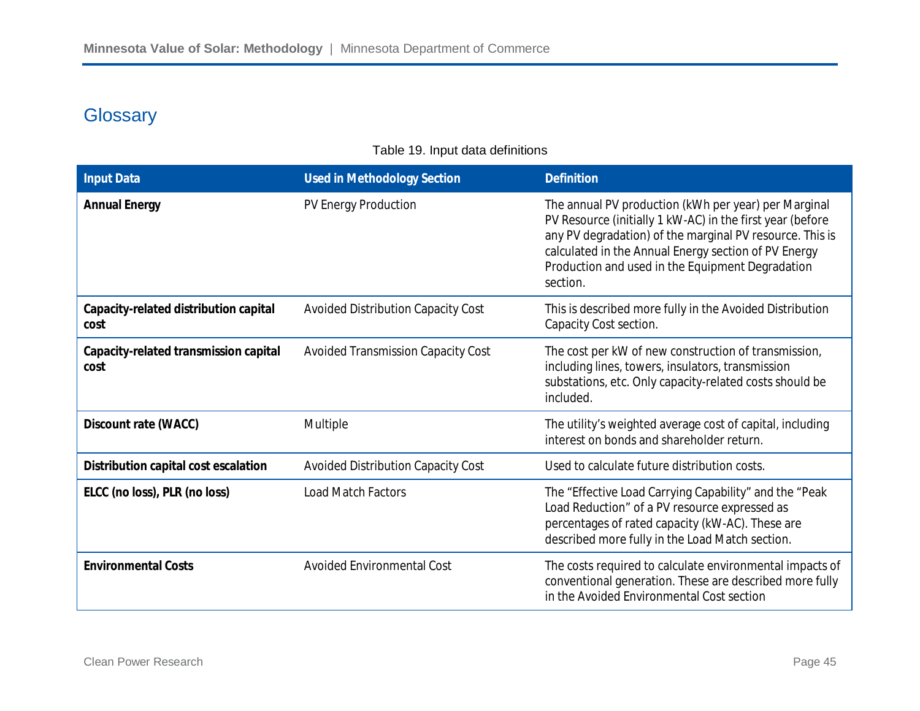## Glossary

Table 19. Input data definitions

| Input Data | Used in Methodology Section | Definition |
| --- | --- | --- |
| **Annual Energy** | PV Energy Production | The annual PV production (kWh per year) per Marginal PV Resource (initially 1 kW-AC) in the first year (before any PV degradation) of the marginal PV resource. This is calculated in the Annual Energy section of PV Energy Production and used in the Equipment Degradation section. |
| **Capacity-related distribution capital cost** | Avoided Distribution Capacity Cost | This is described more fully in the Avoided Distribution Capacity Cost section. |
| **Capacity-related transmission capital cost** | Avoided Transmission Capacity Cost | The cost per kW of new construction of transmission, including lines, towers, insulators, transmission substations, etc. Only capacity-related costs should be included. |
| **Discount rate (WACC)** | Multiple | The utility's weighted average cost of capital, including interest on bonds and shareholder return. |
| **Distribution capital cost escalation** | Avoided Distribution Capacity Cost | Used to calculate future distribution costs. |
| **ELCC (no loss), PLR (no loss)** | Load Match Factors | The "Effective Load Carrying Capability" and the "Peak Load Reduction" of a PV resource expressed as percentages of rated capacity (kW-AC). These are described more fully in the Load Match section. |
| **Environmental Costs** | Avoided Environmental Cost | The costs required to calculate environmental impacts of conventional generation. These are described more fully in the Avoided Environmental Cost section |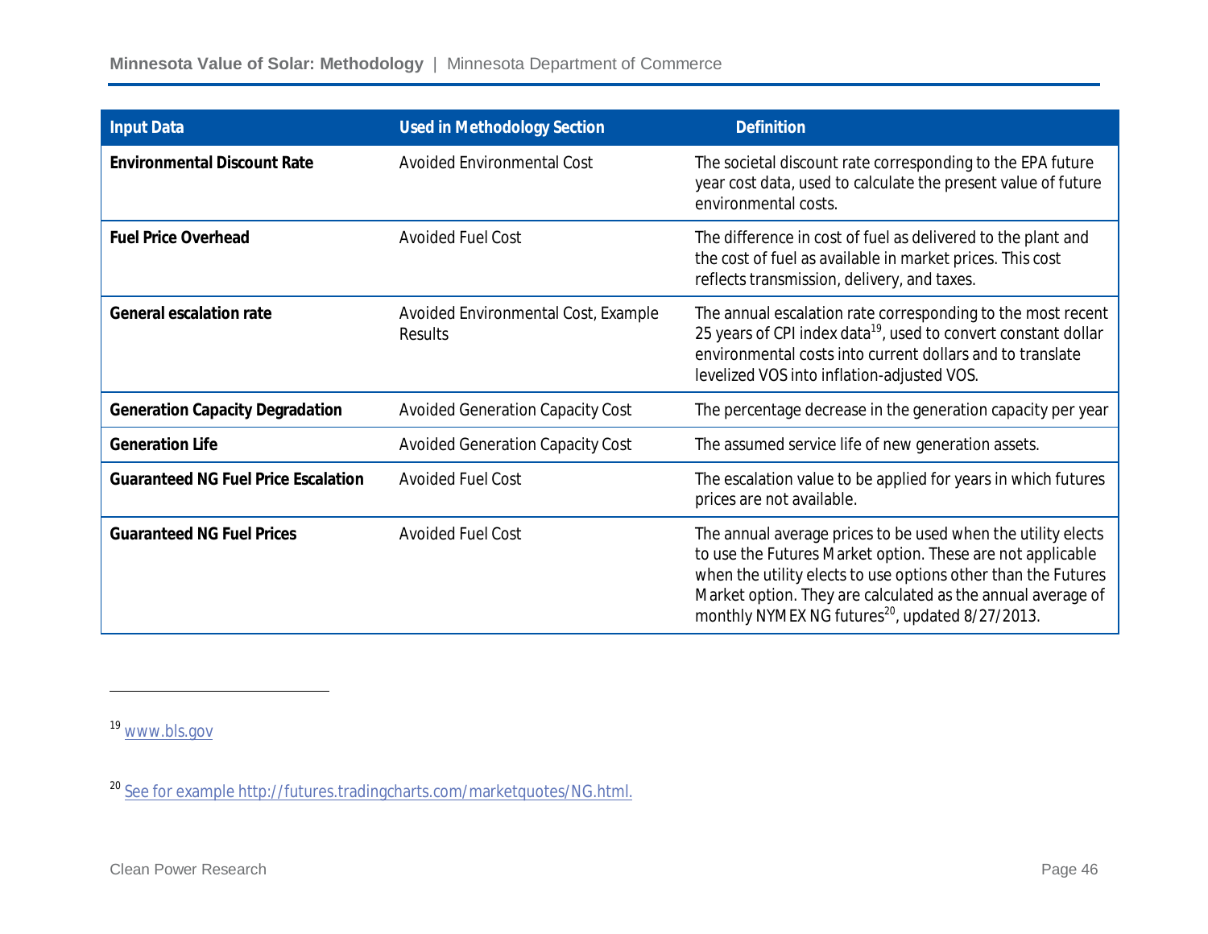| Input Data | Used in Methodology Section | Definition |
|---|---|---|
| **Environmental Discount Rate** | Avoided Environmental Cost | The societal discount rate corresponding to the EPA future year cost data, used to calculate the present value of future environmental costs. |
| **Fuel Price Overhead** | Avoided Fuel Cost | The difference in cost of fuel as delivered to the plant and the cost of fuel as available in market prices. This cost reflects transmission, delivery, and taxes. |
| **General escalation rate** | Avoided Environmental Cost, Example Results | The annual escalation rate corresponding to the most recent 25 years of CPI index data[19], used to convert constant dollar environmental costs into current dollars and to translate levelized VOS into inflation-adjusted VOS. |
| **Generation Capacity Degradation** | Avoided Generation Capacity Cost | The percentage decrease in the generation capacity per year |
| **Generation Life** | Avoided Generation Capacity Cost | The assumed service life of new generation assets. |
| **Guaranteed NG Fuel Price Escalation** | Avoided Fuel Cost | The escalation value to be applied for years in which futures prices are not available. |
| **Guaranteed NG Fuel Prices** | Avoided Fuel Cost | The annual average prices to be used when the utility elects to use the Futures Market option. These are not applicable when the utility elects to use options other than the Futures Market option. They are calculated as the annual average of monthly NYMEX NG futures[20], updated 8/27/2013. |

[19] www.bls.gov

[20] See for example http://futures.tradingcharts.com/marketquotes/NG.html.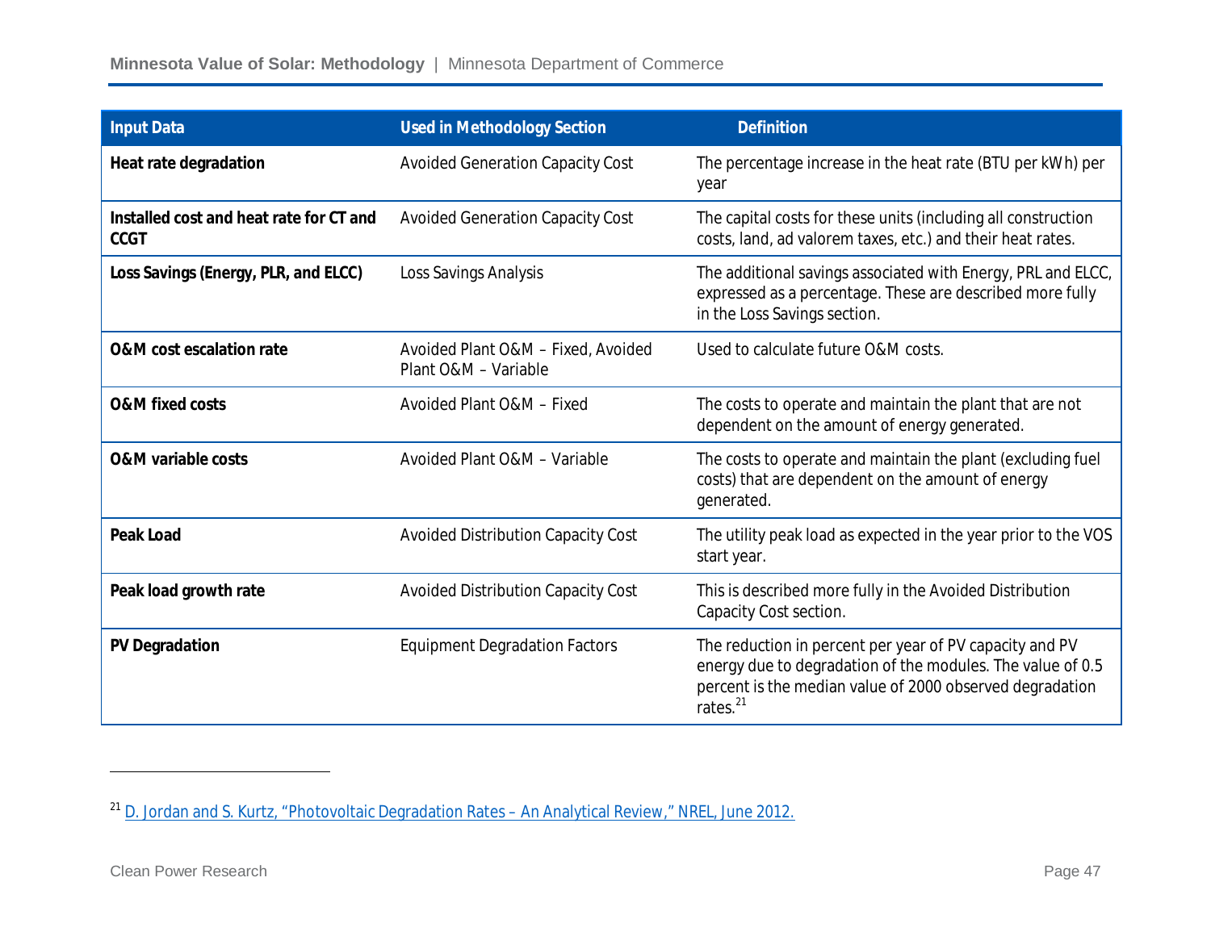| Input Data | Used in Methodology Section | Definition |
| --- | --- | --- |
| **Heat rate degradation** | Avoided Generation Capacity Cost | The percentage increase in the heat rate (BTU per kWh) per year |
| **Installed cost and heat rate for CT and CCGT** | Avoided Generation Capacity Cost | The capital costs for these units (including all construction costs, land, ad valorem taxes, etc.) and their heat rates. |
| **Loss Savings (Energy, PLR, and ELCC)** | Loss Savings Analysis | The additional savings associated with Energy, PRL and ELCC, expressed as a percentage. These are described more fully in the Loss Savings section. |
| **O&M cost escalation rate** | Avoided Plant O&M – Fixed, Avoided Plant O&M – Variable | Used to calculate future O&M costs. |
| **O&M fixed costs** | Avoided Plant O&M – Fixed | The costs to operate and maintain the plant that are not dependent on the amount of energy generated. |
| **O&M variable costs** | Avoided Plant O&M – Variable | The costs to operate and maintain the plant (excluding fuel costs) that are dependent on the amount of energy generated. |
| **Peak Load** | Avoided Distribution Capacity Cost | The utility peak load as expected in the year prior to the VOS start year. |
| **Peak load growth rate** | Avoided Distribution Capacity Cost | This is described more fully in the Avoided Distribution Capacity Cost section. |
| **PV Degradation** | Equipment Degradation Factors | The reduction in percent per year of PV capacity and PV energy due to degradation of the modules. The value of 0.5 percent is the median value of 2000 observed degradation rates.[21] |

[21] D. Jordan and S. Kurtz, "Photovoltaic Degradation Rates – An Analytical Review," NREL, June 2012.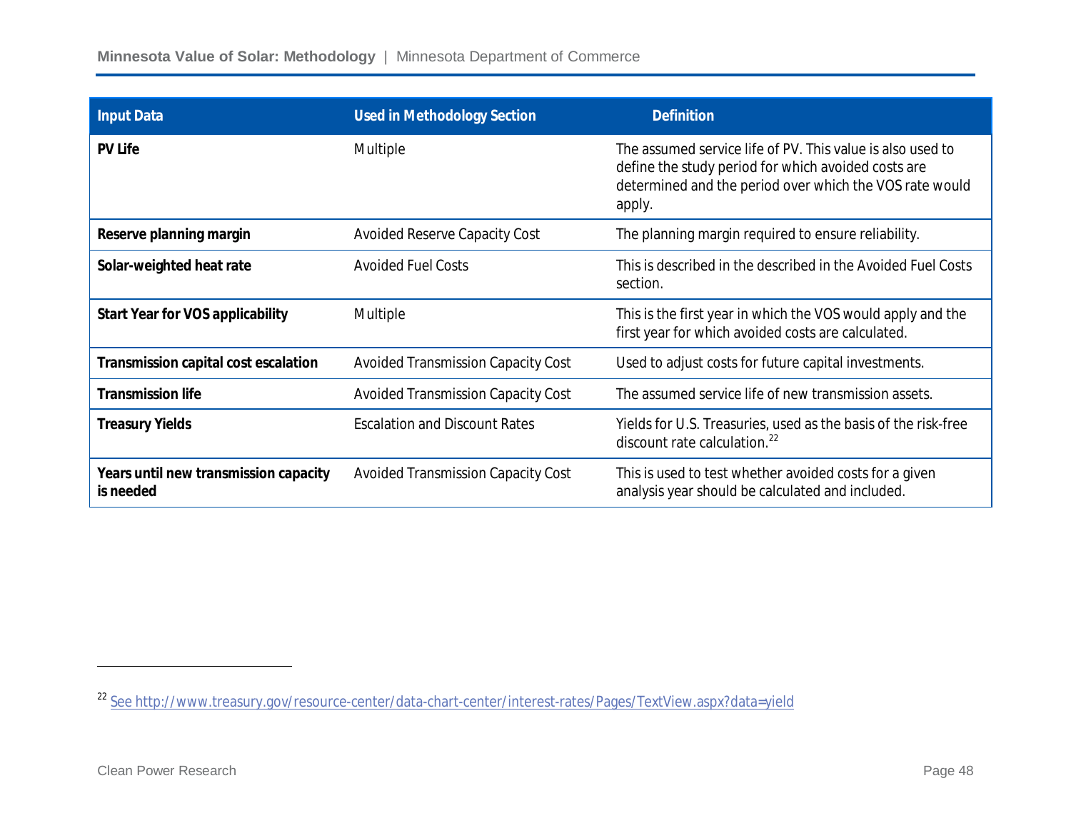| Input Data | Used in Methodology Section | Definition |
|---|---|---|
| **PV Life** | Multiple | The assumed service life of PV. This value is also used to define the study period for which avoided costs are determined and the period over which the VOS rate would apply. |
| **Reserve planning margin** | Avoided Reserve Capacity Cost | The planning margin required to ensure reliability. |
| **Solar-weighted heat rate** | Avoided Fuel Costs | This is described in the described in the Avoided Fuel Costs section. |
| **Start Year for VOS applicability** | Multiple | This is the first year in which the VOS would apply and the first year for which avoided costs are calculated. |
| **Transmission capital cost escalation** | Avoided Transmission Capacity Cost | Used to adjust costs for future capital investments. |
| **Transmission life** | Avoided Transmission Capacity Cost | The assumed service life of new transmission assets. |
| **Treasury Yields** | Escalation and Discount Rates | Yields for U.S. Treasuries, used as the basis of the risk-free discount rate calculation.[22] |
| **Years until new transmission capacity is needed** | Avoided Transmission Capacity Cost | This is used to test whether avoided costs for a given analysis year should be calculated and included. |

[22] See http://www.treasury.gov/resource-center/data-chart-center/interest-rates/Pages/TextView.aspx?data=yield